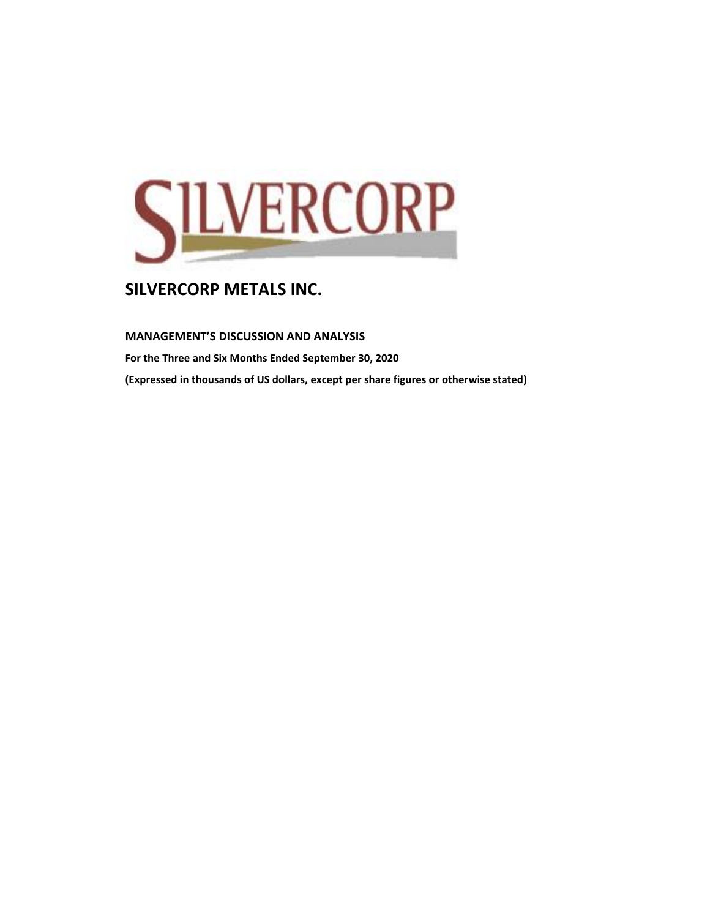# SILVERCORP METALS INC.

## MANAGEMENT'S DISCUSSION AND ANALYSIS

**For the Three and Six Months Ended September 30, 2020**

**(Expressed in thousands of US dollars, except per share figures or otherwise stated)**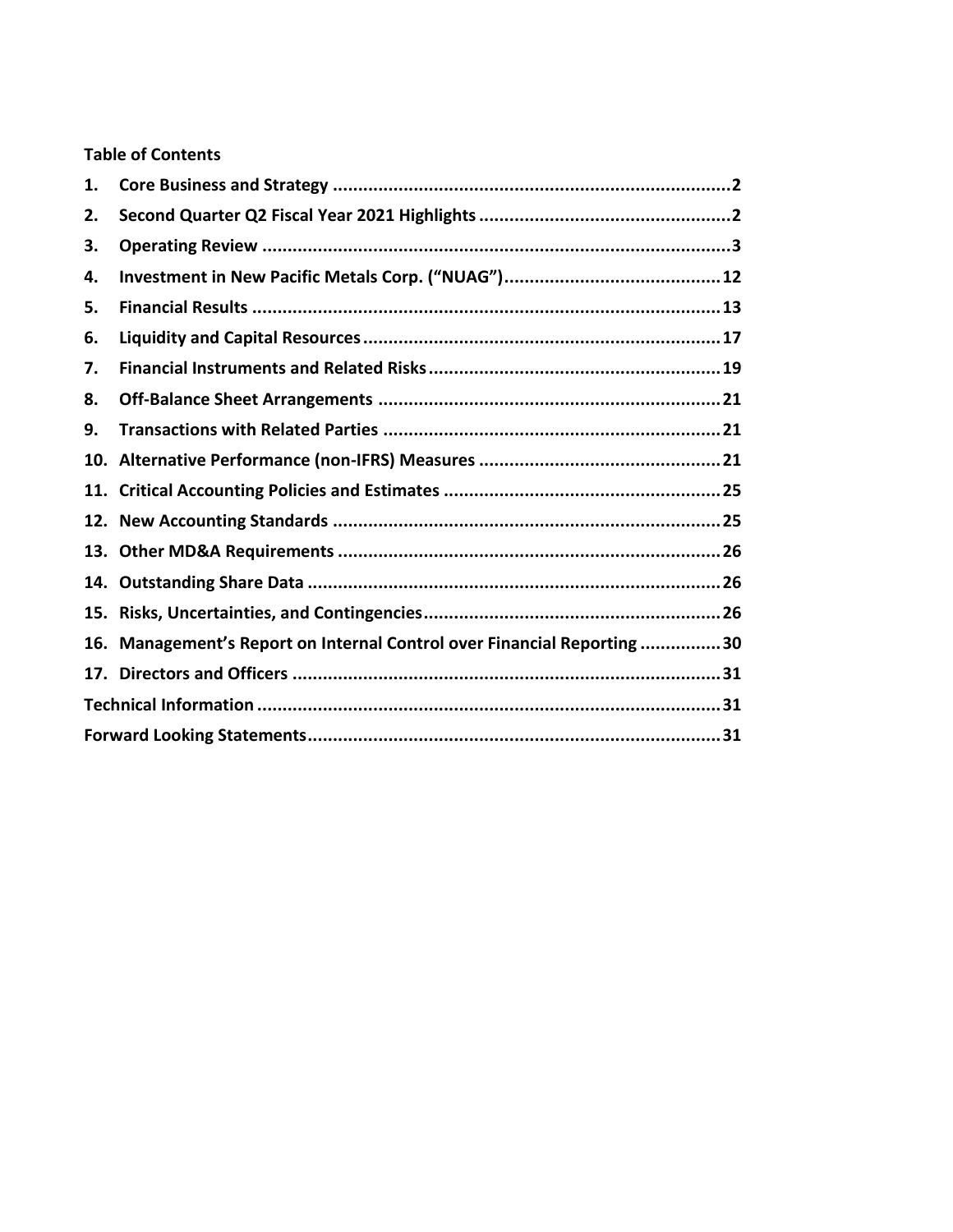**Table of Contents**

1. **Core Business and Strategy** .......... 2
2. **Second Quarter Q2 Fiscal Year 2021 Highlights** .......... 2
3. **Operating Review** .......... 3
4. **Investment in New Pacific Metals Corp. ("NUAG")** .......... 12
5. **Financial Results** .......... 13
6. **Liquidity and Capital Resources** .......... 17
7. **Financial Instruments and Related Risks** .......... 19
8. **Off-Balance Sheet Arrangements** .......... 21
9. **Transactions with Related Parties** .......... 21
10. **Alternative Performance (non-IFRS) Measures** .......... 21
11. **Critical Accounting Policies and Estimates** .......... 25
12. **New Accounting Standards** .......... 25
13. **Other MD&A Requirements** .......... 26
14. **Outstanding Share Data** .......... 26
15. **Risks, Uncertainties, and Contingencies** .......... 26
16. **Management's Report on Internal Control over Financial Reporting** .......... 30
17. **Directors and Officers** .......... 31

**Technical Information** .......... 31

**Forward Looking Statements** .......... 31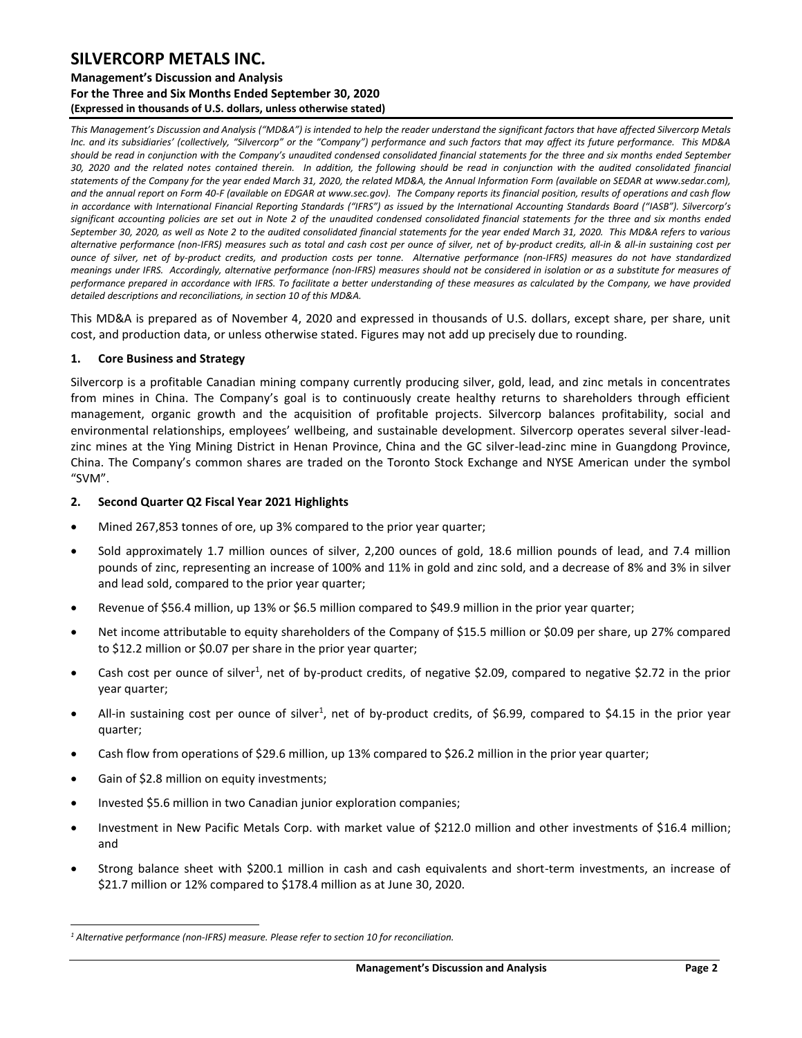*This Management's Discussion and Analysis ("MD&A") is intended to help the reader understand the significant factors that have affected Silvercorp Metals Inc. and its subsidiaries' (collectively, "Silvercorp" or the "Company") performance and such factors that may affect its future performance. This MD&A should be read in conjunction with the Company's unaudited condensed consolidated financial statements for the three and six months ended September 30, 2020 and the related notes contained therein. In addition, the following should be read in conjunction with the audited consolidated financial statements of the Company for the year ended March 31, 2020, the related MD&A, the Annual Information Form (available on SEDAR at www.sedar.com), and the annual report on Form 40-F (available on EDGAR at www.sec.gov). The Company reports its financial position, results of operations and cash flow in accordance with International Financial Reporting Standards ("IFRS") as issued by the International Accounting Standards Board ("IASB"). Silvercorp's significant accounting policies are set out in Note 2 of the unaudited condensed consolidated financial statements for the three and six months ended September 30, 2020, as well as Note 2 to the audited consolidated financial statements for the year ended March 31, 2020. This MD&A refers to various alternative performance (non-IFRS) measures such as total and cash cost per ounce of silver, net of by-product credits, all-in & all-in sustaining cost per ounce of silver, net of by-product credits, and production costs per tonne. Alternative performance (non-IFRS) measures do not have standardized meanings under IFRS. Accordingly, alternative performance (non-IFRS) measures should not be considered in isolation or as a substitute for measures of performance prepared in accordance with IFRS. To facilitate a better understanding of these measures as calculated by the Company, we have provided detailed descriptions and reconciliations, in section 10 of this MD&A.*

This MD&A is prepared as of November 4, 2020 and expressed in thousands of U.S. dollars, except share, per share, unit cost, and production data, or unless otherwise stated. Figures may not add up precisely due to rounding.

## 1. Core Business and Strategy

Silvercorp is a profitable Canadian mining company currently producing silver, gold, lead, and zinc metals in concentrates from mines in China. The Company's goal is to continuously create healthy returns to shareholders through efficient management, organic growth and the acquisition of profitable projects. Silvercorp balances profitability, social and environmental relationships, employees' wellbeing, and sustainable development. Silvercorp operates several silver-lead-zinc mines at the Ying Mining District in Henan Province, China and the GC silver-lead-zinc mine in Guangdong Province, China. The Company's common shares are traded on the Toronto Stock Exchange and NYSE American under the symbol "SVM".

## 2. Second Quarter Q2 Fiscal Year 2021 Highlights

- Mined 267,853 tonnes of ore, up 3% compared to the prior year quarter;
- Sold approximately 1.7 million ounces of silver, 2,200 ounces of gold, 18.6 million pounds of lead, and 7.4 million pounds of zinc, representing an increase of 100% and 11% in gold and zinc sold, and a decrease of 8% and 3% in silver and lead sold, compared to the prior year quarter;
- Revenue of $56.4 million, up 13% or $6.5 million compared to $49.9 million in the prior year quarter;
- Net income attributable to equity shareholders of the Company of $15.5 million or $0.09 per share, up 27% compared to $12.2 million or $0.07 per share in the prior year quarter;
- Cash cost per ounce of silver[1], net of by-product credits, of negative $2.09, compared to negative $2.72 in the prior year quarter;
- All-in sustaining cost per ounce of silver[1], net of by-product credits, of $6.99, compared to $4.15 in the prior year quarter;
- Cash flow from operations of $29.6 million, up 13% compared to $26.2 million in the prior year quarter;
- Gain of $2.8 million on equity investments;
- Invested $5.6 million in two Canadian junior exploration companies;
- Investment in New Pacific Metals Corp. with market value of $212.0 million and other investments of $16.4 million; and
- Strong balance sheet with $200.1 million in cash and cash equivalents and short-term investments, an increase of $21.7 million or 12% compared to $178.4 million as at June 30, 2020.

---

[1] *Alternative performance (non-IFRS) measure. Please refer to section 10 for reconciliation.*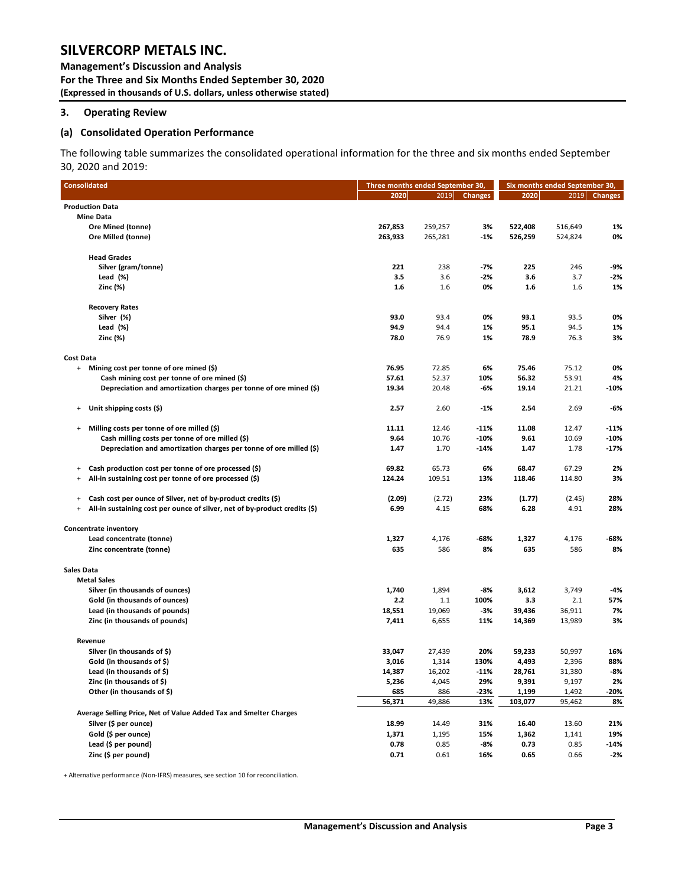## 3. Operating Review

### (a) Consolidated Operation Performance

The following table summarizes the consolidated operational information for the three and six months ended September 30, 2020 and 2019:

| Consolidated | Three months ended September 30, | | | Six months ended September 30, | | |
|---|---|---|---|---|---|---|
| | 2020 | 2019 | Changes | 2020 | 2019 | Changes |
| **Production Data** | | | | | | |
| **Mine Data** | | | | | | |
| Ore Mined (tonne) | 267,853 | 259,257 | 3% | 522,408 | 516,649 | 1% |
| Ore Milled (tonne) | 263,933 | 265,281 | -1% | 526,259 | 524,824 | 0% |
| **Head Grades** | | | | | | |
| Silver (gram/tonne) | 221 | 238 | -7% | 225 | 246 | -9% |
| Lead (%) | 3.5 | 3.6 | -2% | 3.6 | 3.7 | -2% |
| Zinc (%) | 1.6 | 1.6 | 0% | 1.6 | 1.6 | 1% |
| **Recovery Rates** | | | | | | |
| Silver (%) | 93.0 | 93.4 | 0% | 93.1 | 93.5 | 0% |
| Lead (%) | 94.9 | 94.4 | 1% | 95.1 | 94.5 | 1% |
| Zinc (%) | 78.0 | 76.9 | 1% | 78.9 | 76.3 | 3% |
| **Cost Data** | | | | | | |
| + Mining cost per tonne of ore mined ($) | 76.95 | 72.85 | 6% | 75.46 | 75.12 | 0% |
| Cash mining cost per tonne of ore mined ($) | 57.61 | 52.37 | 10% | 56.32 | 53.91 | 4% |
| Depreciation and amortization charges per tonne of ore mined ($) | 19.34 | 20.48 | -6% | 19.14 | 21.21 | -10% |
| + Unit shipping costs ($) | 2.57 | 2.60 | -1% | 2.54 | 2.69 | -6% |
| + Milling costs per tonne of ore milled ($) | 11.11 | 12.46 | -11% | 11.08 | 12.47 | -11% |
| Cash milling costs per tonne of ore milled ($) | 9.64 | 10.76 | -10% | 9.61 | 10.69 | -10% |
| Depreciation and amortization charges per tonne of ore milled ($) | 1.47 | 1.70 | -14% | 1.47 | 1.78 | -17% |
| + Cash production cost per tonne of ore processed ($) | 69.82 | 65.73 | 6% | 68.47 | 67.29 | 2% |
| + All-in sustaining cost per tonne of ore processed ($) | 124.24 | 109.51 | 13% | 118.46 | 114.80 | 3% |
| + Cash cost per ounce of Silver, net of by-product credits ($) | (2.09) | (2.72) | 23% | (1.77) | (2.45) | 28% |
| + All-in sustaining cost per ounce of silver, net of by-product credits ($) | 6.99 | 4.15 | 68% | 6.28 | 4.91 | 28% |
| **Concentrate inventory** | | | | | | |
| Lead concentrate (tonne) | 1,327 | 4,176 | -68% | 1,327 | 4,176 | -68% |
| Zinc concentrate (tonne) | 635 | 586 | 8% | 635 | 586 | 8% |
| **Sales Data** | | | | | | |
| **Metal Sales** | | | | | | |
| Silver (in thousands of ounces) | 1,740 | 1,894 | -8% | 3,612 | 3,749 | -4% |
| Gold (in thousands of ounces) | 2.2 | 1.1 | 100% | 3.3 | 2.1 | 57% |
| Lead (in thousands of pounds) | 18,551 | 19,069 | -3% | 39,436 | 36,911 | 7% |
| Zinc (in thousands of pounds) | 7,411 | 6,655 | 11% | 14,369 | 13,989 | 3% |
| **Revenue** | | | | | | |
| Silver (in thousands of $) | 33,047 | 27,439 | 20% | 59,233 | 50,997 | 16% |
| Gold (in thousands of $) | 3,016 | 1,314 | 130% | 4,493 | 2,396 | 88% |
| Lead (in thousands of $) | 14,387 | 16,202 | -11% | 28,761 | 31,380 | -8% |
| Zinc (in thousands of $) | 5,236 | 4,045 | 29% | 9,391 | 9,197 | 2% |
| Other (in thousands of $) | 685 | 886 | -23% | 1,199 | 1,492 | -20% |
| | 56,371 | 49,886 | 13% | 103,077 | 95,462 | 8% |
| **Average Selling Price, Net of Value Added Tax and Smelter Charges** | | | | | | |
| Silver ($ per ounce) | 18.99 | 14.49 | 31% | 16.40 | 13.60 | 21% |
| Gold ($ per ounce) | 1,371 | 1,195 | 15% | 1,362 | 1,141 | 19% |
| Lead ($ per pound) | 0.78 | 0.85 | -8% | 0.73 | 0.85 | -14% |
| Zinc ($ per pound) | 0.71 | 0.61 | 16% | 0.65 | 0.66 | -2% |

+ Alternative performance (Non-IFRS) measures, see section 10 for reconciliation.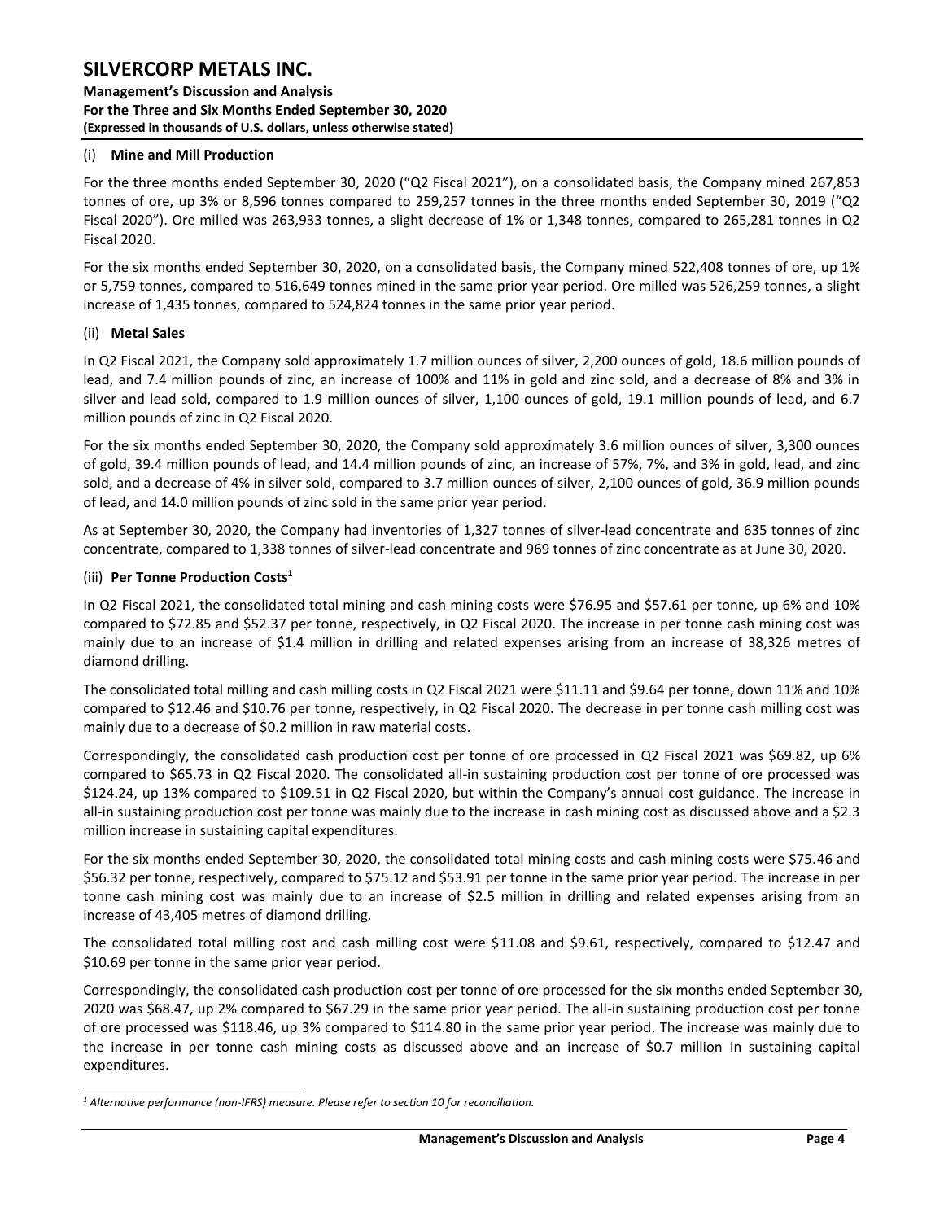(i) **Mine and Mill Production**

For the three months ended September 30, 2020 ("Q2 Fiscal 2021"), on a consolidated basis, the Company mined 267,853 tonnes of ore, up 3% or 8,596 tonnes compared to 259,257 tonnes in the three months ended September 30, 2019 ("Q2 Fiscal 2020"). Ore milled was 263,933 tonnes, a slight decrease of 1% or 1,348 tonnes, compared to 265,281 tonnes in Q2 Fiscal 2020.

For the six months ended September 30, 2020, on a consolidated basis, the Company mined 522,408 tonnes of ore, up 1% or 5,759 tonnes, compared to 516,649 tonnes mined in the same prior year period. Ore milled was 526,259 tonnes, a slight increase of 1,435 tonnes, compared to 524,824 tonnes in the same prior year period.

(ii) **Metal Sales**

In Q2 Fiscal 2021, the Company sold approximately 1.7 million ounces of silver, 2,200 ounces of gold, 18.6 million pounds of lead, and 7.4 million pounds of zinc, an increase of 100% and 11% in gold and zinc sold, and a decrease of 8% and 3% in silver and lead sold, compared to 1.9 million ounces of silver, 1,100 ounces of gold, 19.1 million pounds of lead, and 6.7 million pounds of zinc in Q2 Fiscal 2020.

For the six months ended September 30, 2020, the Company sold approximately 3.6 million ounces of silver, 3,300 ounces of gold, 39.4 million pounds of lead, and 14.4 million pounds of zinc, an increase of 57%, 7%, and 3% in gold, lead, and zinc sold, and a decrease of 4% in silver sold, compared to 3.7 million ounces of silver, 2,100 ounces of gold, 36.9 million pounds of lead, and 14.0 million pounds of zinc sold in the same prior year period.

As at September 30, 2020, the Company had inventories of 1,327 tonnes of silver-lead concentrate and 635 tonnes of zinc concentrate, compared to 1,338 tonnes of silver-lead concentrate and 969 tonnes of zinc concentrate as at June 30, 2020.

(iii) **Per Tonne Production Costs[1]**

In Q2 Fiscal 2021, the consolidated total mining and cash mining costs were $76.95 and $57.61 per tonne, up 6% and 10% compared to $72.85 and $52.37 per tonne, respectively, in Q2 Fiscal 2020. The increase in per tonne cash mining cost was mainly due to an increase of $1.4 million in drilling and related expenses arising from an increase of 38,326 metres of diamond drilling.

The consolidated total milling and cash milling costs in Q2 Fiscal 2021 were $11.11 and $9.64 per tonne, down 11% and 10% compared to $12.46 and $10.76 per tonne, respectively, in Q2 Fiscal 2020. The decrease in per tonne cash milling cost was mainly due to a decrease of $0.2 million in raw material costs.

Correspondingly, the consolidated cash production cost per tonne of ore processed in Q2 Fiscal 2021 was $69.82, up 6% compared to $65.73 in Q2 Fiscal 2020. The consolidated all-in sustaining production cost per tonne of ore processed was $124.24, up 13% compared to $109.51 in Q2 Fiscal 2020, but within the Company's annual cost guidance. The increase in all-in sustaining production cost per tonne was mainly due to the increase in cash mining cost as discussed above and a $2.3 million increase in sustaining capital expenditures.

For the six months ended September 30, 2020, the consolidated total mining costs and cash mining costs were $75.46 and $56.32 per tonne, respectively, compared to $75.12 and $53.91 per tonne in the same prior year period. The increase in per tonne cash mining cost was mainly due to an increase of $2.5 million in drilling and related expenses arising from an increase of 43,405 metres of diamond drilling.

The consolidated total milling cost and cash milling cost were $11.08 and $9.61, respectively, compared to $12.47 and $10.69 per tonne in the same prior year period.

Correspondingly, the consolidated cash production cost per tonne of ore processed for the six months ended September 30, 2020 was $68.47, up 2% compared to $67.29 in the same prior year period. The all-in sustaining production cost per tonne of ore processed was $118.46, up 3% compared to $114.80 in the same prior year period. The increase was mainly due to the increase in per tonne cash mining costs as discussed above and an increase of $0.7 million in sustaining capital expenditures.

*[1] Alternative performance (non-IFRS) measure. Please refer to section 10 for reconciliation.*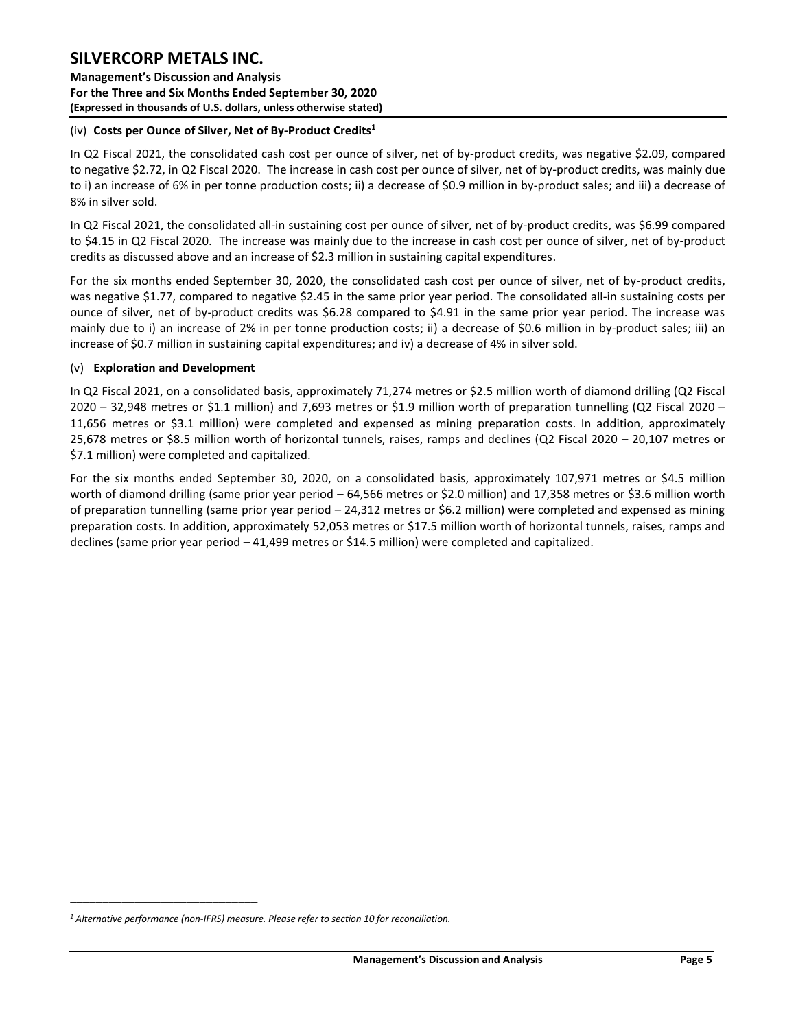(iv) **Costs per Ounce of Silver, Net of By-Product Credits[1]**

In Q2 Fiscal 2021, the consolidated cash cost per ounce of silver, net of by-product credits, was negative $2.09, compared to negative $2.72, in Q2 Fiscal 2020. The increase in cash cost per ounce of silver, net of by-product credits, was mainly due to i) an increase of 6% in per tonne production costs; ii) a decrease of $0.9 million in by-product sales; and iii) a decrease of 8% in silver sold.

In Q2 Fiscal 2021, the consolidated all-in sustaining cost per ounce of silver, net of by-product credits, was $6.99 compared to $4.15 in Q2 Fiscal 2020. The increase was mainly due to the increase in cash cost per ounce of silver, net of by-product credits as discussed above and an increase of $2.3 million in sustaining capital expenditures.

For the six months ended September 30, 2020, the consolidated cash cost per ounce of silver, net of by-product credits, was negative $1.77, compared to negative $2.45 in the same prior year period. The consolidated all-in sustaining costs per ounce of silver, net of by-product credits was $6.28 compared to $4.91 in the same prior year period. The increase was mainly due to i) an increase of 2% in per tonne production costs; ii) a decrease of $0.6 million in by-product sales; iii) an increase of $0.7 million in sustaining capital expenditures; and iv) a decrease of 4% in silver sold.

(v) **Exploration and Development**

In Q2 Fiscal 2021, on a consolidated basis, approximately 71,274 metres or $2.5 million worth of diamond drilling (Q2 Fiscal 2020 – 32,948 metres or $1.1 million) and 7,693 metres or $1.9 million worth of preparation tunnelling (Q2 Fiscal 2020 – 11,656 metres or $3.1 million) were completed and expensed as mining preparation costs. In addition, approximately 25,678 metres or $8.5 million worth of horizontal tunnels, raises, ramps and declines (Q2 Fiscal 2020 – 20,107 metres or $7.1 million) were completed and capitalized.

For the six months ended September 30, 2020, on a consolidated basis, approximately 107,971 metres or $4.5 million worth of diamond drilling (same prior year period – 64,566 metres or $2.0 million) and 17,358 metres or $3.6 million worth of preparation tunnelling (same prior year period – 24,312 metres or $6.2 million) were completed and expensed as mining preparation costs. In addition, approximately 52,053 metres or $17.5 million worth of horizontal tunnels, raises, ramps and declines (same prior year period – 41,499 metres or $14.5 million) were completed and capitalized.

---

*[1] Alternative performance (non-IFRS) measure. Please refer to section 10 for reconciliation.*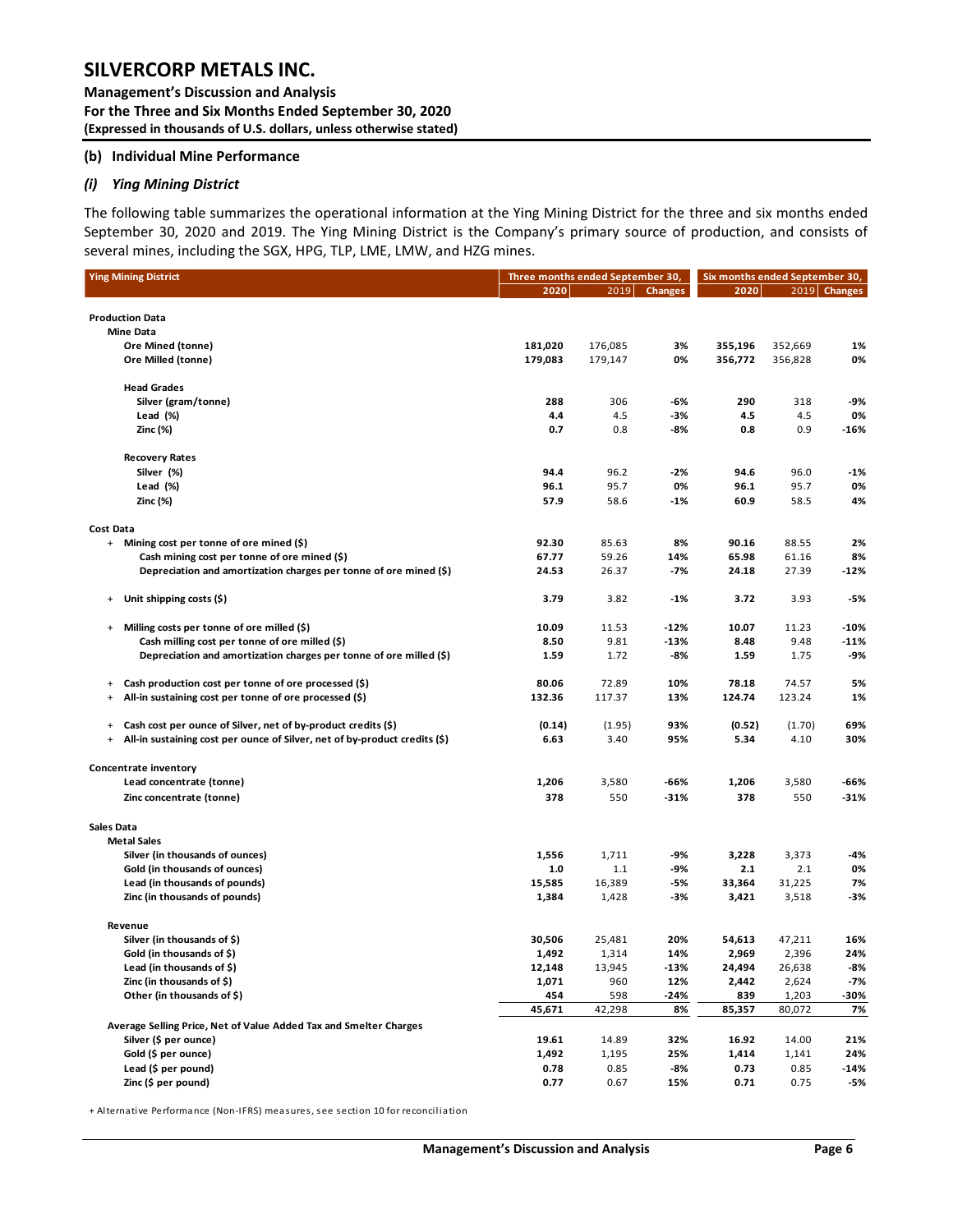### (b) Individual Mine Performance

#### *(i) Ying Mining District*

The following table summarizes the operational information at the Ying Mining District for the three and six months ended September 30, 2020 and 2019. The Ying Mining District is the Company's primary source of production, and consists of several mines, including the SGX, HPG, TLP, LME, LMW, and HZG mines.

| Ying Mining District | Three months ended September 30, | | | Six months ended September 30, | | |
|---|---|---|---|---|---|---|
| | 2020 | 2019 | Changes | 2020 | 2019 | Changes |
| **Production Data** | | | | | | |
| **Mine Data** | | | | | | |
| Ore Mined (tonne) | 181,020 | 176,085 | 3% | 355,196 | 352,669 | 1% |
| Ore Milled (tonne) | 179,083 | 179,147 | 0% | 356,772 | 356,828 | 0% |
| **Head Grades** | | | | | | |
| Silver (gram/tonne) | 288 | 306 | -6% | 290 | 318 | -9% |
| Lead (%) | 4.4 | 4.5 | -3% | 4.5 | 4.5 | 0% |
| Zinc (%) | 0.7 | 0.8 | -8% | 0.8 | 0.9 | -16% |
| **Recovery Rates** | | | | | | |
| Silver (%) | 94.4 | 96.2 | -2% | 94.6 | 96.0 | -1% |
| Lead (%) | 96.1 | 95.7 | 0% | 96.1 | 95.7 | 0% |
| Zinc (%) | 57.9 | 58.6 | -1% | 60.9 | 58.5 | 4% |
| **Cost Data** | | | | | | |
| + Mining cost per tonne of ore mined ($) | 92.30 | 85.63 | 8% | 90.16 | 88.55 | 2% |
| Cash mining cost per tonne of ore mined ($) | 67.77 | 59.26 | 14% | 65.98 | 61.16 | 8% |
| Depreciation and amortization charges per tonne of ore mined ($) | 24.53 | 26.37 | -7% | 24.18 | 27.39 | -12% |
| + Unit shipping costs ($) | 3.79 | 3.82 | -1% | 3.72 | 3.93 | -5% |
| + Milling costs per tonne of ore milled ($) | 10.09 | 11.53 | -12% | 10.07 | 11.23 | -10% |
| Cash milling cost per tonne of ore milled ($) | 8.50 | 9.81 | -13% | 8.48 | 9.48 | -11% |
| Depreciation and amortization charges per tonne of ore milled ($) | 1.59 | 1.72 | -8% | 1.59 | 1.75 | -9% |
| + Cash production cost per tonne of ore processed ($) | 80.06 | 72.89 | 10% | 78.18 | 74.57 | 5% |
| + All-in sustaining cost per tonne of ore processed ($) | 132.36 | 117.37 | 13% | 124.74 | 123.24 | 1% |
| + Cash cost per ounce of Silver, net of by-product credits ($) | (0.14) | (1.95) | 93% | (0.52) | (1.70) | 69% |
| + All-in sustaining cost per ounce of Silver, net of by-product credits ($) | 6.63 | 3.40 | 95% | 5.34 | 4.10 | 30% |
| **Concentrate inventory** | | | | | | |
| Lead concentrate (tonne) | 1,206 | 3,580 | -66% | 1,206 | 3,580 | -66% |
| Zinc concentrate (tonne) | 378 | 550 | -31% | 378 | 550 | -31% |
| **Sales Data** | | | | | | |
| **Metal Sales** | | | | | | |
| Silver (in thousands of ounces) | 1,556 | 1,711 | -9% | 3,228 | 3,373 | -4% |
| Gold (in thousands of ounces) | 1.0 | 1.1 | -9% | 2.1 | 2.1 | 0% |
| Lead (in thousands of pounds) | 15,585 | 16,389 | -5% | 33,364 | 31,225 | 7% |
| Zinc (in thousands of pounds) | 1,384 | 1,428 | -3% | 3,421 | 3,518 | -3% |
| **Revenue** | | | | | | |
| Silver (in thousands of $) | 30,506 | 25,481 | 20% | 54,613 | 47,211 | 16% |
| Gold (in thousands of $) | 1,492 | 1,314 | 14% | 2,969 | 2,396 | 24% |
| Lead (in thousands of $) | 12,148 | 13,945 | -13% | 24,494 | 26,638 | -8% |
| Zinc (in thousands of $) | 1,071 | 960 | 12% | 2,442 | 2,624 | -7% |
| Other (in thousands of $) | 454 | 598 | -24% | 839 | 1,203 | -30% |
| | 45,671 | 42,298 | 8% | 85,357 | 80,072 | 7% |
| **Average Selling Price, Net of Value Added Tax and Smelter Charges** | | | | | | |
| Silver ($ per ounce) | 19.61 | 14.89 | 32% | 16.92 | 14.00 | 21% |
| Gold ($ per ounce) | 1,492 | 1,195 | 25% | 1,414 | 1,141 | 24% |
| Lead ($ per pound) | 0.78 | 0.85 | -8% | 0.73 | 0.85 | -14% |
| Zinc ($ per pound) | 0.77 | 0.67 | 15% | 0.71 | 0.75 | -5% |

\+ Alternative Performance (Non-IFRS) measures, see section 10 for reconciliation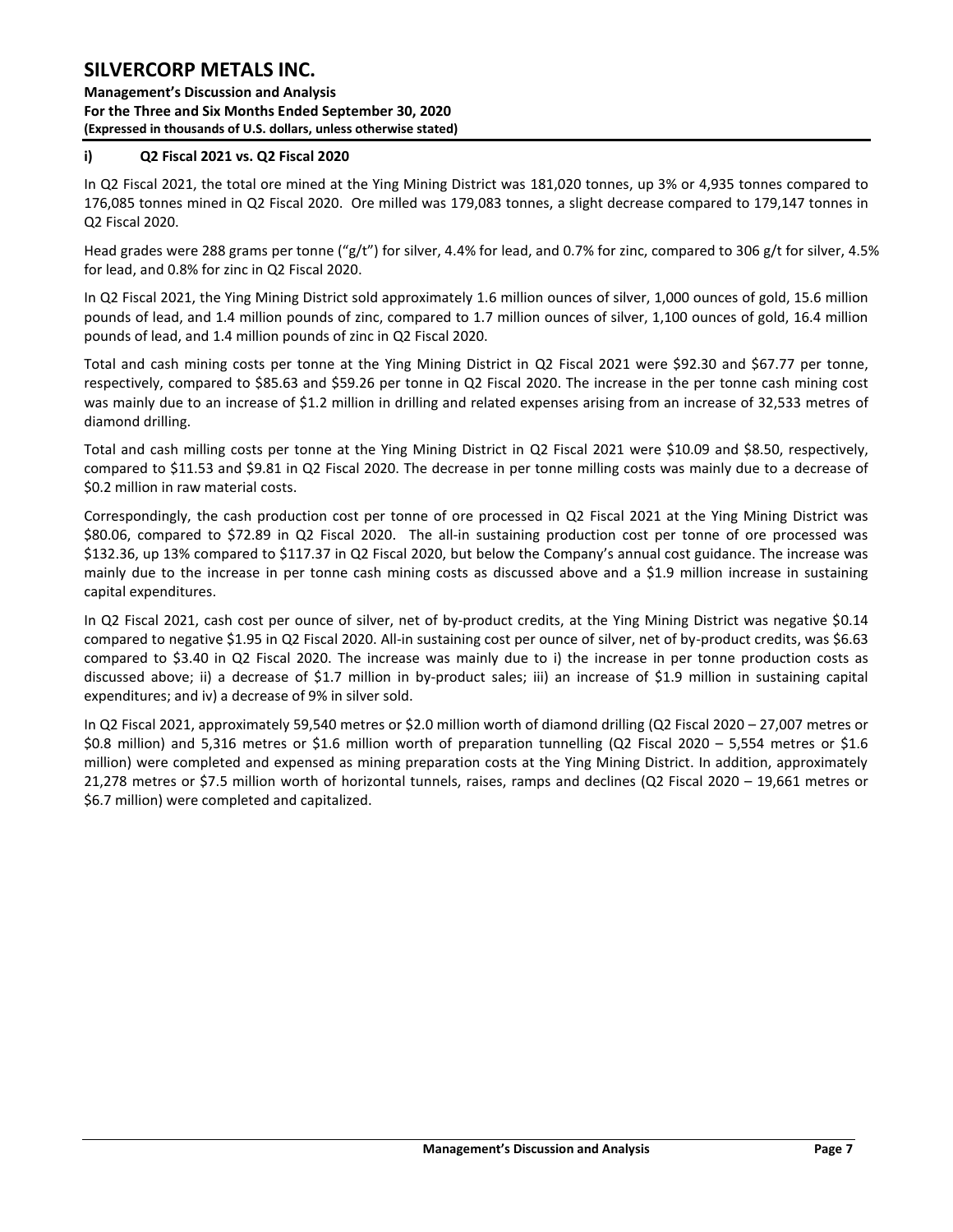### i) Q2 Fiscal 2021 vs. Q2 Fiscal 2020

In Q2 Fiscal 2021, the total ore mined at the Ying Mining District was 181,020 tonnes, up 3% or 4,935 tonnes compared to 176,085 tonnes mined in Q2 Fiscal 2020. Ore milled was 179,083 tonnes, a slight decrease compared to 179,147 tonnes in Q2 Fiscal 2020.

Head grades were 288 grams per tonne ("g/t") for silver, 4.4% for lead, and 0.7% for zinc, compared to 306 g/t for silver, 4.5% for lead, and 0.8% for zinc in Q2 Fiscal 2020.

In Q2 Fiscal 2021, the Ying Mining District sold approximately 1.6 million ounces of silver, 1,000 ounces of gold, 15.6 million pounds of lead, and 1.4 million pounds of zinc, compared to 1.7 million ounces of silver, 1,100 ounces of gold, 16.4 million pounds of lead, and 1.4 million pounds of zinc in Q2 Fiscal 2020.

Total and cash mining costs per tonne at the Ying Mining District in Q2 Fiscal 2021 were $92.30 and $67.77 per tonne, respectively, compared to $85.63 and $59.26 per tonne in Q2 Fiscal 2020. The increase in the per tonne cash mining cost was mainly due to an increase of $1.2 million in drilling and related expenses arising from an increase of 32,533 metres of diamond drilling.

Total and cash milling costs per tonne at the Ying Mining District in Q2 Fiscal 2021 were $10.09 and $8.50, respectively, compared to $11.53 and $9.81 in Q2 Fiscal 2020. The decrease in per tonne milling costs was mainly due to a decrease of $0.2 million in raw material costs.

Correspondingly, the cash production cost per tonne of ore processed in Q2 Fiscal 2021 at the Ying Mining District was $80.06, compared to $72.89 in Q2 Fiscal 2020. The all-in sustaining production cost per tonne of ore processed was $132.36, up 13% compared to $117.37 in Q2 Fiscal 2020, but below the Company's annual cost guidance. The increase was mainly due to the increase in per tonne cash mining costs as discussed above and a $1.9 million increase in sustaining capital expenditures.

In Q2 Fiscal 2021, cash cost per ounce of silver, net of by-product credits, at the Ying Mining District was negative $0.14 compared to negative $1.95 in Q2 Fiscal 2020. All-in sustaining cost per ounce of silver, net of by-product credits, was $6.63 compared to $3.40 in Q2 Fiscal 2020. The increase was mainly due to i) the increase in per tonne production costs as discussed above; ii) a decrease of $1.7 million in by-product sales; iii) an increase of $1.9 million in sustaining capital expenditures; and iv) a decrease of 9% in silver sold.

In Q2 Fiscal 2021, approximately 59,540 metres or $2.0 million worth of diamond drilling (Q2 Fiscal 2020 – 27,007 metres or $0.8 million) and 5,316 metres or $1.6 million worth of preparation tunnelling (Q2 Fiscal 2020 – 5,554 metres or $1.6 million) were completed and expensed as mining preparation costs at the Ying Mining District. In addition, approximately 21,278 metres or $7.5 million worth of horizontal tunnels, raises, ramps and declines (Q2 Fiscal 2020 – 19,661 metres or $6.7 million) were completed and capitalized.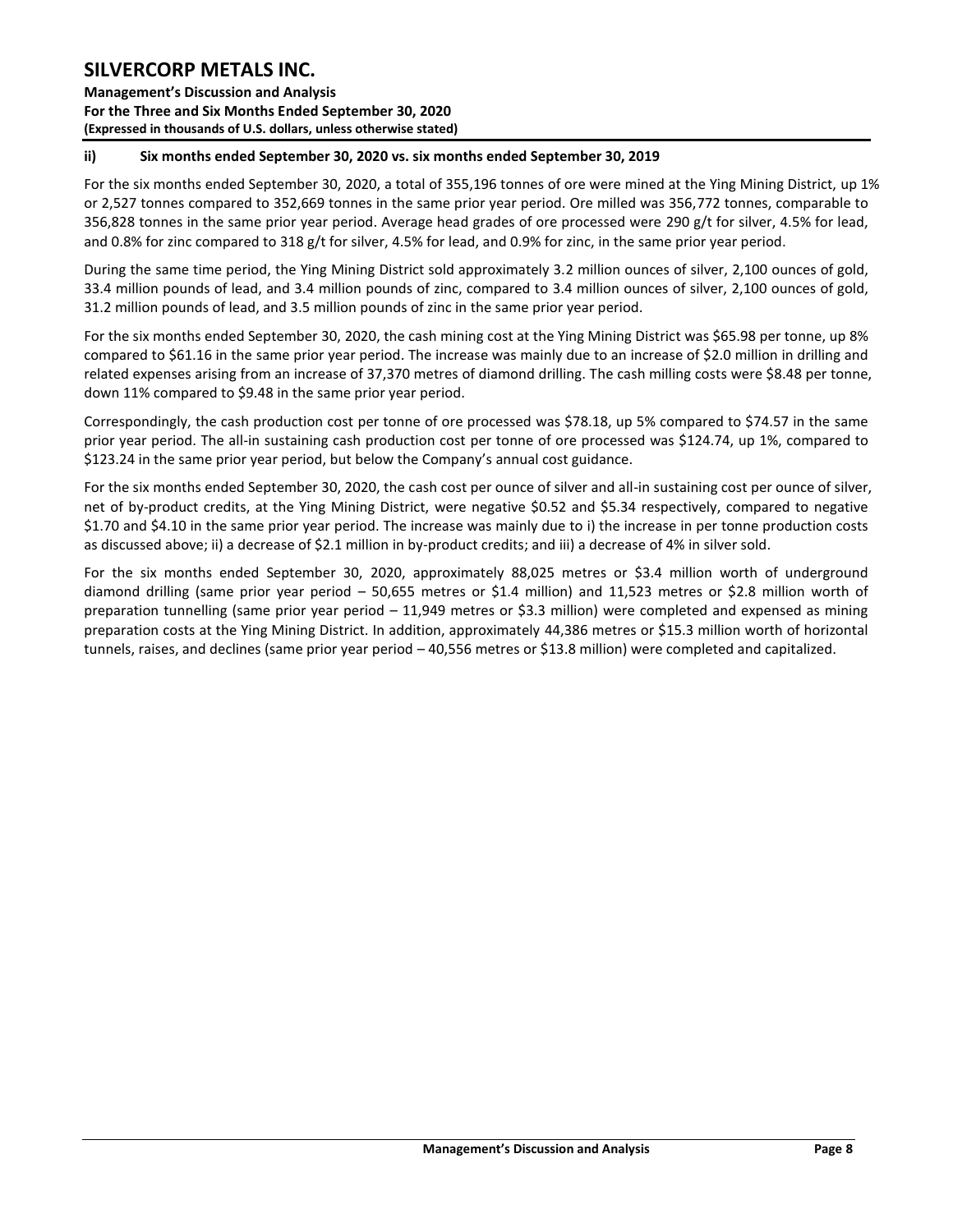### ii) Six months ended September 30, 2020 vs. six months ended September 30, 2019

For the six months ended September 30, 2020, a total of 355,196 tonnes of ore were mined at the Ying Mining District, up 1% or 2,527 tonnes compared to 352,669 tonnes in the same prior year period. Ore milled was 356,772 tonnes, comparable to 356,828 tonnes in the same prior year period. Average head grades of ore processed were 290 g/t for silver, 4.5% for lead, and 0.8% for zinc compared to 318 g/t for silver, 4.5% for lead, and 0.9% for zinc, in the same prior year period.

During the same time period, the Ying Mining District sold approximately 3.2 million ounces of silver, 2,100 ounces of gold, 33.4 million pounds of lead, and 3.4 million pounds of zinc, compared to 3.4 million ounces of silver, 2,100 ounces of gold, 31.2 million pounds of lead, and 3.5 million pounds of zinc in the same prior year period.

For the six months ended September 30, 2020, the cash mining cost at the Ying Mining District was $65.98 per tonne, up 8% compared to $61.16 in the same prior year period. The increase was mainly due to an increase of $2.0 million in drilling and related expenses arising from an increase of 37,370 metres of diamond drilling. The cash milling costs were $8.48 per tonne, down 11% compared to $9.48 in the same prior year period.

Correspondingly, the cash production cost per tonne of ore processed was $78.18, up 5% compared to $74.57 in the same prior year period. The all-in sustaining cash production cost per tonne of ore processed was $124.74, up 1%, compared to $123.24 in the same prior year period, but below the Company's annual cost guidance.

For the six months ended September 30, 2020, the cash cost per ounce of silver and all-in sustaining cost per ounce of silver, net of by-product credits, at the Ying Mining District, were negative $0.52 and $5.34 respectively, compared to negative $1.70 and $4.10 in the same prior year period. The increase was mainly due to i) the increase in per tonne production costs as discussed above; ii) a decrease of $2.1 million in by-product credits; and iii) a decrease of 4% in silver sold.

For the six months ended September 30, 2020, approximately 88,025 metres or $3.4 million worth of underground diamond drilling (same prior year period – 50,655 metres or $1.4 million) and 11,523 metres or $2.8 million worth of preparation tunnelling (same prior year period – 11,949 metres or $3.3 million) were completed and expensed as mining preparation costs at the Ying Mining District. In addition, approximately 44,386 metres or $15.3 million worth of horizontal tunnels, raises, and declines (same prior year period – 40,556 metres or $13.8 million) were completed and capitalized.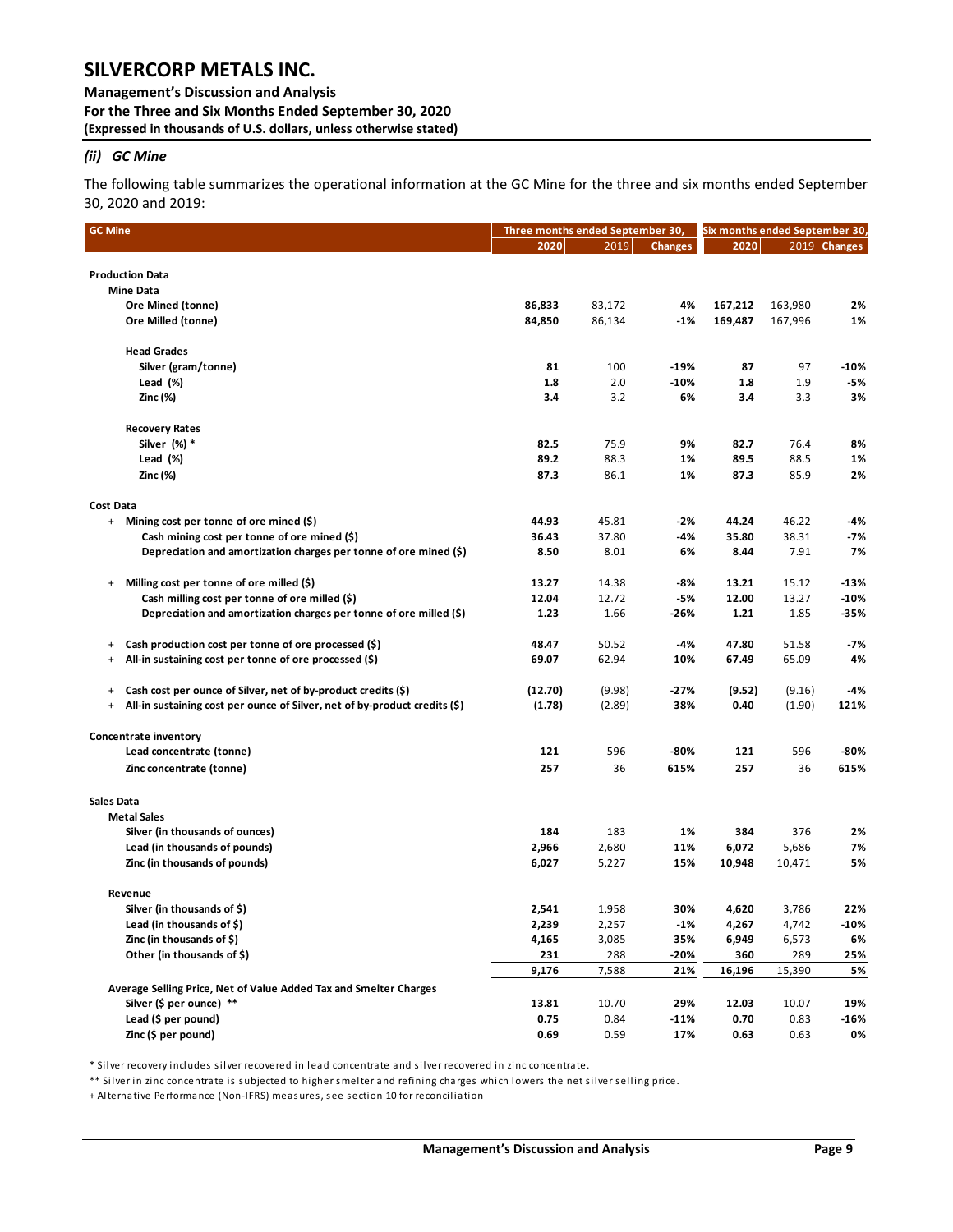### *(ii) GC Mine*

The following table summarizes the operational information at the GC Mine for the three and six months ended September 30, 2020 and 2019:

| GC Mine | Three months ended September 30, | | | Six months ended September 30, | | |
|---|---|---|---|---|---|---|
| | **2020** | 2019 | **Changes** | **2020** | 2019 | **Changes** |
| **Production Data** | | | | | | |
| **Mine Data** | | | | | | |
| **Ore Mined (tonne)** | **86,833** | 83,172 | **4%** | **167,212** | 163,980 | **2%** |
| **Ore Milled (tonne)** | **84,850** | 86,134 | **-1%** | **169,487** | 167,996 | **1%** |
| **Head Grades** | | | | | | |
| **Silver (gram/tonne)** | **81** | 100 | **-19%** | **87** | 97 | **-10%** |
| **Lead (%)** | **1.8** | 2.0 | **-10%** | **1.8** | 1.9 | **-5%** |
| **Zinc (%)** | **3.4** | 3.2 | **6%** | **3.4** | 3.3 | **3%** |
| **Recovery Rates** | | | | | | |
| **Silver (%) *** | **82.5** | 75.9 | **9%** | **82.7** | 76.4 | **8%** |
| **Lead (%)** | **89.2** | 88.3 | **1%** | **89.5** | 88.5 | **1%** |
| **Zinc (%)** | **87.3** | 86.1 | **1%** | **87.3** | 85.9 | **2%** |
| **Cost Data** | | | | | | |
| + **Mining cost per tonne of ore mined ($)** | **44.93** | 45.81 | **-2%** | **44.24** | 46.22 | **-4%** |
| **Cash mining cost per tonne of ore mined ($)** | **36.43** | 37.80 | **-4%** | **35.80** | 38.31 | **-7%** |
| **Depreciation and amortization charges per tonne of ore mined ($)** | **8.50** | 8.01 | **6%** | **8.44** | 7.91 | **7%** |
| + **Milling cost per tonne of ore milled ($)** | **13.27** | 14.38 | **-8%** | **13.21** | 15.12 | **-13%** |
| **Cash milling cost per tonne of ore milled ($)** | **12.04** | 12.72 | **-5%** | **12.00** | 13.27 | **-10%** |
| **Depreciation and amortization charges per tonne of ore milled ($)** | **1.23** | 1.66 | **-26%** | **1.21** | 1.85 | **-35%** |
| + **Cash production cost per tonne of ore processed ($)** | **48.47** | 50.52 | **-4%** | **47.80** | 51.58 | **-7%** |
| + **All-in sustaining cost per tonne of ore processed ($)** | **69.07** | 62.94 | **10%** | **67.49** | 65.09 | **4%** |
| + **Cash cost per ounce of Silver, net of by-product credits ($)** | **(12.70)** | (9.98) | **-27%** | **(9.52)** | (9.16) | **-4%** |
| + **All-in sustaining cost per ounce of Silver, net of by-product credits ($)** | **(1.78)** | (2.89) | **38%** | **0.40** | (1.90) | **121%** |
| **Concentrate inventory** | | | | | | |
| **Lead concentrate (tonne)** | **121** | 596 | **-80%** | **121** | 596 | **-80%** |
| **Zinc concentrate (tonne)** | **257** | 36 | **615%** | **257** | 36 | **615%** |
| **Sales Data** | | | | | | |
| **Metal Sales** | | | | | | |
| **Silver (in thousands of ounces)** | **184** | 183 | **1%** | **384** | 376 | **2%** |
| **Lead (in thousands of pounds)** | **2,966** | 2,680 | **11%** | **6,072** | 5,686 | **7%** |
| **Zinc (in thousands of pounds)** | **6,027** | 5,227 | **15%** | **10,948** | 10,471 | **5%** |
| **Revenue** | | | | | | |
| **Silver (in thousands of $)** | **2,541** | 1,958 | **30%** | **4,620** | 3,786 | **22%** |
| **Lead (in thousands of $)** | **2,239** | 2,257 | **-1%** | **4,267** | 4,742 | **-10%** |
| **Zinc (in thousands of $)** | **4,165** | 3,085 | **35%** | **6,949** | 6,573 | **6%** |
| **Other (in thousands of $)** | **231** | 288 | **-20%** | **360** | 289 | **25%** |
| | **9,176** | 7,588 | **21%** | **16,196** | 15,390 | **5%** |
| **Average Selling Price, Net of Value Added Tax and Smelter Charges** | | | | | | |
| **Silver ($ per ounce) **** | **13.81** | 10.70 | **29%** | **12.03** | 10.07 | **19%** |
| **Lead ($ per pound)** | **0.75** | 0.84 | **-11%** | **0.70** | 0.83 | **-16%** |
| **Zinc ($ per pound)** | **0.69** | 0.59 | **17%** | **0.63** | 0.63 | **0%** |

* Silver recovery includes silver recovered in lead concentrate and silver recovered in zinc concentrate.

** Silver in zinc concentrate is subjected to higher smelter and refining charges which lowers the net silver selling price.

+ Alternative Performance (Non-IFRS) measures, see section 10 for reconciliation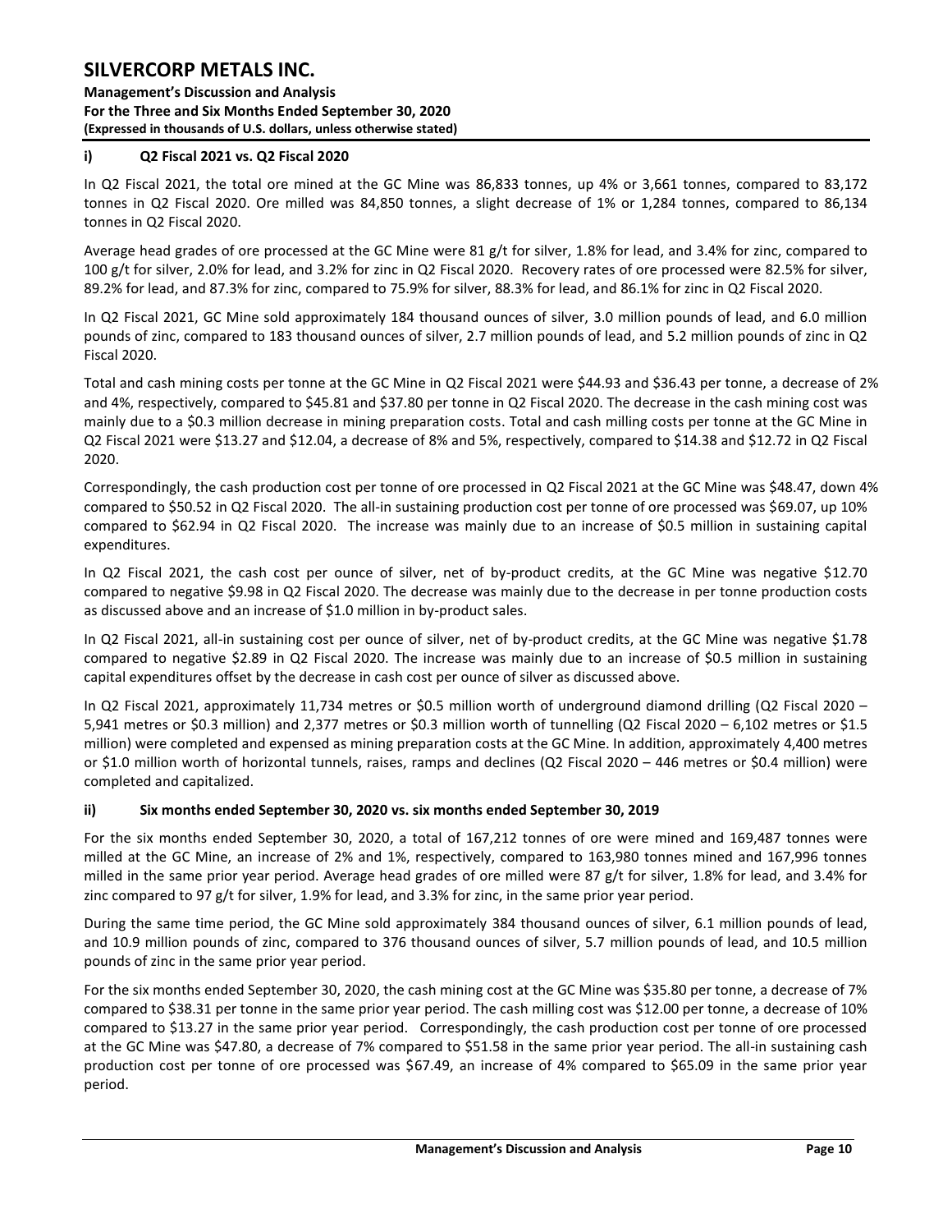#### i) Q2 Fiscal 2021 vs. Q2 Fiscal 2020

In Q2 Fiscal 2021, the total ore mined at the GC Mine was 86,833 tonnes, up 4% or 3,661 tonnes, compared to 83,172 tonnes in Q2 Fiscal 2020. Ore milled was 84,850 tonnes, a slight decrease of 1% or 1,284 tonnes, compared to 86,134 tonnes in Q2 Fiscal 2020.

Average head grades of ore processed at the GC Mine were 81 g/t for silver, 1.8% for lead, and 3.4% for zinc, compared to 100 g/t for silver, 2.0% for lead, and 3.2% for zinc in Q2 Fiscal 2020. Recovery rates of ore processed were 82.5% for silver, 89.2% for lead, and 87.3% for zinc, compared to 75.9% for silver, 88.3% for lead, and 86.1% for zinc in Q2 Fiscal 2020.

In Q2 Fiscal 2021, GC Mine sold approximately 184 thousand ounces of silver, 3.0 million pounds of lead, and 6.0 million pounds of zinc, compared to 183 thousand ounces of silver, 2.7 million pounds of lead, and 5.2 million pounds of zinc in Q2 Fiscal 2020.

Total and cash mining costs per tonne at the GC Mine in Q2 Fiscal 2021 were $44.93 and $36.43 per tonne, a decrease of 2% and 4%, respectively, compared to $45.81 and $37.80 per tonne in Q2 Fiscal 2020. The decrease in the cash mining cost was mainly due to a $0.3 million decrease in mining preparation costs. Total and cash milling costs per tonne at the GC Mine in Q2 Fiscal 2021 were $13.27 and $12.04, a decrease of 8% and 5%, respectively, compared to $14.38 and $12.72 in Q2 Fiscal 2020.

Correspondingly, the cash production cost per tonne of ore processed in Q2 Fiscal 2021 at the GC Mine was $48.47, down 4% compared to $50.52 in Q2 Fiscal 2020. The all-in sustaining production cost per tonne of ore processed was $69.07, up 10% compared to $62.94 in Q2 Fiscal 2020. The increase was mainly due to an increase of $0.5 million in sustaining capital expenditures.

In Q2 Fiscal 2021, the cash cost per ounce of silver, net of by-product credits, at the GC Mine was negative $12.70 compared to negative $9.98 in Q2 Fiscal 2020. The decrease was mainly due to the decrease in per tonne production costs as discussed above and an increase of $1.0 million in by-product sales.

In Q2 Fiscal 2021, all-in sustaining cost per ounce of silver, net of by-product credits, at the GC Mine was negative $1.78 compared to negative $2.89 in Q2 Fiscal 2020. The increase was mainly due to an increase of $0.5 million in sustaining capital expenditures offset by the decrease in cash cost per ounce of silver as discussed above.

In Q2 Fiscal 2021, approximately 11,734 metres or $0.5 million worth of underground diamond drilling (Q2 Fiscal 2020 – 5,941 metres or $0.3 million) and 2,377 metres or $0.3 million worth of tunnelling (Q2 Fiscal 2020 – 6,102 metres or $1.5 million) were completed and expensed as mining preparation costs at the GC Mine. In addition, approximately 4,400 metres or $1.0 million worth of horizontal tunnels, raises, ramps and declines (Q2 Fiscal 2020 – 446 metres or $0.4 million) were completed and capitalized.

#### ii) Six months ended September 30, 2020 vs. six months ended September 30, 2019

For the six months ended September 30, 2020, a total of 167,212 tonnes of ore were mined and 169,487 tonnes were milled at the GC Mine, an increase of 2% and 1%, respectively, compared to 163,980 tonnes mined and 167,996 tonnes milled in the same prior year period. Average head grades of ore milled were 87 g/t for silver, 1.8% for lead, and 3.4% for zinc compared to 97 g/t for silver, 1.9% for lead, and 3.3% for zinc, in the same prior year period.

During the same time period, the GC Mine sold approximately 384 thousand ounces of silver, 6.1 million pounds of lead, and 10.9 million pounds of zinc, compared to 376 thousand ounces of silver, 5.7 million pounds of lead, and 10.5 million pounds of zinc in the same prior year period.

For the six months ended September 30, 2020, the cash mining cost at the GC Mine was $35.80 per tonne, a decrease of 7% compared to $38.31 per tonne in the same prior year period. The cash milling cost was $12.00 per tonne, a decrease of 10% compared to $13.27 in the same prior year period. Correspondingly, the cash production cost per tonne of ore processed at the GC Mine was $47.80, a decrease of 7% compared to $51.58 in the same prior year period. The all-in sustaining cash production cost per tonne of ore processed was $67.49, an increase of 4% compared to $65.09 in the same prior year period.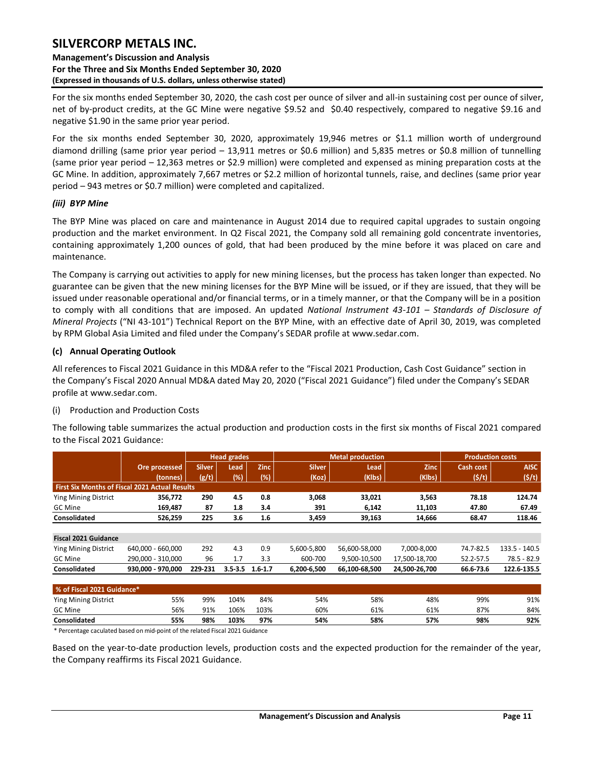For the six months ended September 30, 2020, the cash cost per ounce of silver and all-in sustaining cost per ounce of silver, net of by-product credits, at the GC Mine were negative $9.52 and $0.40 respectively, compared to negative $9.16 and negative $1.90 in the same prior year period.

For the six months ended September 30, 2020, approximately 19,946 metres or $1.1 million worth of underground diamond drilling (same prior year period – 13,911 metres or $0.6 million) and 5,835 metres or $0.8 million of tunnelling (same prior year period – 12,363 metres or $2.9 million) were completed and expensed as mining preparation costs at the GC Mine. In addition, approximately 7,667 metres or $2.2 million of horizontal tunnels, raise, and declines (same prior year period – 943 metres or $0.7 million) were completed and capitalized.

### *(iii) BYP Mine*

The BYP Mine was placed on care and maintenance in August 2014 due to required capital upgrades to sustain ongoing production and the market environment. In Q2 Fiscal 2021, the Company sold all remaining gold concentrate inventories, containing approximately 1,200 ounces of gold, that had been produced by the mine before it was placed on care and maintenance.

The Company is carrying out activities to apply for new mining licenses, but the process has taken longer than expected. No guarantee can be given that the new mining licenses for the BYP Mine will be issued, or if they are issued, that they will be issued under reasonable operational and/or financial terms, or in a timely manner, or that the Company will be in a position to comply with all conditions that are imposed. An updated *National Instrument 43-101 – Standards of Disclosure of Mineral Projects* ("NI 43-101") Technical Report on the BYP Mine, with an effective date of April 30, 2019, was completed by RPM Global Asia Limited and filed under the Company's SEDAR profile at www.sedar.com.

### (c) Annual Operating Outlook

All references to Fiscal 2021 Guidance in this MD&A refer to the "Fiscal 2021 Production, Cash Cost Guidance" section in the Company's Fiscal 2020 Annual MD&A dated May 20, 2020 ("Fiscal 2021 Guidance") filed under the Company's SEDAR profile at www.sedar.com.

(i) Production and Production Costs

The following table summarizes the actual production and production costs in the first six months of Fiscal 2021 compared to the Fiscal 2021 Guidance:

| | | Head grades | | | Metal production | | | Production costs | |
|---|---|---|---|---|---|---|---|---|---|
| | Ore processed (tonnes) | Silver (g/t) | Lead (%) | Zinc (%) | Silver (Koz) | Lead (Klbs) | Zinc (Klbs) | Cash cost ($/t) | AISC ($/t) |
| **First Six Months of Fiscal 2021 Actual Results** | | | | | | | | | |
| Ying Mining District | **356,772** | **290** | **4.5** | **0.8** | **3,068** | **33,021** | **3,563** | **78.18** | **124.74** |
| GC Mine | **169,487** | **87** | **1.8** | **3.4** | **391** | **6,142** | **11,103** | **47.80** | **67.49** |
| **Consolidated** | **526,259** | **225** | **3.6** | **1.6** | **3,459** | **39,163** | **14,666** | **68.47** | **118.46** |
| | | | | | | | | | |
| **Fiscal 2021 Guidance** | | | | | | | | | |
| Ying Mining District | 640,000 - 660,000 | 292 | 4.3 | 0.9 | 5,600-5,800 | 56,600-58,000 | 7,000-8,000 | 74.7-82.5 | 133.5 - 140.5 |
| GC Mine | 290,000 - 310,000 | 96 | 1.7 | 3.3 | 600-700 | 9,500-10,500 | 17,500-18,700 | 52.2-57.5 | 78.5 - 82.9 |
| **Consolidated** | **930,000 - 970,000** | **229-231** | **3.5-3.5** | **1.6-1.7** | **6,200-6,500** | **66,100-68,500** | **24,500-26,700** | **66.6-73.6** | **122.6-135.5** |
| | | | | | | | | | |
| **% of Fiscal 2021 Guidance*** | | | | | | | | | |
| Ying Mining District | 55% | 99% | 104% | 84% | 54% | 58% | 48% | 99% | 91% |
| GC Mine | 56% | 91% | 106% | 103% | 60% | 61% | 61% | 87% | 84% |
| **Consolidated** | **55%** | **98%** | **103%** | **97%** | **54%** | **58%** | **57%** | **98%** | **92%** |

\* Percentage caculated based on mid-point of the related Fiscal 2021 Guidance

Based on the year-to-date production levels, production costs and the expected production for the remainder of the year, the Company reaffirms its Fiscal 2021 Guidance.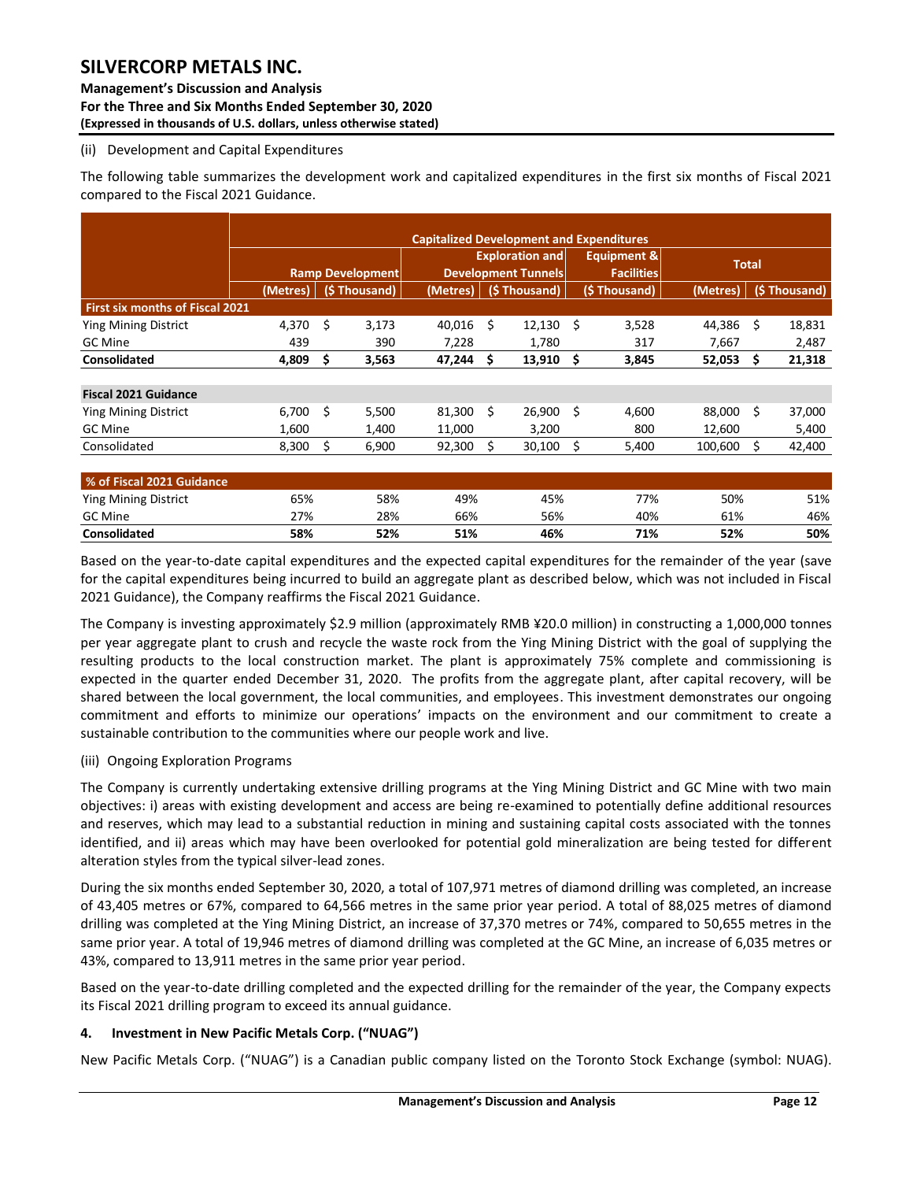(ii) Development and Capital Expenditures

The following table summarizes the development work and capitalized expenditures in the first six months of Fiscal 2021 compared to the Fiscal 2021 Guidance.

| | Capitalized Development and Expenditures | | | | | | |
|---|---|---|---|---|---|---|---|
| | Ramp Development | | Exploration and Development Tunnels | | Equipment & Facilities | Total | |
| | (Metres) | ($ Thousand) | (Metres) | ($ Thousand) | ($ Thousand) | (Metres) | ($ Thousand) |
| **First six months of Fiscal 2021** | | | | | | | |
| Ying Mining District | 4,370 | $ 3,173 | 40,016 | $ 12,130 | $ 3,528 | 44,386 | $ 18,831 |
| GC Mine | 439 | 390 | 7,228 | 1,780 | 317 | 7,667 | 2,487 |
| **Consolidated** | **4,809** | **$ 3,563** | **47,244** | **$ 13,910** | **$ 3,845** | **52,053** | **$ 21,318** |
| | | | | | | | |
| **Fiscal 2021 Guidance** | | | | | | | |
| Ying Mining District | 6,700 | $ 5,500 | 81,300 | $ 26,900 | $ 4,600 | 88,000 | $ 37,000 |
| GC Mine | 1,600 | 1,400 | 11,000 | 3,200 | 800 | 12,600 | 5,400 |
| Consolidated | 8,300 | $ 6,900 | 92,300 | $ 30,100 | $ 5,400 | 100,600 | $ 42,400 |
| | | | | | | | |
| **% of Fiscal 2021 Guidance** | | | | | | | |
| Ying Mining District | 65% | 58% | 49% | 45% | 77% | 50% | 51% |
| GC Mine | 27% | 28% | 66% | 56% | 40% | 61% | 46% |
| **Consolidated** | **58%** | **52%** | **51%** | **46%** | **71%** | **52%** | **50%** |

Based on the year-to-date capital expenditures and the expected capital expenditures for the remainder of the year (save for the capital expenditures being incurred to build an aggregate plant as described below, which was not included in Fiscal 2021 Guidance), the Company reaffirms the Fiscal 2021 Guidance.

The Company is investing approximately $2.9 million (approximately RMB ¥20.0 million) in constructing a 1,000,000 tonnes per year aggregate plant to crush and recycle the waste rock from the Ying Mining District with the goal of supplying the resulting products to the local construction market. The plant is approximately 75% complete and commissioning is expected in the quarter ended December 31, 2020. The profits from the aggregate plant, after capital recovery, will be shared between the local government, the local communities, and employees. This investment demonstrates our ongoing commitment and efforts to minimize our operations' impacts on the environment and our commitment to create a sustainable contribution to the communities where our people work and live.

(iii) Ongoing Exploration Programs

The Company is currently undertaking extensive drilling programs at the Ying Mining District and GC Mine with two main objectives: i) areas with existing development and access are being re-examined to potentially define additional resources and reserves, which may lead to a substantial reduction in mining and sustaining capital costs associated with the tonnes identified, and ii) areas which may have been overlooked for potential gold mineralization are being tested for different alteration styles from the typical silver-lead zones.

During the six months ended September 30, 2020, a total of 107,971 metres of diamond drilling was completed, an increase of 43,405 metres or 67%, compared to 64,566 metres in the same prior year period. A total of 88,025 metres of diamond drilling was completed at the Ying Mining District, an increase of 37,370 metres or 74%, compared to 50,655 metres in the same prior year. A total of 19,946 metres of diamond drilling was completed at the GC Mine, an increase of 6,035 metres or 43%, compared to 13,911 metres in the same prior year period.

Based on the year-to-date drilling completed and the expected drilling for the remainder of the year, the Company expects its Fiscal 2021 drilling program to exceed its annual guidance.

## 4. Investment in New Pacific Metals Corp. ("NUAG")

New Pacific Metals Corp. ("NUAG") is a Canadian public company listed on the Toronto Stock Exchange (symbol: NUAG).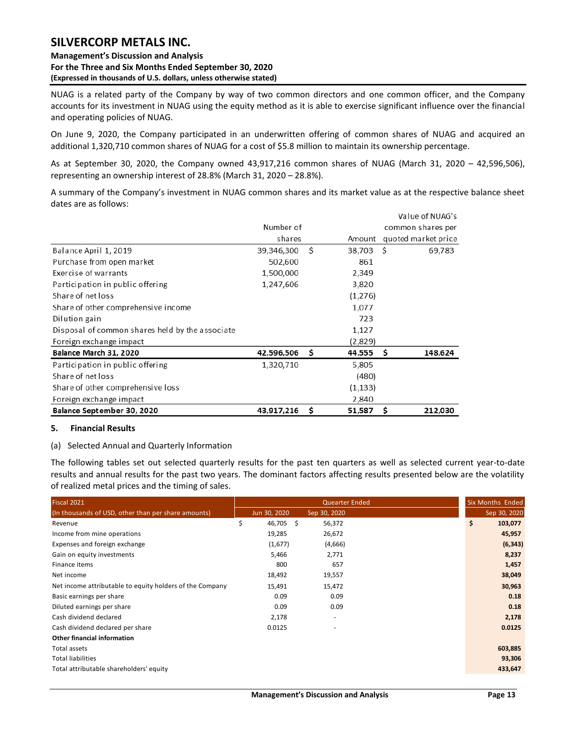NUAG is a related party of the Company by way of two common directors and one common officer, and the Company accounts for its investment in NUAG using the equity method as it is able to exercise significant influence over the financial and operating policies of NUAG.

On June 9, 2020, the Company participated in an underwritten offering of common shares of NUAG and acquired an additional 1,320,710 common shares of NUAG for a cost of $5.8 million to maintain its ownership percentage.

As at September 30, 2020, the Company owned 43,917,216 common shares of NUAG (March 31, 2020 – 42,596,506), representing an ownership interest of 28.8% (March 31, 2020 – 28.8%).

A summary of the Company's investment in NUAG common shares and its market value as at the respective balance sheet dates are as follows:

| | Number of shares | Amount | Value of NUAG's common shares per quoted market price |
|---|---|---|---|
| Balance April 1, 2019 | 39,346,300 | $ 38,703 | $ 69,783 |
| Purchase from open market | 502,600 | 861 | |
| Exercise of warrants | 1,500,000 | 2,349 | |
| Participation in public offering | 1,247,606 | 3,820 | |
| Share of net loss | | (1,276) | |
| Share of other comprehensive income | | 1,077 | |
| Dilution gain | | 723 | |
| Disposal of common shares held by the associate | | 1,127 | |
| Foreign exchange impact | | (2,829) | |
| **Balance March 31, 2020** | **42,596,506** | **$ 44,555** | **$ 148,624** |
| Participation in public offering | 1,320,710 | 5,805 | |
| Share of net loss | | (480) | |
| Share of other comprehensive loss | | (1,133) | |
| Foreign exchange impact | | 2,840 | |
| **Balance September 30, 2020** | **43,917,216** | **$ 51,587** | **$ 212,030** |

## 5. Financial Results

(a) Selected Annual and Quarterly Information

The following tables set out selected quarterly results for the past ten quarters as well as selected current year-to-date results and annual results for the past two years. The dominant factors affecting results presented below are the volatility of realized metal prices and the timing of sales.

| Fiscal 2021 | Quearter Ended | | Six Months Ended |
|---|---|---|---|
| (In thousands of USD, other than per share amounts) | Jun 30, 2020 | Sep 30, 2020 | Sep 30, 2020 |
| Revenue | $ 46,705 | $ 56,372 | **$ 103,077** |
| Income from mine operations | 19,285 | 26,672 | **45,957** |
| Expenses and foreign exchange | (1,677) | (4,666) | **(6,343)** |
| Gain on equity investments | 5,466 | 2,771 | **8,237** |
| Finance items | 800 | 657 | **1,457** |
| Net income | 18,492 | 19,557 | **38,049** |
| Net income attributable to equity holders of the Company | 15,491 | 15,472 | **30,963** |
| Basic earnings per share | 0.09 | 0.09 | **0.18** |
| Diluted earnings per share | 0.09 | 0.09 | **0.18** |
| Cash dividend declared | 2,178 | - | **2,178** |
| Cash dividend declared per share | 0.0125 | - | **0.0125** |
| **Other financial information** | | | |
| Total assets | | | **603,885** |
| Total liabilities | | | **93,306** |
| Total attributable shareholders' equity | | | **433,647** |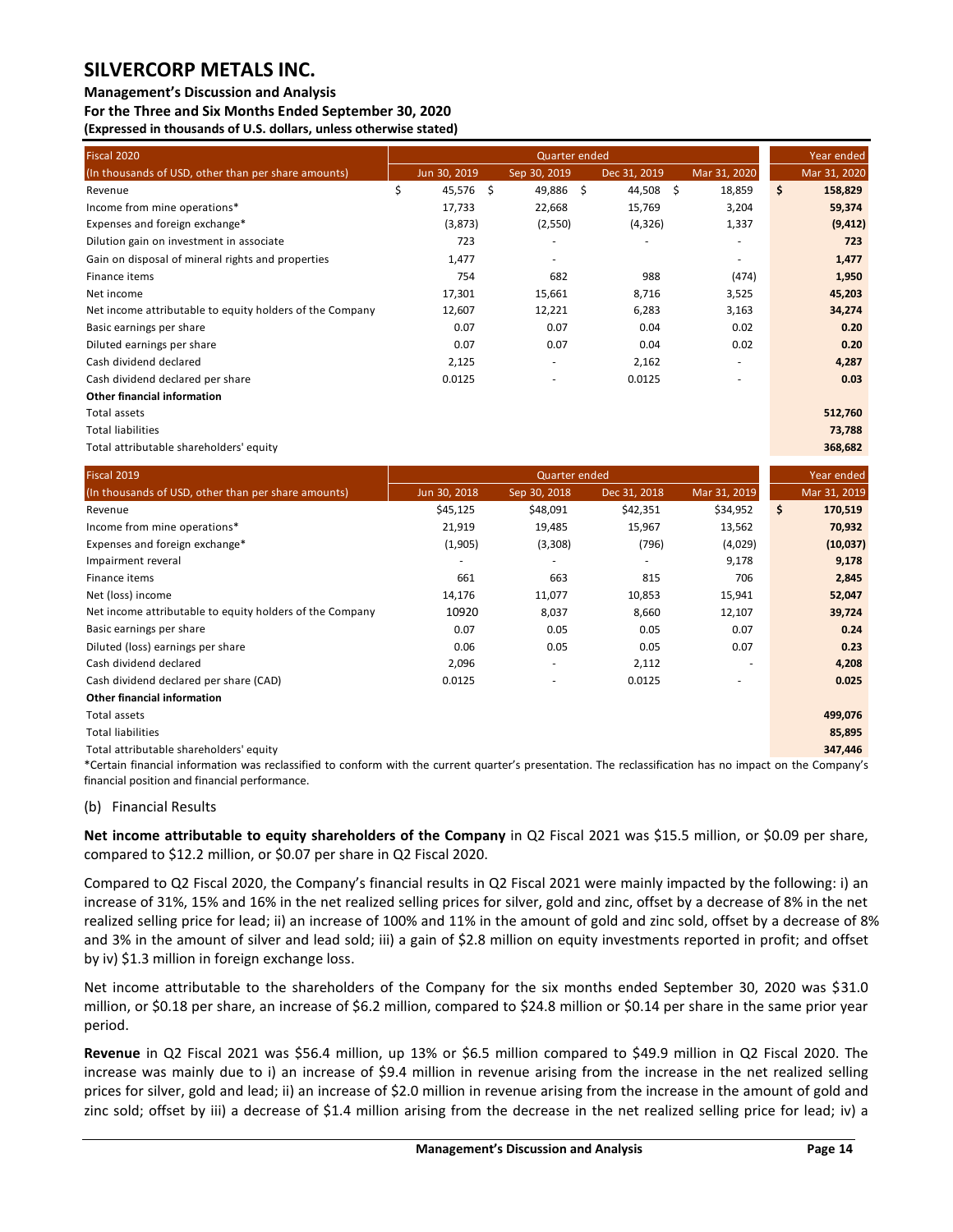| Fiscal 2020 | Quarter ended | | | | Year ended |
|---|---|---|---|---|---|
| (In thousands of USD, other than per share amounts) | Jun 30, 2019 | Sep 30, 2019 | Dec 31, 2019 | Mar 31, 2020 | Mar 31, 2020 |
| Revenue | $ 45,576 | $ 49,886 | $ 44,508 | $ 18,859 | **$ 158,829** |
| Income from mine operations* | 17,733 | 22,668 | 15,769 | 3,204 | **59,374** |
| Expenses and foreign exchange* | (3,873) | (2,550) | (4,326) | 1,337 | **(9,412)** |
| Dilution gain on investment in associate | 723 | - | - | - | **723** |
| Gain on disposal of mineral rights and properties | 1,477 | - | | - | **1,477** |
| Finance items | 754 | 682 | 988 | (474) | **1,950** |
| Net income | 17,301 | 15,661 | 8,716 | 3,525 | **45,203** |
| Net income attributable to equity holders of the Company | 12,607 | 12,221 | 6,283 | 3,163 | **34,274** |
| Basic earnings per share | 0.07 | 0.07 | 0.04 | 0.02 | **0.20** |
| Diluted earnings per share | 0.07 | 0.07 | 0.04 | 0.02 | **0.20** |
| Cash dividend declared | 2,125 | - | 2,162 | - | **4,287** |
| Cash dividend declared per share | 0.0125 | - | 0.0125 | - | **0.03** |
| **Other financial information** | | | | | |
| Total assets | | | | | **512,760** |
| Total liabilities | | | | | **73,788** |
| Total attributable shareholders' equity | | | | | **368,682** |

| Fiscal 2019 | Quarter ended | | | | Year ended |
|---|---|---|---|---|---|
| (In thousands of USD, other than per share amounts) | Jun 30, 2018 | Sep 30, 2018 | Dec 31, 2018 | Mar 31, 2019 | Mar 31, 2019 |
| Revenue | $45,125 | $48,091 | $42,351 | $34,952 | **$ 170,519** |
| Income from mine operations* | 21,919 | 19,485 | 15,967 | 13,562 | **70,932** |
| Expenses and foreign exchange* | (1,905) | (3,308) | (796) | (4,029) | **(10,037)** |
| Impairment reveral | - | - | - | 9,178 | **9,178** |
| Finance items | 661 | 663 | 815 | 706 | **2,845** |
| Net (loss) income | 14,176 | 11,077 | 10,853 | 15,941 | **52,047** |
| Net income attributable to equity holders of the Company | 10920 | 8,037 | 8,660 | 12,107 | **39,724** |
| Basic earnings per share | 0.07 | 0.05 | 0.05 | 0.07 | **0.24** |
| Diluted (loss) earnings per share | 0.06 | 0.05 | 0.05 | 0.07 | **0.23** |
| Cash dividend declared | 2,096 | - | 2,112 | - | **4,208** |
| Cash dividend declared per share (CAD) | 0.0125 | - | 0.0125 | - | **0.025** |
| **Other financial information** | | | | | |
| Total assets | | | | | **499,076** |
| Total liabilities | | | | | **85,895** |
| Total attributable shareholders' equity | | | | | **347,446** |

*Certain financial information was reclassified to conform with the current quarter's presentation. The reclassification has no impact on the Company's financial position and financial performance.

(b) Financial Results

**Net income attributable to equity shareholders of the Company** in Q2 Fiscal 2021 was $15.5 million, or $0.09 per share, compared to $12.2 million, or $0.07 per share in Q2 Fiscal 2020.

Compared to Q2 Fiscal 2020, the Company's financial results in Q2 Fiscal 2021 were mainly impacted by the following: i) an increase of 31%, 15% and 16% in the net realized selling prices for silver, gold and zinc, offset by a decrease of 8% in the net realized selling price for lead; ii) an increase of 100% and 11% in the amount of gold and zinc sold, offset by a decrease of 8% and 3% in the amount of silver and lead sold; iii) a gain of $2.8 million on equity investments reported in profit; and offset by iv) $1.3 million in foreign exchange loss.

Net income attributable to the shareholders of the Company for the six months ended September 30, 2020 was $31.0 million, or $0.18 per share, an increase of $6.2 million, compared to $24.8 million or $0.14 per share in the same prior year period.

**Revenue** in Q2 Fiscal 2021 was $56.4 million, up 13% or $6.5 million compared to $49.9 million in Q2 Fiscal 2020. The increase was mainly due to i) an increase of $9.4 million in revenue arising from the increase in the net realized selling prices for silver, gold and lead; ii) an increase of $2.0 million in revenue arising from the increase in the amount of gold and zinc sold; offset by iii) a decrease of $1.4 million arising from the decrease in the net realized selling price for lead; iv) a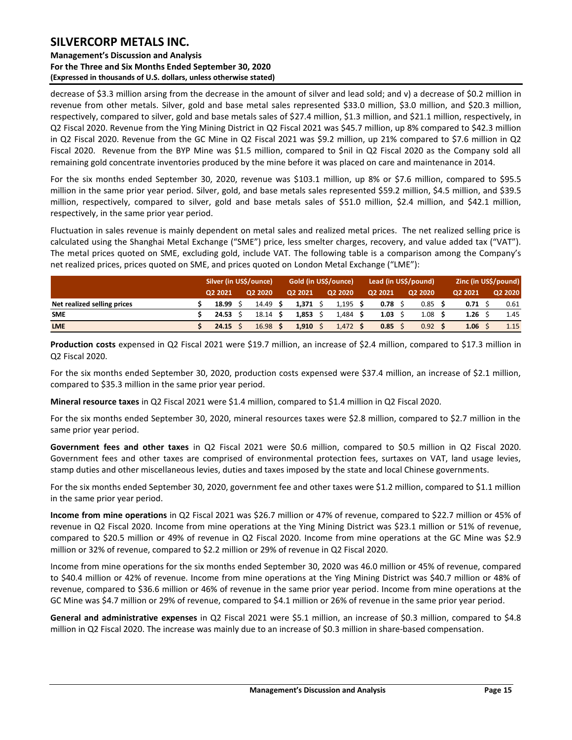decrease of $3.3 million arsing from the decrease in the amount of silver and lead sold; and v) a decrease of $0.2 million in revenue from other metals. Silver, gold and base metal sales represented $33.0 million, $3.0 million, and $20.3 million, respectively, compared to silver, gold and base metals sales of $27.4 million, $1.3 million, and $21.1 million, respectively, in Q2 Fiscal 2020. Revenue from the Ying Mining District in Q2 Fiscal 2021 was $45.7 million, up 8% compared to $42.3 million in Q2 Fiscal 2020. Revenue from the GC Mine in Q2 Fiscal 2021 was $9.2 million, up 21% compared to $7.6 million in Q2 Fiscal 2020. Revenue from the BYP Mine was $1.5 million, compared to $nil in Q2 Fiscal 2020 as the Company sold all remaining gold concentrate inventories produced by the mine before it was placed on care and maintenance in 2014.

For the six months ended September 30, 2020, revenue was $103.1 million, up 8% or $7.6 million, compared to $95.5 million in the same prior year period. Silver, gold, and base metals sales represented $59.2 million, $4.5 million, and $39.5 million, respectively, compared to silver, gold and base metals sales of $51.0 million, $2.4 million, and $42.1 million, respectively, in the same prior year period.

Fluctuation in sales revenue is mainly dependent on metal sales and realized metal prices. The net realized selling price is calculated using the Shanghai Metal Exchange ("SME") price, less smelter charges, recovery, and value added tax ("VAT"). The metal prices quoted on SME, excluding gold, include VAT. The following table is a comparison among the Company's net realized prices, prices quoted on SME, and prices quoted on London Metal Exchange ("LME"):

| | Silver (in US$/ounce) | | Gold (in US$/ounce) | | Lead (in US$/pound) | | Zinc (in US$/pound) | |
|---|---|---|---|---|---|---|---|---|
| | Q2 2021 | Q2 2020 | Q2 2021 | Q2 2020 | Q2 2021 | Q2 2020 | Q2 2021 | Q2 2020 |
| **Net realized selling prices** | **$ 18.99** | $ 14.49 | **$ 1,371** | $ 1,195 | **$ 0.78** | $ 0.85 | **$ 0.71** | $ 0.61 |
| **SME** | **$ 24.53** | $ 18.14 | **$ 1,853** | $ 1,484 | **$ 1.03** | $ 1.08 | **$ 1.26** | $ 1.45 |
| **LME** | **$ 24.15** | $ 16.98 | **$ 1,910** | $ 1,472 | **$ 0.85** | $ 0.92 | **$ 1.06** | $ 1.15 |

**Production costs** expensed in Q2 Fiscal 2021 were $19.7 million, an increase of $2.4 million, compared to $17.3 million in Q2 Fiscal 2020.

For the six months ended September 30, 2020, production costs expensed were $37.4 million, an increase of $2.1 million, compared to $35.3 million in the same prior year period.

**Mineral resource taxes** in Q2 Fiscal 2021 were $1.4 million, compared to $1.4 million in Q2 Fiscal 2020.

For the six months ended September 30, 2020, mineral resources taxes were $2.8 million, compared to $2.7 million in the same prior year period.

**Government fees and other taxes** in Q2 Fiscal 2021 were $0.6 million, compared to $0.5 million in Q2 Fiscal 2020. Government fees and other taxes are comprised of environmental protection fees, surtaxes on VAT, land usage levies, stamp duties and other miscellaneous levies, duties and taxes imposed by the state and local Chinese governments.

For the six months ended September 30, 2020, government fee and other taxes were $1.2 million, compared to $1.1 million in the same prior year period.

**Income from mine operations** in Q2 Fiscal 2021 was $26.7 million or 47% of revenue, compared to $22.7 million or 45% of revenue in Q2 Fiscal 2020. Income from mine operations at the Ying Mining District was $23.1 million or 51% of revenue, compared to $20.5 million or 49% of revenue in Q2 Fiscal 2020. Income from mine operations at the GC Mine was $2.9 million or 32% of revenue, compared to $2.2 million or 29% of revenue in Q2 Fiscal 2020.

Income from mine operations for the six months ended September 30, 2020 was 46.0 million or 45% of revenue, compared to $40.4 million or 42% of revenue. Income from mine operations at the Ying Mining District was $40.7 million or 48% of revenue, compared to $36.6 million or 46% of revenue in the same prior year period. Income from mine operations at the GC Mine was $4.7 million or 29% of revenue, compared to $4.1 million or 26% of revenue in the same prior year period.

**General and administrative expenses** in Q2 Fiscal 2021 were $5.1 million, an increase of $0.3 million, compared to $4.8 million in Q2 Fiscal 2020. The increase was mainly due to an increase of $0.3 million in share-based compensation.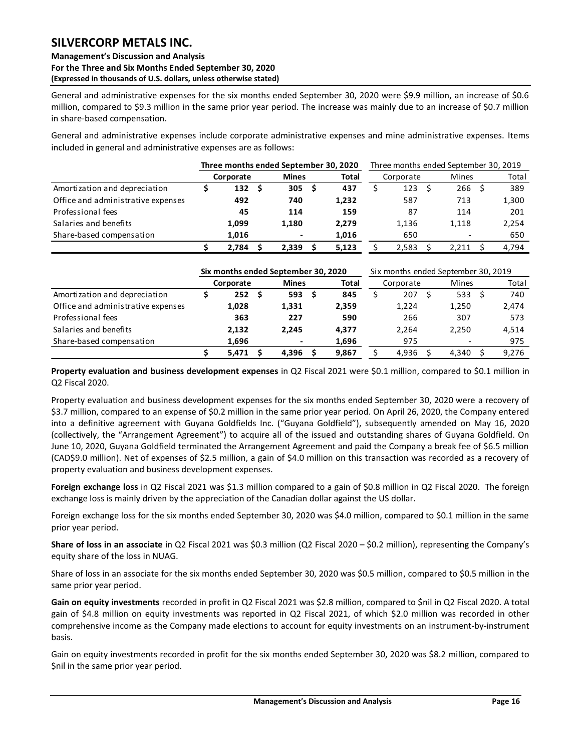General and administrative expenses for the six months ended September 30, 2020 were $9.9 million, an increase of $0.6 million, compared to $9.3 million in the same prior year period. The increase was mainly due to an increase of $0.7 million in share-based compensation.

General and administrative expenses include corporate administrative expenses and mine administrative expenses. Items included in general and administrative expenses are as follows:

| | **Three months ended September 30, 2020** | | | Three months ended September 30, 2019 | | |
|---|---|---|---|---|---|---|
| | **Corporate** | **Mines** | **Total** | Corporate | Mines | Total |
| Amortization and depreciation | **$ 132** | **$ 305** | **$ 437** | $ 123 | $ 266 | $ 389 |
| Office and administrative expenses | **492** | **740** | **1,232** | 587 | 713 | 1,300 |
| Professional fees | **45** | **114** | **159** | 87 | 114 | 201 |
| Salaries and benefits | **1,099** | **1,180** | **2,279** | 1,136 | 1,118 | 2,254 |
| Share-based compensation | **1,016** | **-** | **1,016** | 650 | - | 650 |
| | **$ 2,784** | **$ 2,339** | **$ 5,123** | $ 2,583 | $ 2,211 | $ 4,794 |

| | **Six months ended September 30, 2020** | | | Six months ended September 30, 2019 | | |
|---|---|---|---|---|---|---|
| | **Corporate** | **Mines** | **Total** | Corporate | Mines | Total |
| Amortization and depreciation | **$ 252** | **$ 593** | **$ 845** | $ 207 | $ 533 | $ 740 |
| Office and administrative expenses | **1,028** | **1,331** | **2,359** | 1,224 | 1,250 | 2,474 |
| Professional fees | **363** | **227** | **590** | 266 | 307 | 573 |
| Salaries and benefits | **2,132** | **2,245** | **4,377** | 2,264 | 2,250 | 4,514 |
| Share-based compensation | **1,696** | **-** | **1,696** | 975 | - | 975 |
| | **$ 5,471** | **$ 4,396** | **$ 9,867** | $ 4,936 | $ 4,340 | $ 9,276 |

**Property evaluation and business development expenses** in Q2 Fiscal 2021 were $0.1 million, compared to $0.1 million in Q2 Fiscal 2020.

Property evaluation and business development expenses for the six months ended September 30, 2020 were a recovery of $3.7 million, compared to an expense of $0.2 million in the same prior year period. On April 26, 2020, the Company entered into a definitive agreement with Guyana Goldfields Inc. ("Guyana Goldfield"), subsequently amended on May 16, 2020 (collectively, the "Arrangement Agreement") to acquire all of the issued and outstanding shares of Guyana Goldfield. On June 10, 2020, Guyana Goldfield terminated the Arrangement Agreement and paid the Company a break fee of $6.5 million (CAD$9.0 million). Net of expenses of $2.5 million, a gain of $4.0 million on this transaction was recorded as a recovery of property evaluation and business development expenses.

**Foreign exchange loss** in Q2 Fiscal 2021 was $1.3 million compared to a gain of $0.8 million in Q2 Fiscal 2020. The foreign exchange loss is mainly driven by the appreciation of the Canadian dollar against the US dollar.

Foreign exchange loss for the six months ended September 30, 2020 was $4.0 million, compared to $0.1 million in the same prior year period.

**Share of loss in an associate** in Q2 Fiscal 2021 was $0.3 million (Q2 Fiscal 2020 – $0.2 million), representing the Company's equity share of the loss in NUAG.

Share of loss in an associate for the six months ended September 30, 2020 was $0.5 million, compared to $0.5 million in the same prior year period.

**Gain on equity investments** recorded in profit in Q2 Fiscal 2021 was $2.8 million, compared to $nil in Q2 Fiscal 2020. A total gain of $4.8 million on equity investments was reported in Q2 Fiscal 2021, of which $2.0 million was recorded in other comprehensive income as the Company made elections to account for equity investments on an instrument-by-instrument basis.

Gain on equity investments recorded in profit for the six months ended September 30, 2020 was $8.2 million, compared to $nil in the same prior year period.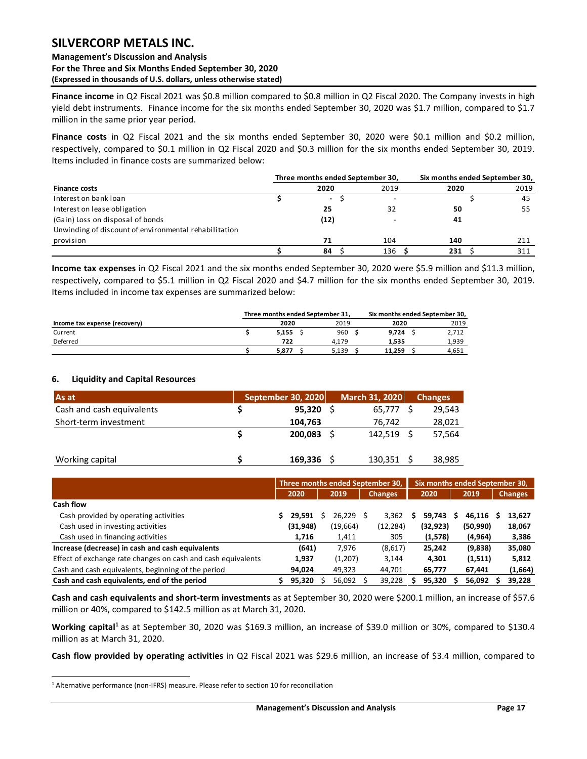**Finance income** in Q2 Fiscal 2021 was $0.8 million compared to $0.8 million in Q2 Fiscal 2020. The Company invests in high yield debt instruments. Finance income for the six months ended September 30, 2020 was $1.7 million, compared to $1.7 million in the same prior year period.

**Finance costs** in Q2 Fiscal 2021 and the six months ended September 30, 2020 were $0.1 million and $0.2 million, respectively, compared to $0.1 million in Q2 Fiscal 2020 and $0.3 million for the six months ended September 30, 2019. Items included in finance costs are summarized below:

| | Three months ended September 30, | | Six months ended September 30, | |
|---|---|---|---|---|
| **Finance costs** | **2020** | 2019 | **2020** | 2019 |
| Interest on bank loan | $ - | $ - | $ | 45 |
| Interest on lease obligation | **25** | 32 | **50** | 55 |
| (Gain) Loss on disposal of bonds | **(12)** | - | **41** | |
| Unwinding of discount of environmental rehabilitation provision | **71** | 104 | **140** | 211 |
| | $ **84** | $ 136 | $ **231** | $ 311 |

**Income tax expenses** in Q2 Fiscal 2021 and the six months ended September 30, 2020 were $5.9 million and $11.3 million, respectively, compared to $5.1 million in Q2 Fiscal 2020 and $4.7 million for the six months ended September 30, 2019. Items included in income tax expenses are summarized below:

| | Three months ended September 31, | | Six months ended September 30, | |
|---|---|---|---|---|
| **Income tax expense (recovery)** | **2020** | 2019 | **2020** | 2019 |
| Current | $ **5,155** | $ 960 | $ **9,724** | $ 2,712 |
| Deferred | **722** | 4,179 | **1,535** | 1,939 |
| | $ **5,877** | $ 5,139 | $ **11,259** | $ 4,651 |

## 6. Liquidity and Capital Resources

| As at | September 30, 2020 | March 31, 2020 | Changes |
|---|---|---|---|
| Cash and cash equivalents | $ **95,320** | $ 65,777 | $ 29,543 |
| Short-term investment | **104,763** | 76,742 | 28,021 |
| | $ **200,083** | $ 142,519 | $ 57,564 |
| | | | |
| Working capital | $ **169,336** | $ 130,351 | $ 38,985 |

| | Three months ended September 30, | | | Six months ended September 30, | | |
|---|---|---|---|---|---|---|
| | **2020** | **2019** | **Changes** | **2020** | **2019** | **Changes** |
| **Cash flow** | | | | | | |
| Cash provided by operating activities | $ **29,591** | $ 26,229 | $ 3,362 | $ **59,743** | $ **46,116** | $ **13,627** |
| Cash used in investing activities | **(31,948)** | (19,664) | (12,284) | **(32,923)** | **(50,990)** | **18,067** |
| Cash used in financing activities | **1,716** | 1,411 | 305 | **(1,578)** | **(4,964)** | **3,386** |
| **Increase (decrease) in cash and cash equivalents** | **(641)** | 7,976 | (8,617) | **25,242** | **(9,838)** | **35,080** |
| Effect of exchange rate changes on cash and cash equivalents | **1,937** | (1,207) | 3,144 | **4,301** | **(1,511)** | **5,812** |
| Cash and cash equivalents, beginning of the period | **94,024** | 49,323 | 44,701 | **65,777** | **67,441** | **(1,664)** |
| **Cash and cash equivalents, end of the period** | $ **95,320** | $ 56,092 | $ 39,228 | $ **95,320** | $ **56,092** | $ **39,228** |

**Cash and cash equivalents and short-term investments** as at September 30, 2020 were $200.1 million, an increase of $57.6 million or 40%, compared to $142.5 million as at March 31, 2020.

**Working capital**[1] as at September 30, 2020 was $169.3 million, an increase of $39.0 million or 30%, compared to $130.4 million as at March 31, 2020.

**Cash flow provided by operating activities** in Q2 Fiscal 2021 was $29.6 million, an increase of $3.4 million, compared to

[1] Alternative performance (non-IFRS) measure. Please refer to section 10 for reconciliation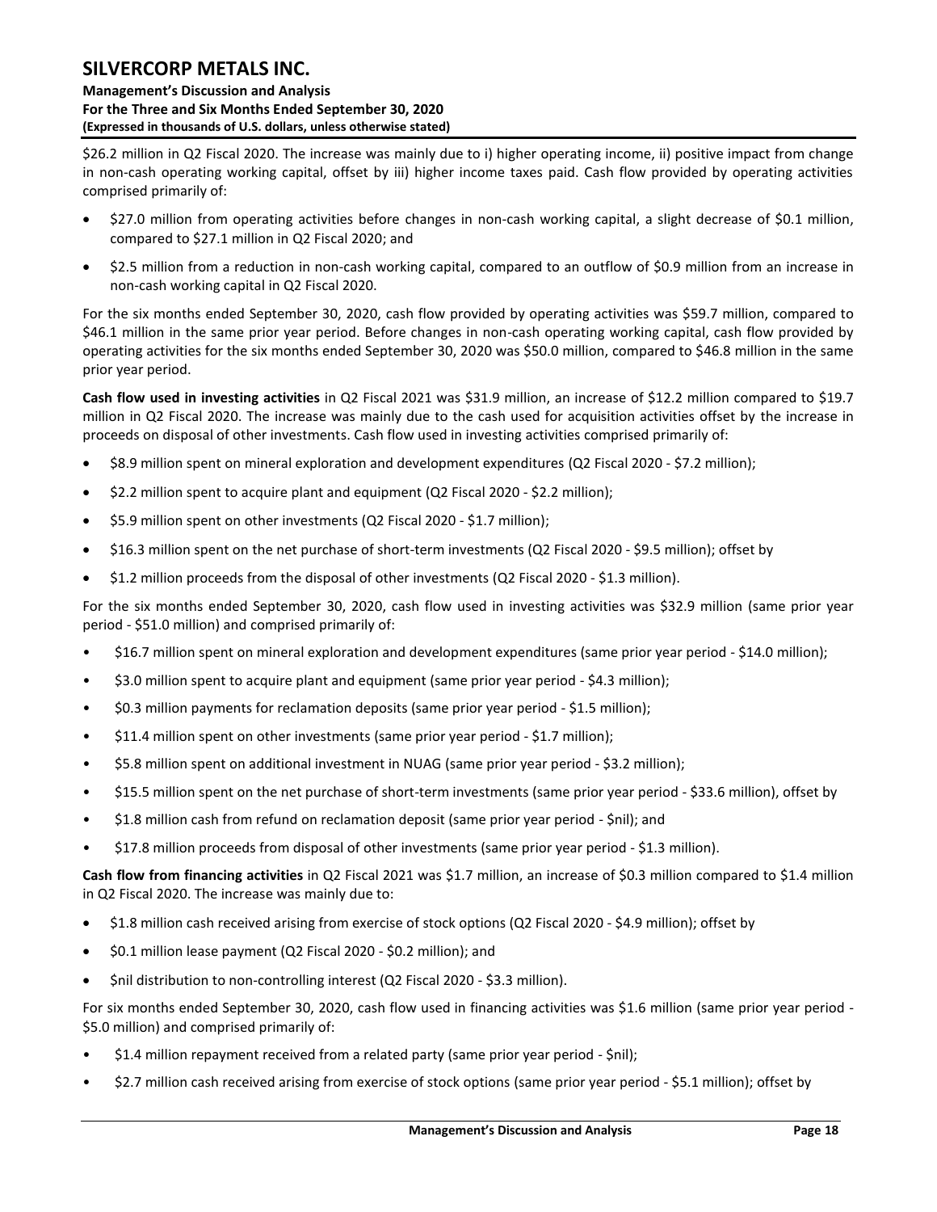$26.2 million in Q2 Fiscal 2020. The increase was mainly due to i) higher operating income, ii) positive impact from change in non-cash operating working capital, offset by iii) higher income taxes paid. Cash flow provided by operating activities comprised primarily of:

- $27.0 million from operating activities before changes in non-cash working capital, a slight decrease of $0.1 million, compared to $27.1 million in Q2 Fiscal 2020; and
- $2.5 million from a reduction in non-cash working capital, compared to an outflow of $0.9 million from an increase in non-cash working capital in Q2 Fiscal 2020.

For the six months ended September 30, 2020, cash flow provided by operating activities was $59.7 million, compared to $46.1 million in the same prior year period. Before changes in non-cash operating working capital, cash flow provided by operating activities for the six months ended September 30, 2020 was $50.0 million, compared to $46.8 million in the same prior year period.

**Cash flow used in investing activities** in Q2 Fiscal 2021 was $31.9 million, an increase of $12.2 million compared to $19.7 million in Q2 Fiscal 2020. The increase was mainly due to the cash used for acquisition activities offset by the increase in proceeds on disposal of other investments. Cash flow used in investing activities comprised primarily of:

- $8.9 million spent on mineral exploration and development expenditures (Q2 Fiscal 2020 - $7.2 million);
- $2.2 million spent to acquire plant and equipment (Q2 Fiscal 2020 - $2.2 million);
- $5.9 million spent on other investments (Q2 Fiscal 2020 - $1.7 million);
- $16.3 million spent on the net purchase of short-term investments (Q2 Fiscal 2020 - $9.5 million); offset by
- $1.2 million proceeds from the disposal of other investments (Q2 Fiscal 2020 - $1.3 million).

For the six months ended September 30, 2020, cash flow used in investing activities was $32.9 million (same prior year period - $51.0 million) and comprised primarily of:

- $16.7 million spent on mineral exploration and development expenditures (same prior year period - $14.0 million);
- $3.0 million spent to acquire plant and equipment (same prior year period - $4.3 million);
- $0.3 million payments for reclamation deposits (same prior year period - $1.5 million);
- $11.4 million spent on other investments (same prior year period - $1.7 million);
- $5.8 million spent on additional investment in NUAG (same prior year period - $3.2 million);
- $15.5 million spent on the net purchase of short-term investments (same prior year period - $33.6 million), offset by
- $1.8 million cash from refund on reclamation deposit (same prior year period - $nil); and
- $17.8 million proceeds from disposal of other investments (same prior year period - $1.3 million).

**Cash flow from financing activities** in Q2 Fiscal 2021 was $1.7 million, an increase of $0.3 million compared to $1.4 million in Q2 Fiscal 2020. The increase was mainly due to:

- $1.8 million cash received arising from exercise of stock options (Q2 Fiscal 2020 - $4.9 million); offset by
- $0.1 million lease payment (Q2 Fiscal 2020 - $0.2 million); and
- $nil distribution to non-controlling interest (Q2 Fiscal 2020 - $3.3 million).

For six months ended September 30, 2020, cash flow used in financing activities was $1.6 million (same prior year period - $5.0 million) and comprised primarily of:

- $1.4 million repayment received from a related party (same prior year period - $nil);
- $2.7 million cash received arising from exercise of stock options (same prior year period - $5.1 million); offset by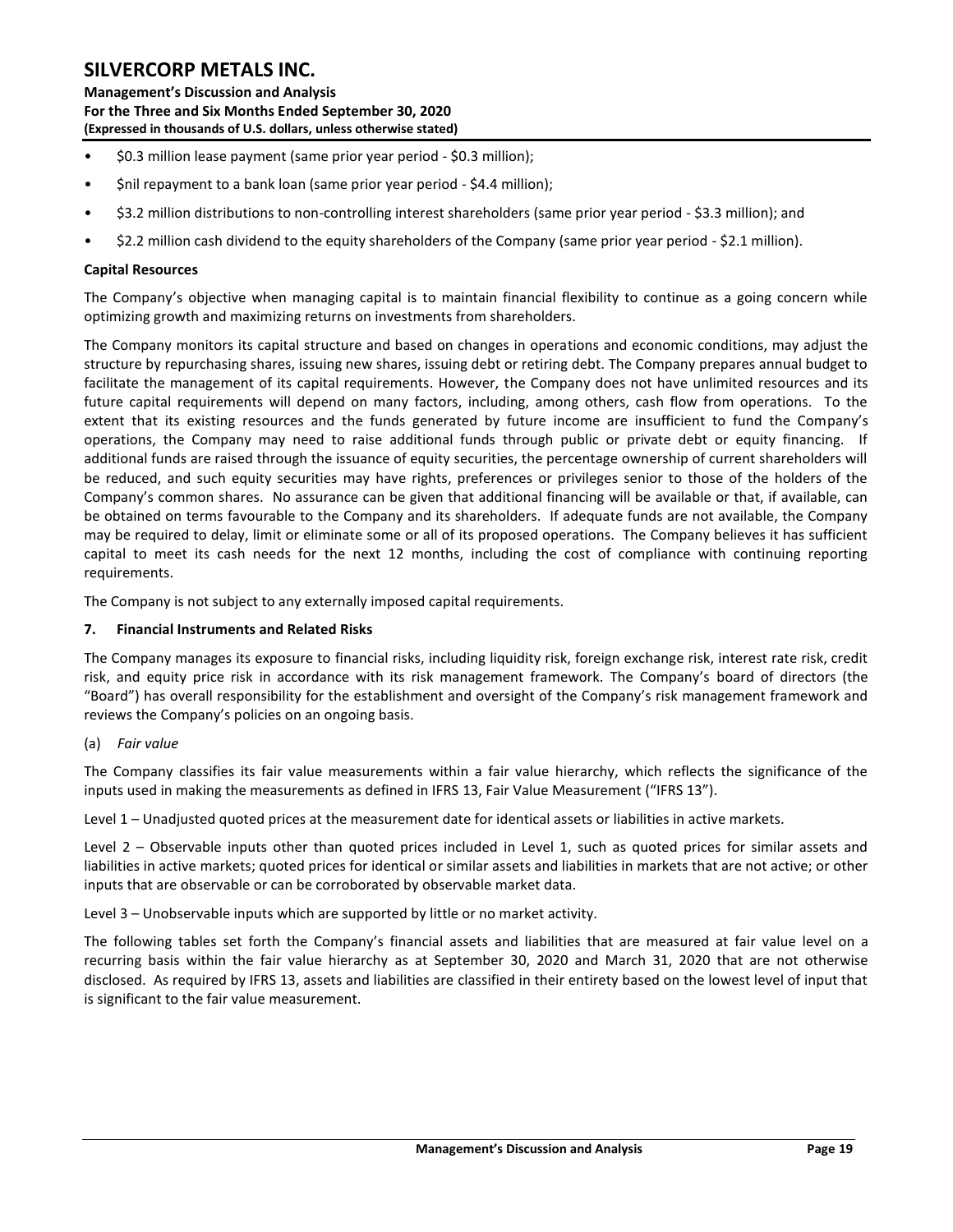- \$0.3 million lease payment (same prior year period - \$0.3 million);
- \$nil repayment to a bank loan (same prior year period - \$4.4 million);
- \$3.2 million distributions to non-controlling interest shareholders (same prior year period - \$3.3 million); and
- \$2.2 million cash dividend to the equity shareholders of the Company (same prior year period - \$2.1 million).

**Capital Resources**

The Company's objective when managing capital is to maintain financial flexibility to continue as a going concern while optimizing growth and maximizing returns on investments from shareholders.

The Company monitors its capital structure and based on changes in operations and economic conditions, may adjust the structure by repurchasing shares, issuing new shares, issuing debt or retiring debt. The Company prepares annual budget to facilitate the management of its capital requirements. However, the Company does not have unlimited resources and its future capital requirements will depend on many factors, including, among others, cash flow from operations. To the extent that its existing resources and the funds generated by future income are insufficient to fund the Company's operations, the Company may need to raise additional funds through public or private debt or equity financing. If additional funds are raised through the issuance of equity securities, the percentage ownership of current shareholders will be reduced, and such equity securities may have rights, preferences or privileges senior to those of the holders of the Company's common shares. No assurance can be given that additional financing will be available or that, if available, can be obtained on terms favourable to the Company and its shareholders. If adequate funds are not available, the Company may be required to delay, limit or eliminate some or all of its proposed operations. The Company believes it has sufficient capital to meet its cash needs for the next 12 months, including the cost of compliance with continuing reporting requirements.

The Company is not subject to any externally imposed capital requirements.

## 7. Financial Instruments and Related Risks

The Company manages its exposure to financial risks, including liquidity risk, foreign exchange risk, interest rate risk, credit risk, and equity price risk in accordance with its risk management framework. The Company's board of directors (the "Board") has overall responsibility for the establishment and oversight of the Company's risk management framework and reviews the Company's policies on an ongoing basis.

(a) *Fair value*

The Company classifies its fair value measurements within a fair value hierarchy, which reflects the significance of the inputs used in making the measurements as defined in IFRS 13, Fair Value Measurement ("IFRS 13").

Level 1 – Unadjusted quoted prices at the measurement date for identical assets or liabilities in active markets.

Level 2 – Observable inputs other than quoted prices included in Level 1, such as quoted prices for similar assets and liabilities in active markets; quoted prices for identical or similar assets and liabilities in markets that are not active; or other inputs that are observable or can be corroborated by observable market data.

Level 3 – Unobservable inputs which are supported by little or no market activity.

The following tables set forth the Company's financial assets and liabilities that are measured at fair value level on a recurring basis within the fair value hierarchy as at September 30, 2020 and March 31, 2020 that are not otherwise disclosed. As required by IFRS 13, assets and liabilities are classified in their entirety based on the lowest level of input that is significant to the fair value measurement.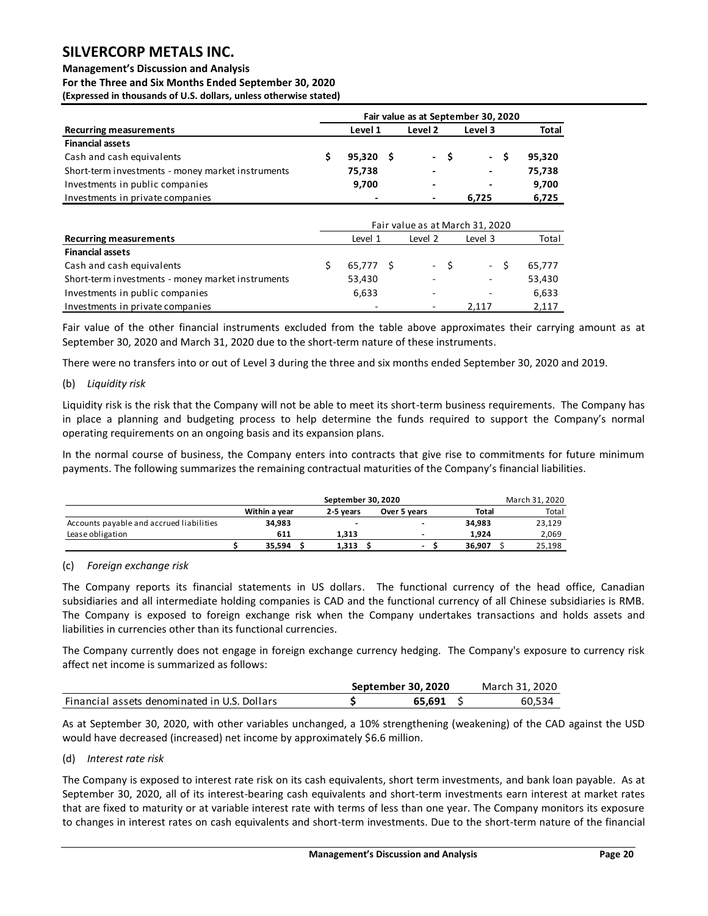| Recurring measurements | Fair value as at September 30, 2020 | | | |
|---|---|---|---|---|
| | Level 1 | Level 2 | Level 3 | Total |
| **Financial assets** | | | | |
| Cash and cash equivalents | $ 95,320 | $ - | $ - | $ 95,320 |
| Short-term investments - money market instruments | 75,738 | - | - | 75,738 |
| Investments in public companies | 9,700 | - | - | 9,700 |
| Investments in private companies | - | - | 6,725 | 6,725 |

| Recurring measurements | Fair value as at March 31, 2020 | | | |
|---|---|---|---|---|
| | Level 1 | Level 2 | Level 3 | Total |
| **Financial assets** | | | | |
| Cash and cash equivalents | $ 65,777 | $ - | $ - | $ 65,777 |
| Short-term investments - money market instruments | 53,430 | - | - | 53,430 |
| Investments in public companies | 6,633 | - | - | 6,633 |
| Investments in private companies | - | - | 2,117 | 2,117 |

Fair value of the other financial instruments excluded from the table above approximates their carrying amount as at September 30, 2020 and March 31, 2020 due to the short-term nature of these instruments.

There were no transfers into or out of Level 3 during the three and six months ended September 30, 2020 and 2019.

(b) *Liquidity risk*

Liquidity risk is the risk that the Company will not be able to meet its short-term business requirements. The Company has in place a planning and budgeting process to help determine the funds required to support the Company's normal operating requirements on an ongoing basis and its expansion plans.

In the normal course of business, the Company enters into contracts that give rise to commitments for future minimum payments. The following summarizes the remaining contractual maturities of the Company's financial liabilities.

| | September 30, 2020 | | | | March 31, 2020 |
|---|---|---|---|---|---|
| | Within a year | 2-5 years | Over 5 years | Total | Total |
| Accounts payable and accrued liabilities | 34,983 | - | - | 34,983 | 23,129 |
| Lease obligation | 611 | 1,313 | - | 1,924 | 2,069 |
| | $ 35,594 | $ 1,313 | $ - | $ 36,907 | $ 25,198 |

(c) *Foreign exchange risk*

The Company reports its financial statements in US dollars. The functional currency of the head office, Canadian subsidiaries and all intermediate holding companies is CAD and the functional currency of all Chinese subsidiaries is RMB. The Company is exposed to foreign exchange risk when the Company undertakes transactions and holds assets and liabilities in currencies other than its functional currencies.

The Company currently does not engage in foreign exchange currency hedging. The Company's exposure to currency risk affect net income is summarized as follows:

| | September 30, 2020 | March 31, 2020 |
|---|---|---|
| Financial assets denominated in U.S. Dollars | $ 65,691 | $ 60,534 |

As at September 30, 2020, with other variables unchanged, a 10% strengthening (weakening) of the CAD against the USD would have decreased (increased) net income by approximately $6.6 million.

(d) *Interest rate risk*

The Company is exposed to interest rate risk on its cash equivalents, short term investments, and bank loan payable. As at September 30, 2020, all of its interest-bearing cash equivalents and short-term investments earn interest at market rates that are fixed to maturity or at variable interest rate with terms of less than one year. The Company monitors its exposure to changes in interest rates on cash equivalents and short-term investments. Due to the short-term nature of the financial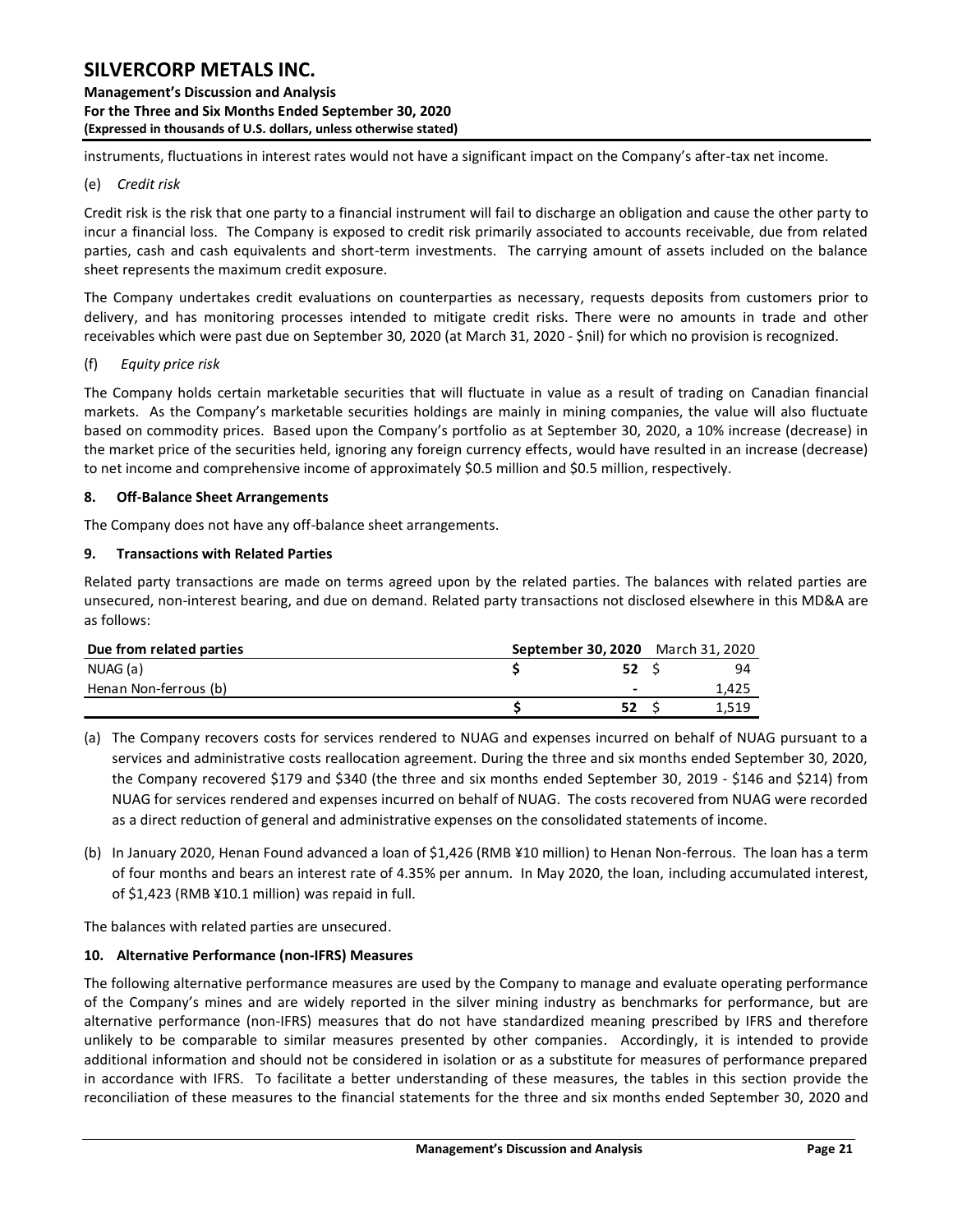instruments, fluctuations in interest rates would not have a significant impact on the Company's after-tax net income.

(e) *Credit risk*

Credit risk is the risk that one party to a financial instrument will fail to discharge an obligation and cause the other party to incur a financial loss. The Company is exposed to credit risk primarily associated to accounts receivable, due from related parties, cash and cash equivalents and short-term investments. The carrying amount of assets included on the balance sheet represents the maximum credit exposure.

The Company undertakes credit evaluations on counterparties as necessary, requests deposits from customers prior to delivery, and has monitoring processes intended to mitigate credit risks. There were no amounts in trade and other receivables which were past due on September 30, 2020 (at March 31, 2020 - $nil) for which no provision is recognized.

(f) *Equity price risk*

The Company holds certain marketable securities that will fluctuate in value as a result of trading on Canadian financial markets. As the Company's marketable securities holdings are mainly in mining companies, the value will also fluctuate based on commodity prices. Based upon the Company's portfolio as at September 30, 2020, a 10% increase (decrease) in the market price of the securities held, ignoring any foreign currency effects, would have resulted in an increase (decrease) to net income and comprehensive income of approximately $0.5 million and $0.5 million, respectively.

## 8. Off-Balance Sheet Arrangements

The Company does not have any off-balance sheet arrangements.

## 9. Transactions with Related Parties

Related party transactions are made on terms agreed upon by the related parties. The balances with related parties are unsecured, non-interest bearing, and due on demand. Related party transactions not disclosed elsewhere in this MD&A are as follows:

| Due from related parties | September 30, 2020 | March 31, 2020 |
|---|---|---|
| NUAG (a) | $ 52 | $ 94 |
| Henan Non-ferrous (b) | - | 1,425 |
| | $ 52 | $ 1,519 |

(a) The Company recovers costs for services rendered to NUAG and expenses incurred on behalf of NUAG pursuant to a services and administrative costs reallocation agreement. During the three and six months ended September 30, 2020, the Company recovered $179 and $340 (the three and six months ended September 30, 2019 - $146 and $214) from NUAG for services rendered and expenses incurred on behalf of NUAG. The costs recovered from NUAG were recorded as a direct reduction of general and administrative expenses on the consolidated statements of income.

(b) In January 2020, Henan Found advanced a loan of $1,426 (RMB ¥10 million) to Henan Non-ferrous. The loan has a term of four months and bears an interest rate of 4.35% per annum. In May 2020, the loan, including accumulated interest, of $1,423 (RMB ¥10.1 million) was repaid in full.

The balances with related parties are unsecured.

## 10. Alternative Performance (non-IFRS) Measures

The following alternative performance measures are used by the Company to manage and evaluate operating performance of the Company's mines and are widely reported in the silver mining industry as benchmarks for performance, but are alternative performance (non-IFRS) measures that do not have standardized meaning prescribed by IFRS and therefore unlikely to be comparable to similar measures presented by other companies. Accordingly, it is intended to provide additional information and should not be considered in isolation or as a substitute for measures of performance prepared in accordance with IFRS. To facilitate a better understanding of these measures, the tables in this section provide the reconciliation of these measures to the financial statements for the three and six months ended September 30, 2020 and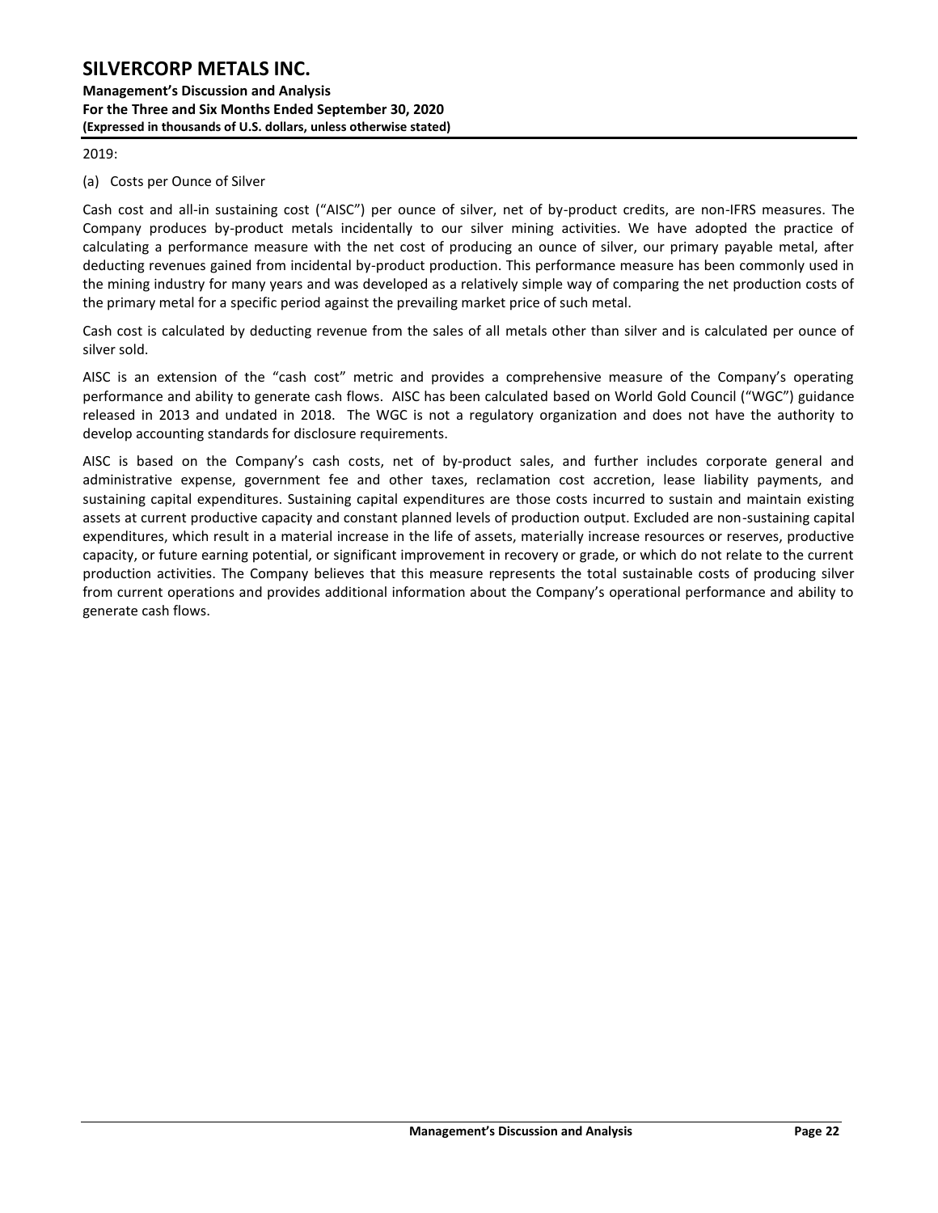2019:

(a) Costs per Ounce of Silver

Cash cost and all-in sustaining cost ("AISC") per ounce of silver, net of by-product credits, are non-IFRS measures. The Company produces by-product metals incidentally to our silver mining activities. We have adopted the practice of calculating a performance measure with the net cost of producing an ounce of silver, our primary payable metal, after deducting revenues gained from incidental by-product production. This performance measure has been commonly used in the mining industry for many years and was developed as a relatively simple way of comparing the net production costs of the primary metal for a specific period against the prevailing market price of such metal.

Cash cost is calculated by deducting revenue from the sales of all metals other than silver and is calculated per ounce of silver sold.

AISC is an extension of the "cash cost" metric and provides a comprehensive measure of the Company's operating performance and ability to generate cash flows. AISC has been calculated based on World Gold Council ("WGC") guidance released in 2013 and undated in 2018. The WGC is not a regulatory organization and does not have the authority to develop accounting standards for disclosure requirements.

AISC is based on the Company's cash costs, net of by-product sales, and further includes corporate general and administrative expense, government fee and other taxes, reclamation cost accretion, lease liability payments, and sustaining capital expenditures. Sustaining capital expenditures are those costs incurred to sustain and maintain existing assets at current productive capacity and constant planned levels of production output. Excluded are non-sustaining capital expenditures, which result in a material increase in the life of assets, materially increase resources or reserves, productive capacity, or future earning potential, or significant improvement in recovery or grade, or which do not relate to the current production activities. The Company believes that this measure represents the total sustainable costs of producing silver from current operations and provides additional information about the Company's operational performance and ability to generate cash flows.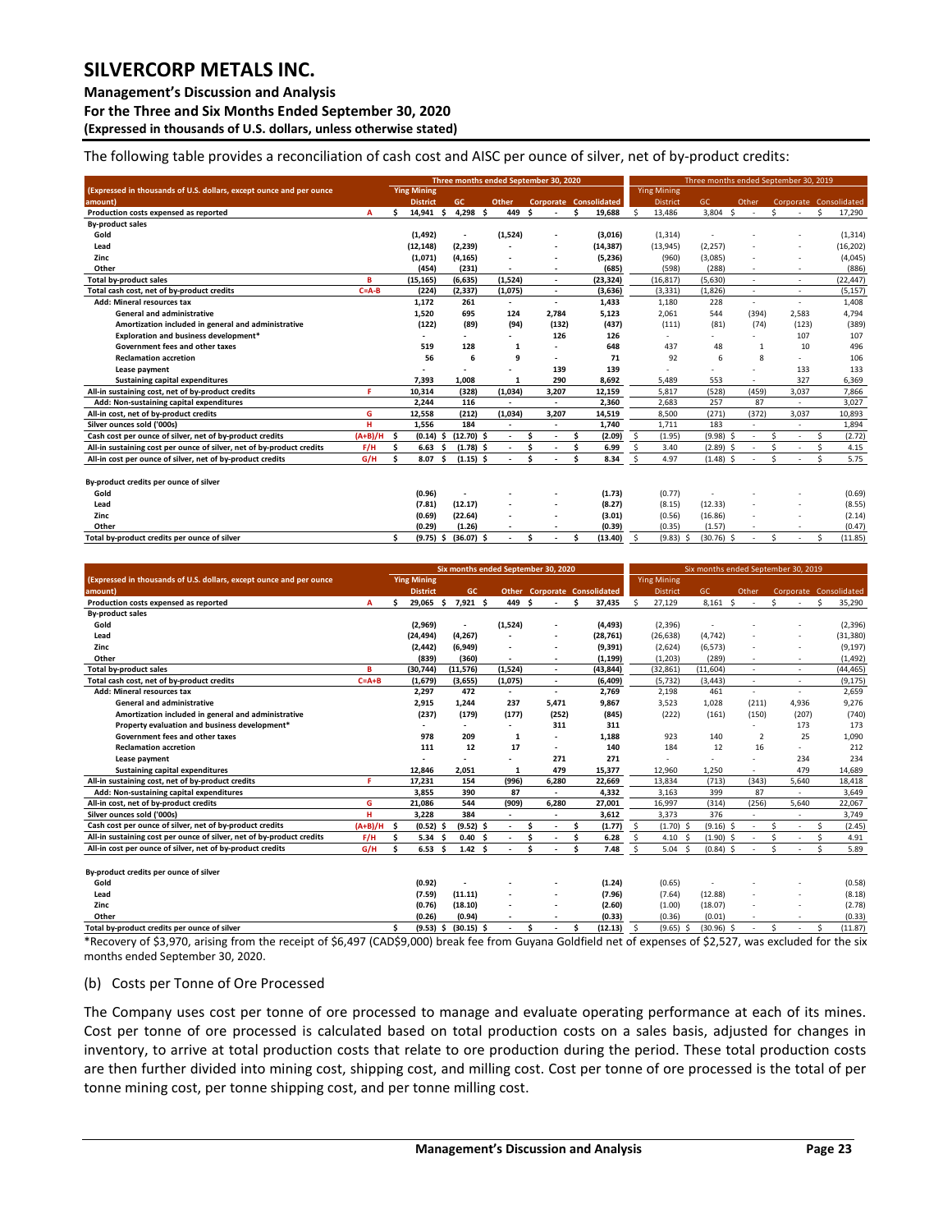The following table provides a reconciliation of cash cost and AISC per ounce of silver, net of by-product credits:

| (Expressed in thousands of U.S. dollars, except ounce and per ounce amount) | | Three months ended September 30, 2020 | | | | | Three months ended September 30, 2019 | | | | |
|---|---|---|---|---|---|---|---|---|---|---|---|
| | | Ying Mining District | GC | Other | Corporate | Consolidated | Ying Mining District | GC | Other | Corporate | Consolidated |
| Production costs expensed as reported | A | $ 14,941 | $ 4,298 | $ 449 | $ - | $ 19,688 | $ 13,486 | 3,804 | $ - | $ - | $ 17,290 |
| By-product sales | | | | | | | | | | | |
| Gold | | (1,492) | - | (1,524) | - | (3,016) | (1,314) | - | - | - | (1,314) |
| Lead | | (12,148) | (2,239) | - | - | (14,387) | (13,945) | (2,257) | - | - | (16,202) |
| Zinc | | (1,071) | (4,165) | - | - | (5,236) | (960) | (3,085) | - | - | (4,045) |
| Other | | (454) | (231) | - | - | (685) | (598) | (288) | - | - | (886) |
| Total by-product sales | B | (15,165) | (6,635) | (1,524) | - | (23,324) | (16,817) | (5,630) | - | - | (22,447) |
| Total cash cost, net of by-product credits | C=A-B | (224) | (2,337) | (1,075) | - | (3,636) | (3,331) | (1,826) | - | - | (5,157) |
| Add: Mineral resources tax | | 1,172 | 261 | - | - | 1,433 | 1,180 | 228 | - | - | 1,408 |
| General and administrative | | 1,520 | 695 | 124 | 2,784 | 5,123 | 2,061 | 544 | (394) | 2,583 | 4,794 |
| Amortization included in general and administrative | | (122) | (89) | (94) | (132) | (437) | (111) | (81) | (74) | (123) | (389) |
| Exploration and business development* | | - | - | - | 126 | 126 | - | - | - | 107 | 107 |
| Government fees and other taxes | | 519 | 128 | 1 | - | 648 | 437 | 48 | 1 | 10 | 496 |
| Reclamation accretion | | 56 | 6 | 9 | - | 71 | 92 | 6 | 8 | - | 106 |
| Lease payment | | - | - | - | 139 | 139 | - | - | - | 133 | 133 |
| Sustaining capital expenditures | | 7,393 | 1,008 | 1 | 290 | 8,692 | 5,489 | 553 | - | 327 | 6,369 |
| All-in sustaining cost, net of by-product credits | F | 10,314 | (328) | (1,034) | 3,207 | 12,159 | 5,817 | (528) | (459) | 3,037 | 7,866 |
| Add: Non-sustaining capital expenditures | | 2,244 | 116 | - | - | 2,360 | 2,683 | 257 | 87 | - | 3,027 |
| All-in cost, net of by-product credits | G | 12,558 | (212) | (1,034) | 3,207 | 14,519 | 8,500 | (271) | (372) | 3,037 | 10,893 |
| Silver ounces sold ('000s) | H | 1,556 | 184 | - | - | 1,740 | 1,711 | 183 | - | - | 1,894 |
| Cash cost per ounce of silver, net of by-product credits | (A+B)/H | $ (0.14) | $ (12.70) | $ - | $ - | $ (2.09) | $ (1.95) | $ (9.98) | $ - | $ - | $ (2.72) |
| All-in sustaining cost per ounce of silver, net of by-product credits | F/H | $ 6.63 | $ (1.78) | $ - | $ - | $ 6.99 | $ 3.40 | $ (2.89) | $ - | $ - | $ 4.15 |
| All-in cost per ounce of silver, net of by-product credits | G/H | $ 8.07 | $ (1.15) | $ - | $ - | $ 8.34 | $ 4.97 | $ (1.48) | $ - | $ - | $ 5.75 |
| | | | | | | | | | | | |
| By-product credits per ounce of silver | | | | | | | | | | | |
| Gold | | (0.96) | - | - | - | (1.73) | (0.77) | - | - | - | (0.69) |
| Lead | | (7.81) | (12.17) | - | - | (8.27) | (8.15) | (12.33) | - | - | (8.55) |
| Zinc | | (0.69) | (22.64) | - | - | (3.01) | (0.56) | (16.86) | - | - | (2.14) |
| Other | | (0.29) | (1.26) | - | - | (0.39) | (0.35) | (1.57) | - | - | (0.47) |
| Total by-product credits per ounce of silver | | $ (9.75) | $ (36.07) | $ - | $ - | $ (13.40) | $ (9.83) | $ (30.76) | $ - | $ - | $ (11.85) |

| (Expressed in thousands of U.S. dollars, except ounce and per ounce amount) | | Six months ended September 30, 2020 | | | | | Six months ended September 30, 2019 | | | | |
|---|---|---|---|---|---|---|---|---|---|---|---|
| | | Ying Mining District | GC | Other | Corporate | Consolidated | Ying Mining District | GC | Other | Corporate | Consolidated |
| Production costs expensed as reported | A | $ 29,065 | $ 7,921 | $ 449 | $ - | $ 37,435 | $ 27,129 | 8,161 | $ - | $ - | $ 35,290 |
| By-product sales | | | | | | | | | | | |
| Gold | | (2,969) | - | (1,524) | - | (4,493) | (2,396) | - | - | - | (2,396) |
| Lead | | (24,494) | (4,267) | - | - | (28,761) | (26,638) | (4,742) | - | - | (31,380) |
| Zinc | | (2,442) | (6,949) | - | - | (9,391) | (2,624) | (6,573) | - | - | (9,197) |
| Other | | (839) | (360) | - | - | (1,199) | (1,203) | (289) | - | - | (1,492) |
| Total by-product sales | B | (30,744) | (11,576) | (1,524) | - | (43,844) | (32,861) | (11,604) | - | - | (44,465) |
| Total cash cost, net of by-product credits | C=A+B | (1,679) | (3,655) | (1,075) | - | (6,409) | (5,732) | (3,443) | - | - | (9,175) |
| Add: Mineral resources tax | | 2,297 | 472 | - | - | 2,769 | 2,198 | 461 | - | - | 2,659 |
| General and administrative | | 2,915 | 1,244 | 237 | 5,471 | 9,867 | 3,523 | 1,028 | (211) | 4,936 | 9,276 |
| Amortization included in general and administrative | | (237) | (179) | (177) | (252) | (845) | (222) | (161) | (150) | (207) | (740) |
| Property evaluation and business development* | | - | - | - | 311 | 311 | | | - | 173 | 173 |
| Government fees and other taxes | | 978 | 209 | 1 | - | 1,188 | 923 | 140 | 2 | 25 | 1,090 |
| Reclamation accretion | | 111 | 12 | 17 | - | 140 | 184 | 12 | 16 | - | 212 |
| Lease payment | | - | - | - | 271 | 271 | - | - | - | 234 | 234 |
| Sustaining capital expenditures | | 12,846 | 2,051 | 1 | 479 | 15,377 | 12,960 | 1,250 | - | 479 | 14,689 |
| All-in sustaining cost, net of by-product credits | F | 17,231 | 154 | (996) | 6,280 | 22,669 | 13,834 | (713) | (343) | 5,640 | 18,418 |
| Add: Non-sustaining capital expenditures | | 3,855 | 390 | 87 | - | 4,332 | 3,163 | 399 | 87 | - | 3,649 |
| All-in cost, net of by-product credits | G | 21,086 | 544 | (909) | 6,280 | 27,001 | 16,997 | (314) | (256) | 5,640 | 22,067 |
| Silver ounces sold ('000s) | H | 3,228 | 384 | - | - | 3,612 | 3,373 | 376 | - | - | 3,749 |
| Cash cost per ounce of silver, net of by-product credits | (A+B)/H | $ (0.52) | $ (9.52) | $ - | $ - | $ (1.77) | $ (1.70) | $ (9.16) | $ - | $ - | $ (2.45) |
| All-in sustaining cost per ounce of silver, net of by-product credits | F/H | $ 5.34 | $ 0.40 | $ - | $ - | $ 6.28 | $ 4.10 | $ (1.90) | $ - | $ - | $ 4.91 |
| All-in cost per ounce of silver, net of by-product credits | G/H | $ 6.53 | $ 1.42 | $ - | $ - | $ 7.48 | $ 5.04 | $ (0.84) | $ - | $ - | $ 5.89 |
| | | | | | | | | | | | |
| By-product credits per ounce of silver | | | | | | | | | | | |
| Gold | | (0.92) | - | - | - | (1.24) | (0.65) | - | - | - | (0.58) |
| Lead | | (7.59) | (11.11) | - | - | (7.96) | (7.64) | (12.88) | - | - | (8.18) |
| Zinc | | (0.76) | (18.10) | - | - | (2.60) | (1.00) | (18.07) | - | - | (2.78) |
| Other | | (0.26) | (0.94) | - | - | (0.33) | (0.36) | (0.01) | - | - | (0.33) |
| Total by-product credits per ounce of silver | | $ (9.53) | $ (30.15) | $ - | $ - | $ (12.13) | $ (9.65) | $ (30.96) | $ - | $ - | $ (11.87) |

*Recovery of $3,970, arising from the receipt of $6,497 (CAD$9,000) break fee from Guyana Goldfield net of expenses of $2,527, was excluded for the six months ended September 30, 2020.

(b) Costs per Tonne of Ore Processed

The Company uses cost per tonne of ore processed to manage and evaluate operating performance at each of its mines. Cost per tonne of ore processed is calculated based on total production costs on a sales basis, adjusted for changes in inventory, to arrive at total production costs that relate to ore production during the period. These total production costs are then further divided into mining cost, shipping cost, and milling cost. Cost per tonne of ore processed is the total of per tonne mining cost, per tonne shipping cost, and per tonne milling cost.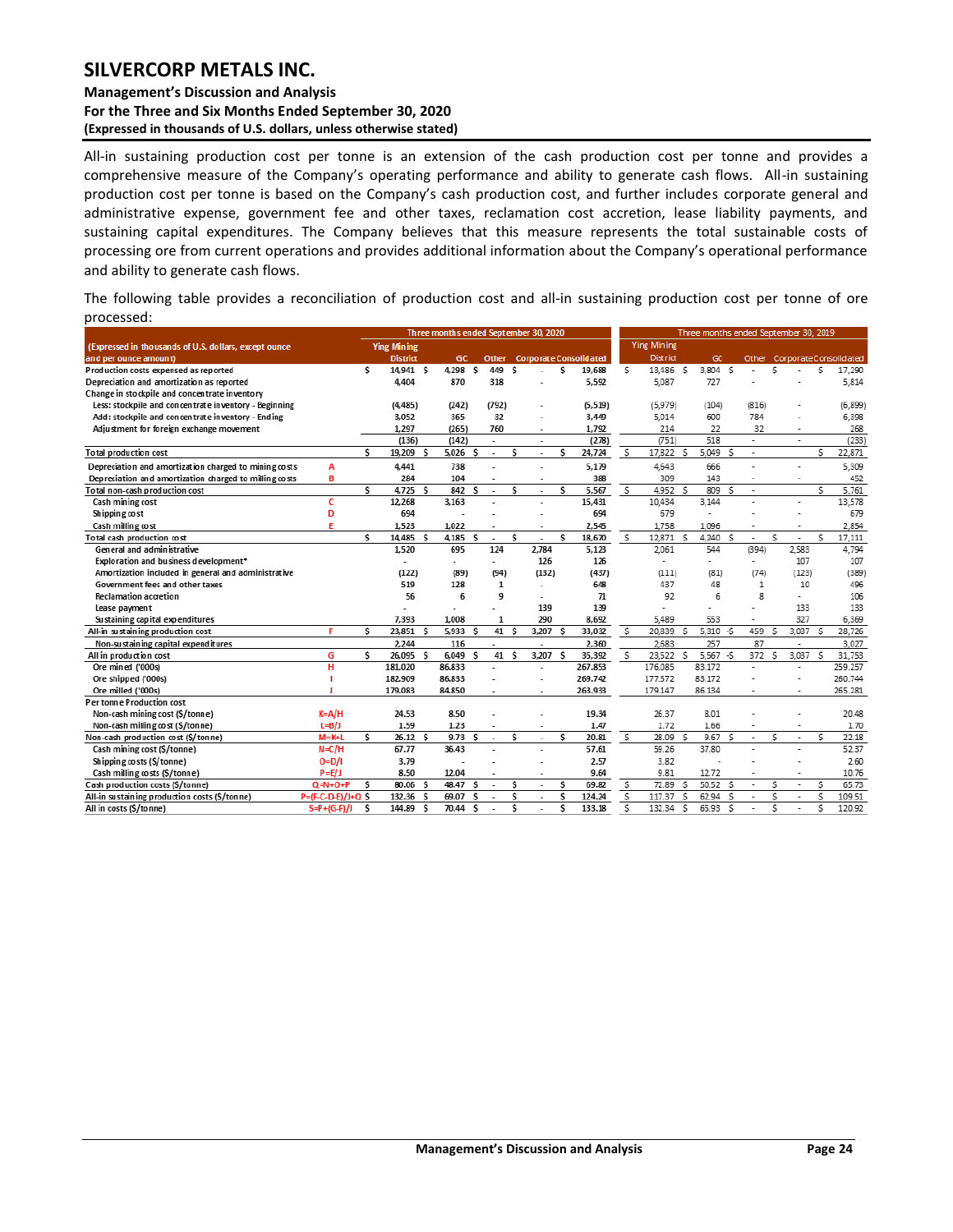All-in sustaining production cost per tonne is an extension of the cash production cost per tonne and provides a comprehensive measure of the Company's operating performance and ability to generate cash flows. All-in sustaining production cost per tonne is based on the Company's cash production cost, and further includes corporate general and administrative expense, government fee and other taxes, reclamation cost accretion, lease liability payments, and sustaining capital expenditures. The Company believes that this measure represents the total sustainable costs of processing ore from current operations and provides additional information about the Company's operational performance and ability to generate cash flows.

The following table provides a reconciliation of production cost and all-in sustaining production cost per tonne of ore processed:

| (Expressed in thousands of U.S. dollars, except ounce and per ounce amount) | | Three months ended September 30, 2020 Ying Mining District | GC | Other | Corporate | Consolidated | Three months ended September 30, 2019 Ying Mining District | GC | Other | Corporate | Consolidated |
|---|---|---|---|---|---|---|---|---|---|---|---|
| Production costs expensed as reported | | $ 14,941 | $ 4,298 | $ 449 | $ - | $ 19,688 | $ 13,486 | $ 3,804 | $ - | $ - | $ 17,290 |
| Depreciation and amortization as reported | | 4,404 | 870 | 318 | - | 5,592 | 5,087 | 727 | - | - | 5,814 |
| Change in stockpile and concentrate inventory | | | | | | | | | | | |
| Less: stockpile and concentrate inventory - Beginning | | (4,485) | (242) | (792) | - | (5,519) | (5,979) | (104) | (816) | - | (6,899) |
| Add: stockpile and concentrate inventory - Ending | | 3,052 | 365 | 32 | - | 3,449 | 5,014 | 600 | 784 | - | 6,398 |
| Adjustment for foreign exchange movement | | 1,297 | (265) | 760 | - | 1,792 | 214 | 22 | 32 | - | 268 |
| | | (136) | (142) | - | - | (278) | (751) | 518 | - | - | (233) |
| Total production cost | | $ 19,209 | $ 5,026 | $ - | $ - | $ 24,724 | $ 17,822 | $ 5,049 | $ - | | $ 22,871 |
| Depreciation and amortization charged to mining costs | A | 4,441 | 738 | - | - | 5,179 | 4,643 | 666 | - | - | 5,309 |
| Depreciation and amortization charged to milling costs | B | 284 | 104 | - | - | 388 | 309 | 143 | - | - | 452 |
| Total non-cash production cost | | $ 4,725 | $ 842 | $ - | $ - | $ 5,567 | $ 4,952 | $ 809 | $ - | | $ 5,761 |
| Cash mining cost | C | 12,268 | 3,163 | - | - | 15,431 | 10,434 | 3,144 | - | - | 13,578 |
| Shipping cost | D | 694 | - | - | - | 694 | 679 | - | - | - | 679 |
| Cash milling cost | E | 1,523 | 1,022 | - | - | 2,545 | 1,758 | 1,096 | - | - | 2,854 |
| Total cash production cost | | $ 14,485 | $ 4,185 | $ - | $ - | $ 18,670 | $ 12,871 | $ 4,240 | $ - | $ - | $ 17,111 |
| General and administrative | | 1,520 | 695 | 124 | 2,784 | 5,123 | 2,061 | 544 | (394) | 2,583 | 4,794 |
| Exploration and business development* | | - | - | - | 126 | 126 | - | - | - | 107 | 107 |
| Amortization included in general and administrative | | (122) | (89) | (94) | (132) | (437) | (111) | (81) | (74) | (123) | (389) |
| Government fees and other taxes | | 519 | 128 | 1 | - | 648 | 437 | 48 | 1 | 10 | 496 |
| Reclamation accretion | | 56 | 6 | 9 | - | 71 | 92 | 6 | 8 | - | 106 |
| Lease payment | | - | - | - | 139 | 139 | - | - | - | 133 | 133 |
| Sustaining capital expenditures | | 7,393 | 1,008 | 1 | 290 | 8,692 | 5,489 | 553 | - | 327 | 6,369 |
| All-in sustaining production cost | F | $ 23,851 | $ 5,933 | $ 41 | $ 3,207 | $ 33,032 | $ 20,839 | $ 5,310 | -$ 459 | $ 3,037 | $ 28,726 |
| Non-sustaining capital expenditures | | 2,244 | 116 | - | - | 2,360 | 2,683 | 257 | 87 | - | 3,027 |
| All in production cost | G | $ 26,095 | $ 6,049 | $ 41 | $ 3,207 | $ 35,392 | $ 23,522 | $ 5,567 | -$ 372 | $ 3,037 | $ 31,753 |
| Ore mined ('000s) | H | 181.020 | 86.833 | - | - | 267.853 | 176.085 | 83.172 | - | - | 259.257 |
| Ore shipped ('000s) | I | 182.909 | 86.833 | - | - | 269.742 | 177.572 | 83.172 | - | - | 260.744 |
| Ore milled ('000s) | J | 179.083 | 84.850 | - | - | 263.933 | 179.147 | 86.134 | - | - | 265.281 |
| Per tonne Production cost | | | | | | | | | | | |
| Non-cash mining cost ($/tonne) | K=A/H | 24.53 | 8.50 | - | - | 19.34 | 26.37 | 8.01 | - | - | 20.48 |
| Non-cash milling cost ($/tonne) | L=B/J | 1.59 | 1.23 | - | - | 1.47 | 1.72 | 1.66 | - | - | 1.70 |
| Non-cash production cost ($/tonne) | M=K+L | $ 26.12 | $ 9.73 | $ - | $ - | $ 20.81 | $ 28.09 | $ 9.67 | $ - | $ - | $ 22.18 |
| Cash mining cost ($/tonne) | N=C/H | 67.77 | 36.43 | - | - | 57.61 | 59.26 | 37.80 | - | - | 52.37 |
| Shipping costs ($/tonne) | O=D/I | 3.79 | - | - | - | 2.57 | 3.82 | - | - | - | 2.60 |
| Cash milling costs ($/tonne) | P=E/J | 8.50 | 12.04 | - | - | 9.64 | 9.81 | 12.72 | - | - | 10.76 |
| Cash production costs ($/tonne) | Q=N+O+P | $ 80.06 | $ 48.47 | $ - | $ - | $ 69.82 | $ 72.89 | $ 50.52 | $ - | $ - | $ 65.73 |
| All-in sustaining production costs ($/tonne) | P=(F-C-D-E)/J+Q | $ 132.36 | $ 69.07 | $ - | $ - | $ 124.24 | $ 117.37 | $ 62.94 | $ - | $ - | $ 109.51 |
| All in costs ($/tonne) | S=P+(G-F)/J | $ 144.89 | $ 70.44 | $ - | $ - | $ 133.18 | $ 132.34 | $ 65.93 | $ - | $ - | $ 120.92 |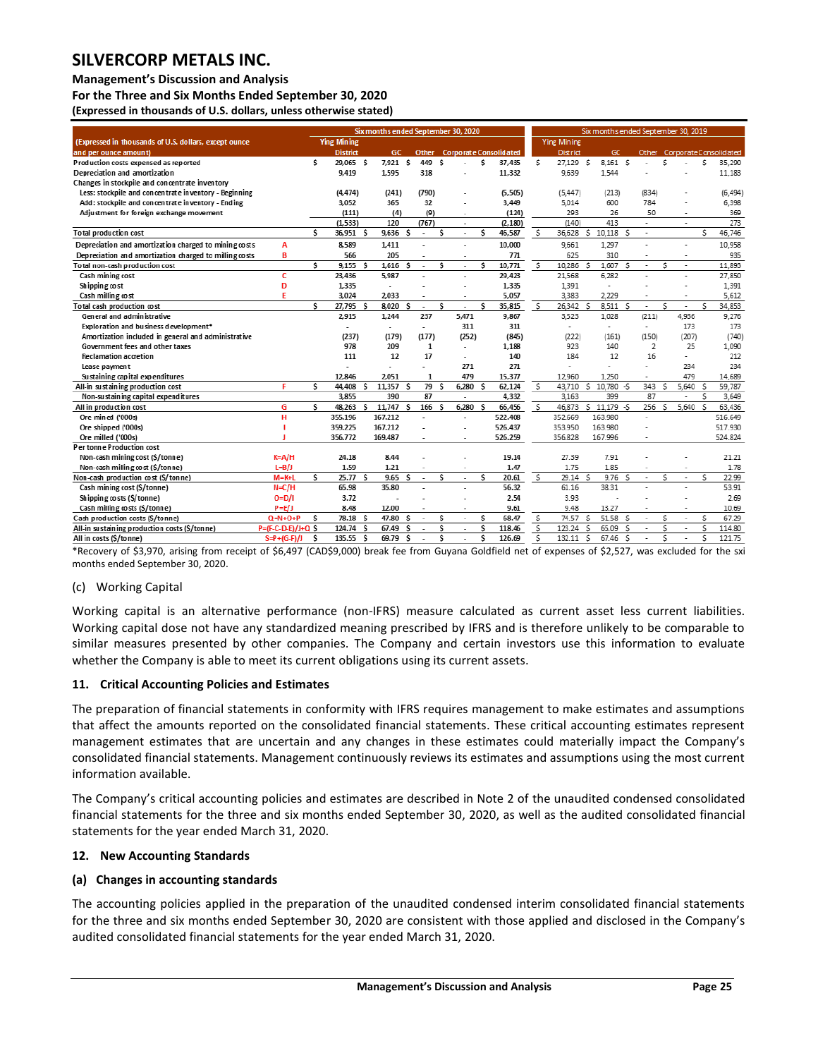# SILVERCORP METALS INC.

**Management's Discussion and Analysis**
**For the Three and Six Months Ended September 30, 2020**
**(Expressed in thousands of U.S. dollars, unless otherwise stated)**

| (Expressed in thousands of U.S. dollars, except ounce and per ounce amount) | | Six months ended September 30, 2020 | | | | | Six months ended September 30, 2019 | | | | |
|---|---|---|---|---|---|---|---|---|---|---|---|
| | | Ying Mining District | GC | Other | Corporate | Consolidated | Ying Mining District | GC | Other | Corporate | Consolidated |
| Production costs expensed as reported | | $ 29,065 | $ 7,921 | $ 449 | $ - | $ 37,435 | $ 27,129 | $ 8,161 | $ - | $ - | $ 35,290 |
| Depreciation and amortization | | 9,419 | 1,595 | 318 | - | 11,332 | 9,639 | 1,544 | - | - | 11,183 |
| Changes in stockpile and concentrate inventory | | | | | | | | | | | |
| Less: stockpile and concentrate inventory - Beginning | | (4,474) | (241) | (790) | - | (5,505) | (5,447) | (213) | (834) | - | (6,494) |
| Add: stockpile and concentrate inventory - Ending | | 3,052 | 365 | 32 | - | 3,449 | 5,014 | 600 | 784 | - | 6,398 |
| Adjustment for foreign exchange movement | | (111) | (4) | (9) | - | (124) | 293 | 26 | 50 | - | 369 |
| | | (1,533) | 120 | (767) | - | (2,180) | (140) | 413 | - | - | 273 |
| Total production cost | | $ 36,951 | $ 9,636 | $ - | $ - | $ 46,587 | $ 36,628 | $ 10,118 | $ - | | $ 46,746 |
| Depreciation and amortization charged to mining costs | A | 8,589 | 1,411 | - | - | 10,000 | 9,661 | 1,297 | - | - | 10,958 |
| Depreciation and amortization charged to milling costs | B | 566 | 205 | - | - | 771 | 625 | 310 | - | - | 935 |
| Total non-cash production cost | | $ 9,155 | $ 1,616 | $ - | $ - | $ 10,771 | $ 10,286 | $ 1,607 | $ - | $ - | $ 11,893 |
| Cash mining cost | C | 23,436 | 5,987 | - | - | 29,423 | 21,568 | 6,282 | - | - | 27,850 |
| Shipping cost | D | 1,335 | - | - | - | 1,335 | 1,391 | - | - | - | 1,391 |
| Cash milling cost | E | 3,024 | 2,033 | - | - | 5,057 | 3,383 | 2,229 | - | - | 5,612 |
| Total cash production cost | | $ 27,795 | $ 8,020 | $ - | $ - | $ 35,815 | $ 26,342 | $ 8,511 | $ - | $ - | $ 34,853 |
| General and administrative | | 2,915 | 1,244 | 237 | 5,471 | 9,867 | 3,523 | 1,028 | (211) | 4,936 | 9,276 |
| Exploration and business development* | | - | - | - | 311 | 311 | - | - | - | 173 | 173 |
| Amortization included in general and administrative | | (237) | (179) | (177) | (252) | (845) | (222) | (161) | (150) | (207) | (740) |
| Government fees and other taxes | | 978 | 209 | 1 | - | 1,188 | 923 | 140 | 2 | 25 | 1,090 |
| Reclamation accretion | | 111 | 12 | 17 | - | 140 | 184 | 12 | 16 | - | 212 |
| Lease payment | | - | - | - | 271 | 271 | - | - | - | 234 | 234 |
| Sustaining capital expenditures | | 12,846 | 2,051 | 1 | 479 | 15,377 | 12,960 | 1,250 | - | 479 | 14,689 |
| All-in sustaining production cost | F | $ 44,408 | $ 11,357 | $ 79 | $ 6,280 | $ 62,124 | $ 43,710 | $ 10,780 | -$ 343 | $ 5,640 | $ 59,787 |
| Non-sustaining capital expenditures | | 3,855 | 390 | 87 | - | 4,332 | 3,163 | 399 | 87 | - | $ 3,649 |
| All in production cost | G | $ 48,263 | $ 11,747 | $ 166 | $ 6,280 | $ 66,456 | $ 46,873 | $ 11,179 | -$ 256 | $ 5,640 | $ 63,436 |
| Ore mined ('000s) | H | 355.196 | 167.212 | - | - | 522.408 | 352.669 | 163.980 | - | | 516.649 |
| Ore shipped ('000s) | I | 359.225 | 167.212 | - | - | 526.437 | 353.950 | 163.980 | - | | 517.930 |
| Ore milled ('000s) | J | 356.772 | 169.487 | - | - | 526.259 | 356.828 | 167.996 | - | | 524.824 |
| Per tonne Production cost | | | | | | | | | | | |
| Non-cash mining cost ($/tonne) | K=A/H | 24.18 | 8.44 | - | - | 19.14 | 27.39 | 7.91 | - | - | 21.21 |
| Non-cash milling cost ($/tonne) | L=B/J | 1.59 | 1.21 | - | - | 1.47 | 1.75 | 1.85 | - | - | 1.78 |
| Non-cash production cost ($/tonne) | M=K+L | $ 25.77 | $ 9.65 | $ - | $ - | $ 20.61 | $ 29.14 | $ 9.76 | $ - | $ - | $ 22.99 |
| Cash mining cost ($/tonne) | N=C/H | 65.98 | 35.80 | - | - | 56.32 | 61.16 | 38.31 | - | - | 53.91 |
| Shipping costs ($/tonne) | O=D/I | 3.72 | - | - | - | 2.54 | 3.93 | - | - | - | 2.69 |
| Cash milling costs ($/tonne) | P=E/J | 8.48 | 12.00 | - | - | 9.61 | 9.48 | 13.27 | - | - | 10.69 |
| Cash production costs ($/tonne) | Q=N+O+P | $ 78.18 | $ 47.80 | $ - | $ - | $ 68.47 | $ 74.57 | $ 51.58 | $ - | $ - | $ 67.29 |
| All-in sustaining production costs ($/tonne) | P=(F-C-D-E)/J+Q | $ 124.74 | $ 67.49 | $ - | $ - | $ 118.46 | $ 123.24 | $ 65.09 | $ - | $ - | $ 114.80 |
| All in costs ($/tonne) | S=P+(G-F)/J | $ 135.55 | $ 69.79 | $ - | $ - | $ 126.69 | $ 132.11 | $ 67.46 | $ - | $ - | $ 121.75 |

*Recovery of $3,970, arising from receipt of $6,497 (CAD$9,000) break fee from Guyana Goldfield net of expenses of $2,527, was excluded for the sxi months ended September 30, 2020.

(c) Working Capital

Working capital is an alternative performance (non-IFRS) measure calculated as current asset less current liabilities. Working capital dose not have any standardized meaning prescribed by IFRS and is therefore unlikely to be comparable to similar measures presented by other companies. The Company and certain investors use this information to evaluate whether the Company is able to meet its current obligations using its current assets.

## 11. Critical Accounting Policies and Estimates

The preparation of financial statements in conformity with IFRS requires management to make estimates and assumptions that affect the amounts reported on the consolidated financial statements. These critical accounting estimates represent management estimates that are uncertain and any changes in these estimates could materially impact the Company's consolidated financial statements. Management continuously reviews its estimates and assumptions using the most current information available.

The Company's critical accounting policies and estimates are described in Note 2 of the unaudited condensed consolidated financial statements for the three and six months ended September 30, 2020, as well as the audited consolidated financial statements for the year ended March 31, 2020.

## 12. New Accounting Standards

### (a) Changes in accounting standards

The accounting policies applied in the preparation of the unaudited condensed interim consolidated financial statements for the three and six months ended September 30, 2020 are consistent with those applied and disclosed in the Company's audited consolidated financial statements for the year ended March 31, 2020.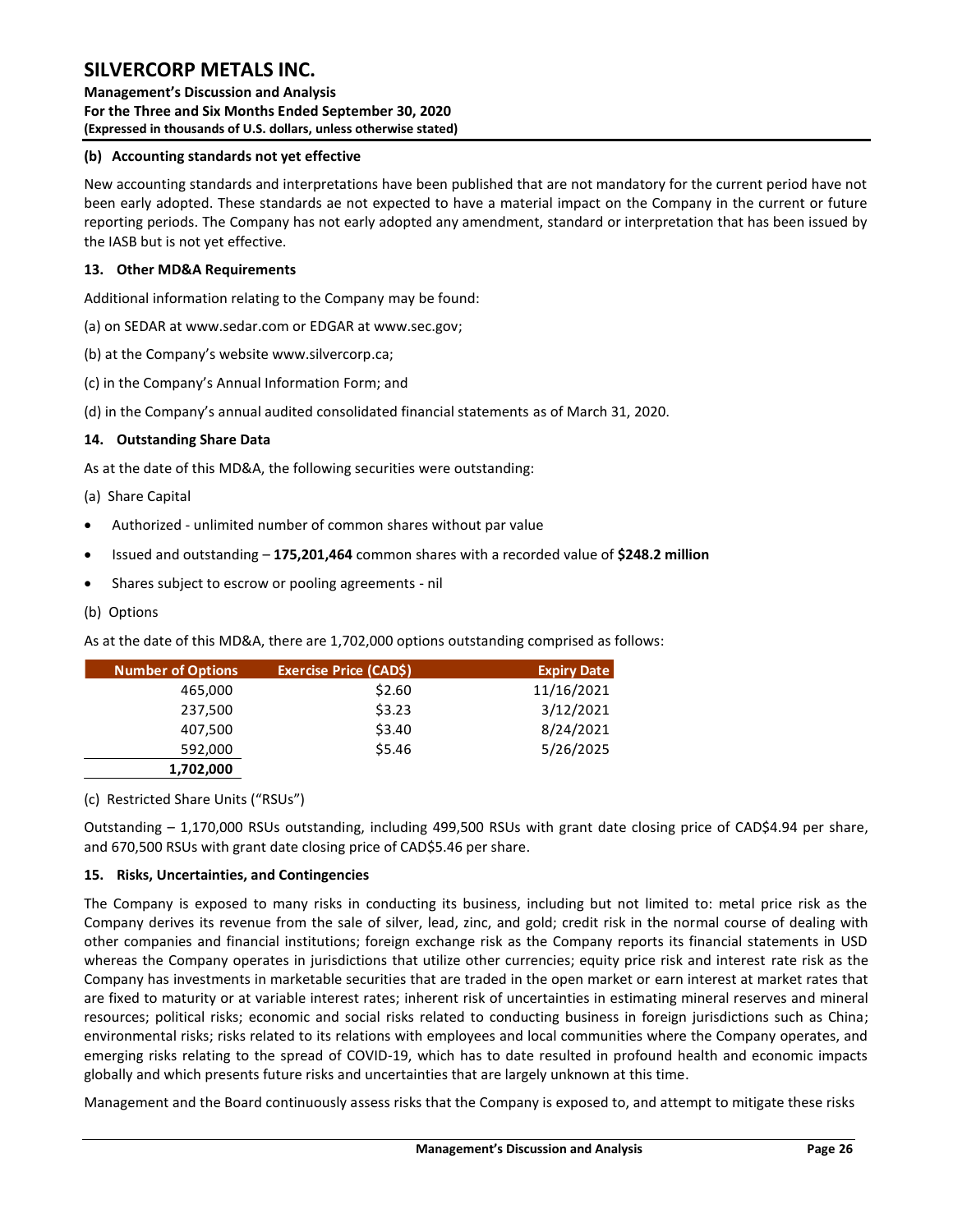### (b) Accounting standards not yet effective

New accounting standards and interpretations have been published that are not mandatory for the current period have not been early adopted. These standards ae not expected to have a material impact on the Company in the current or future reporting periods. The Company has not early adopted any amendment, standard or interpretation that has been issued by the IASB but is not yet effective.

## 13. Other MD&A Requirements

Additional information relating to the Company may be found:

(a) on SEDAR at www.sedar.com or EDGAR at www.sec.gov;

(b) at the Company's website www.silvercorp.ca;

(c) in the Company's Annual Information Form; and

(d) in the Company's annual audited consolidated financial statements as of March 31, 2020.

## 14. Outstanding Share Data

As at the date of this MD&A, the following securities were outstanding:

(a) Share Capital

- Authorized - unlimited number of common shares without par value
- Issued and outstanding – **175,201,464** common shares with a recorded value of **$248.2 million**
- Shares subject to escrow or pooling agreements - nil

(b) Options

As at the date of this MD&A, there are 1,702,000 options outstanding comprised as follows:

| Number of Options | Exercise Price (CAD$) | Expiry Date |
|---|---|---|
| 465,000 | $2.60 | 11/16/2021 |
| 237,500 | $3.23 | 3/12/2021 |
| 407,500 | $3.40 | 8/24/2021 |
| 592,000 | $5.46 | 5/26/2025 |
| **1,702,000** | | |

(c) Restricted Share Units ("RSUs")

Outstanding – 1,170,000 RSUs outstanding, including 499,500 RSUs with grant date closing price of CAD$4.94 per share, and 670,500 RSUs with grant date closing price of CAD$5.46 per share.

## 15. Risks, Uncertainties, and Contingencies

The Company is exposed to many risks in conducting its business, including but not limited to: metal price risk as the Company derives its revenue from the sale of silver, lead, zinc, and gold; credit risk in the normal course of dealing with other companies and financial institutions; foreign exchange risk as the Company reports its financial statements in USD whereas the Company operates in jurisdictions that utilize other currencies; equity price risk and interest rate risk as the Company has investments in marketable securities that are traded in the open market or earn interest at market rates that are fixed to maturity or at variable interest rates; inherent risk of uncertainties in estimating mineral reserves and mineral resources; political risks; economic and social risks related to conducting business in foreign jurisdictions such as China; environmental risks; risks related to its relations with employees and local communities where the Company operates, and emerging risks relating to the spread of COVID-19, which has to date resulted in profound health and economic impacts globally and which presents future risks and uncertainties that are largely unknown at this time.

Management and the Board continuously assess risks that the Company is exposed to, and attempt to mitigate these risks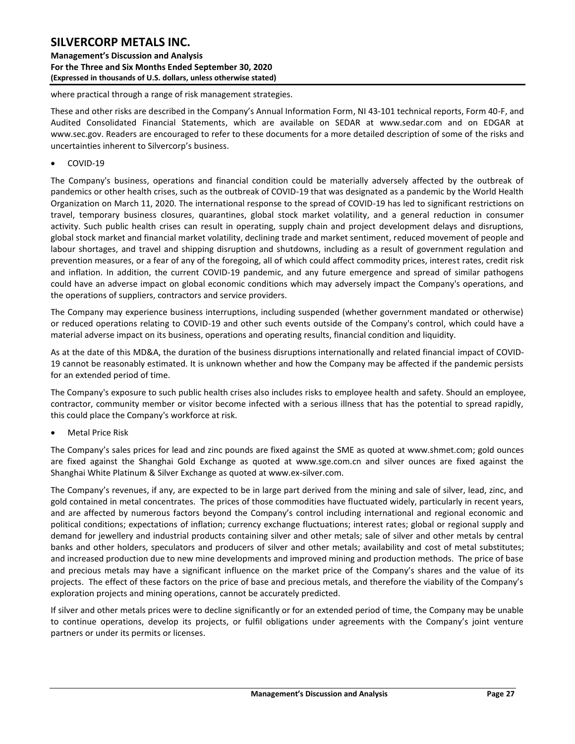where practical through a range of risk management strategies.

These and other risks are described in the Company's Annual Information Form, NI 43-101 technical reports, Form 40-F, and Audited Consolidated Financial Statements, which are available on SEDAR at www.sedar.com and on EDGAR at www.sec.gov. Readers are encouraged to refer to these documents for a more detailed description of some of the risks and uncertainties inherent to Silvercorp's business.

- COVID-19

The Company's business, operations and financial condition could be materially adversely affected by the outbreak of pandemics or other health crises, such as the outbreak of COVID-19 that was designated as a pandemic by the World Health Organization on March 11, 2020. The international response to the spread of COVID-19 has led to significant restrictions on travel, temporary business closures, quarantines, global stock market volatility, and a general reduction in consumer activity. Such public health crises can result in operating, supply chain and project development delays and disruptions, global stock market and financial market volatility, declining trade and market sentiment, reduced movement of people and labour shortages, and travel and shipping disruption and shutdowns, including as a result of government regulation and prevention measures, or a fear of any of the foregoing, all of which could affect commodity prices, interest rates, credit risk and inflation. In addition, the current COVID-19 pandemic, and any future emergence and spread of similar pathogens could have an adverse impact on global economic conditions which may adversely impact the Company's operations, and the operations of suppliers, contractors and service providers.

The Company may experience business interruptions, including suspended (whether government mandated or otherwise) or reduced operations relating to COVID-19 and other such events outside of the Company's control, which could have a material adverse impact on its business, operations and operating results, financial condition and liquidity.

As at the date of this MD&A, the duration of the business disruptions internationally and related financial impact of COVID-19 cannot be reasonably estimated. It is unknown whether and how the Company may be affected if the pandemic persists for an extended period of time.

The Company's exposure to such public health crises also includes risks to employee health and safety. Should an employee, contractor, community member or visitor become infected with a serious illness that has the potential to spread rapidly, this could place the Company's workforce at risk.

- Metal Price Risk

The Company's sales prices for lead and zinc pounds are fixed against the SME as quoted at www.shmet.com; gold ounces are fixed against the Shanghai Gold Exchange as quoted at www.sge.com.cn and silver ounces are fixed against the Shanghai White Platinum & Silver Exchange as quoted at www.ex-silver.com.

The Company's revenues, if any, are expected to be in large part derived from the mining and sale of silver, lead, zinc, and gold contained in metal concentrates. The prices of those commodities have fluctuated widely, particularly in recent years, and are affected by numerous factors beyond the Company's control including international and regional economic and political conditions; expectations of inflation; currency exchange fluctuations; interest rates; global or regional supply and demand for jewellery and industrial products containing silver and other metals; sale of silver and other metals by central banks and other holders, speculators and producers of silver and other metals; availability and cost of metal substitutes; and increased production due to new mine developments and improved mining and production methods. The price of base and precious metals may have a significant influence on the market price of the Company's shares and the value of its projects. The effect of these factors on the price of base and precious metals, and therefore the viability of the Company's exploration projects and mining operations, cannot be accurately predicted.

If silver and other metals prices were to decline significantly or for an extended period of time, the Company may be unable to continue operations, develop its projects, or fulfil obligations under agreements with the Company's joint venture partners or under its permits or licenses.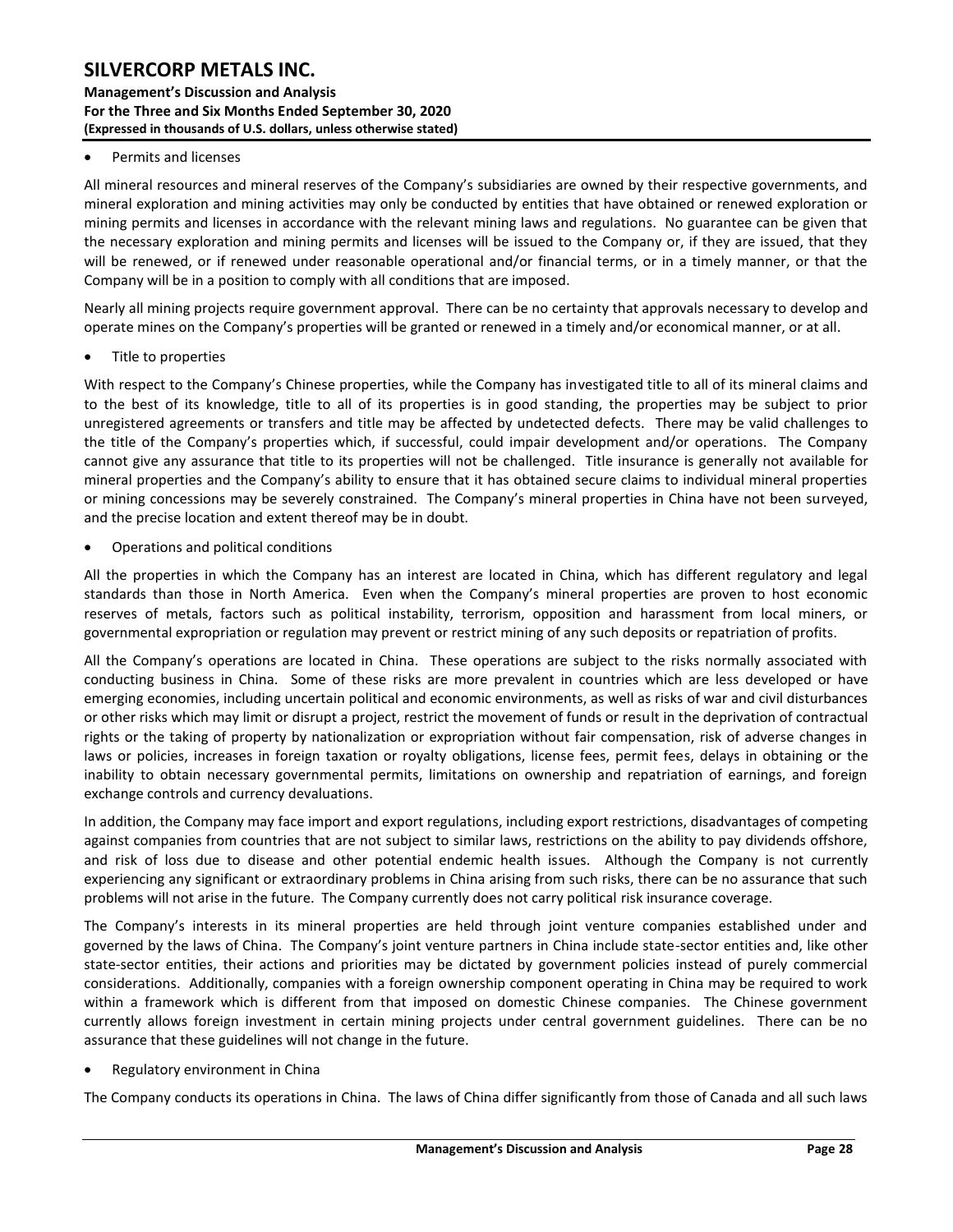- Permits and licenses

All mineral resources and mineral reserves of the Company's subsidiaries are owned by their respective governments, and mineral exploration and mining activities may only be conducted by entities that have obtained or renewed exploration or mining permits and licenses in accordance with the relevant mining laws and regulations. No guarantee can be given that the necessary exploration and mining permits and licenses will be issued to the Company or, if they are issued, that they will be renewed, or if renewed under reasonable operational and/or financial terms, or in a timely manner, or that the Company will be in a position to comply with all conditions that are imposed.

Nearly all mining projects require government approval. There can be no certainty that approvals necessary to develop and operate mines on the Company's properties will be granted or renewed in a timely and/or economical manner, or at all.

- Title to properties

With respect to the Company's Chinese properties, while the Company has investigated title to all of its mineral claims and to the best of its knowledge, title to all of its properties is in good standing, the properties may be subject to prior unregistered agreements or transfers and title may be affected by undetected defects. There may be valid challenges to the title of the Company's properties which, if successful, could impair development and/or operations. The Company cannot give any assurance that title to its properties will not be challenged. Title insurance is generally not available for mineral properties and the Company's ability to ensure that it has obtained secure claims to individual mineral properties or mining concessions may be severely constrained. The Company's mineral properties in China have not been surveyed, and the precise location and extent thereof may be in doubt.

- Operations and political conditions

All the properties in which the Company has an interest are located in China, which has different regulatory and legal standards than those in North America. Even when the Company's mineral properties are proven to host economic reserves of metals, factors such as political instability, terrorism, opposition and harassment from local miners, or governmental expropriation or regulation may prevent or restrict mining of any such deposits or repatriation of profits.

All the Company's operations are located in China. These operations are subject to the risks normally associated with conducting business in China. Some of these risks are more prevalent in countries which are less developed or have emerging economies, including uncertain political and economic environments, as well as risks of war and civil disturbances or other risks which may limit or disrupt a project, restrict the movement of funds or result in the deprivation of contractual rights or the taking of property by nationalization or expropriation without fair compensation, risk of adverse changes in laws or policies, increases in foreign taxation or royalty obligations, license fees, permit fees, delays in obtaining or the inability to obtain necessary governmental permits, limitations on ownership and repatriation of earnings, and foreign exchange controls and currency devaluations.

In addition, the Company may face import and export regulations, including export restrictions, disadvantages of competing against companies from countries that are not subject to similar laws, restrictions on the ability to pay dividends offshore, and risk of loss due to disease and other potential endemic health issues. Although the Company is not currently experiencing any significant or extraordinary problems in China arising from such risks, there can be no assurance that such problems will not arise in the future. The Company currently does not carry political risk insurance coverage.

The Company's interests in its mineral properties are held through joint venture companies established under and governed by the laws of China. The Company's joint venture partners in China include state-sector entities and, like other state-sector entities, their actions and priorities may be dictated by government policies instead of purely commercial considerations. Additionally, companies with a foreign ownership component operating in China may be required to work within a framework which is different from that imposed on domestic Chinese companies. The Chinese government currently allows foreign investment in certain mining projects under central government guidelines. There can be no assurance that these guidelines will not change in the future.

- Regulatory environment in China

The Company conducts its operations in China. The laws of China differ significantly from those of Canada and all such laws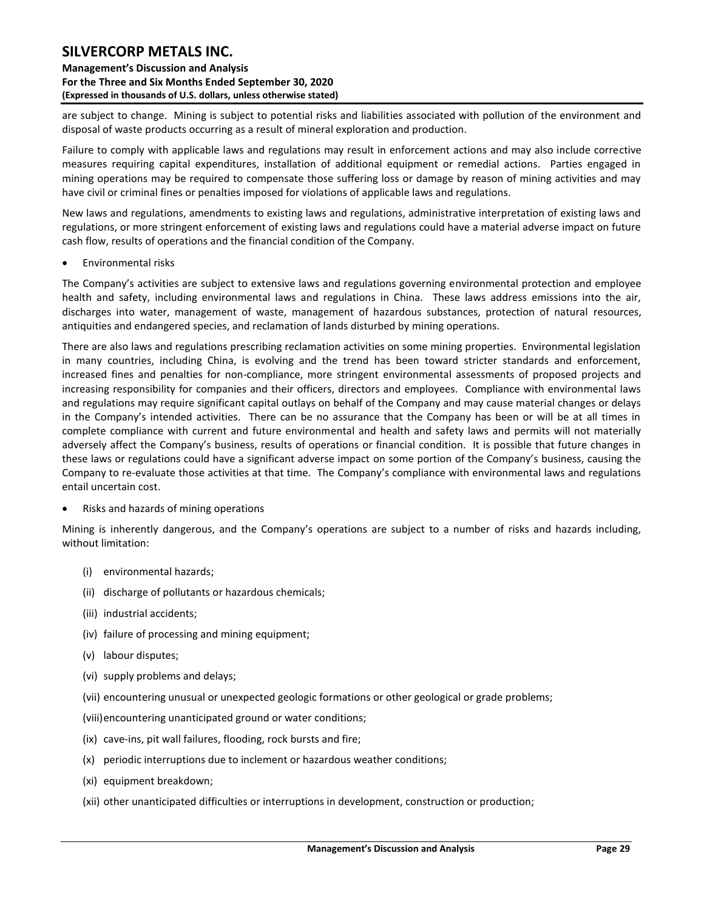are subject to change. Mining is subject to potential risks and liabilities associated with pollution of the environment and disposal of waste products occurring as a result of mineral exploration and production.

Failure to comply with applicable laws and regulations may result in enforcement actions and may also include corrective measures requiring capital expenditures, installation of additional equipment or remedial actions. Parties engaged in mining operations may be required to compensate those suffering loss or damage by reason of mining activities and may have civil or criminal fines or penalties imposed for violations of applicable laws and regulations.

New laws and regulations, amendments to existing laws and regulations, administrative interpretation of existing laws and regulations, or more stringent enforcement of existing laws and regulations could have a material adverse impact on future cash flow, results of operations and the financial condition of the Company.

- Environmental risks

The Company's activities are subject to extensive laws and regulations governing environmental protection and employee health and safety, including environmental laws and regulations in China. These laws address emissions into the air, discharges into water, management of waste, management of hazardous substances, protection of natural resources, antiquities and endangered species, and reclamation of lands disturbed by mining operations.

There are also laws and regulations prescribing reclamation activities on some mining properties. Environmental legislation in many countries, including China, is evolving and the trend has been toward stricter standards and enforcement, increased fines and penalties for non-compliance, more stringent environmental assessments of proposed projects and increasing responsibility for companies and their officers, directors and employees. Compliance with environmental laws and regulations may require significant capital outlays on behalf of the Company and may cause material changes or delays in the Company's intended activities. There can be no assurance that the Company has been or will be at all times in complete compliance with current and future environmental and health and safety laws and permits will not materially adversely affect the Company's business, results of operations or financial condition. It is possible that future changes in these laws or regulations could have a significant adverse impact on some portion of the Company's business, causing the Company to re-evaluate those activities at that time. The Company's compliance with environmental laws and regulations entail uncertain cost.

- Risks and hazards of mining operations

Mining is inherently dangerous, and the Company's operations are subject to a number of risks and hazards including, without limitation:

(i) environmental hazards;

(ii) discharge of pollutants or hazardous chemicals;

(iii) industrial accidents;

(iv) failure of processing and mining equipment;

(v) labour disputes;

(vi) supply problems and delays;

(vii) encountering unusual or unexpected geologic formations or other geological or grade problems;

(viii) encountering unanticipated ground or water conditions;

(ix) cave-ins, pit wall failures, flooding, rock bursts and fire;

(x) periodic interruptions due to inclement or hazardous weather conditions;

(xi) equipment breakdown;

(xii) other unanticipated difficulties or interruptions in development, construction or production;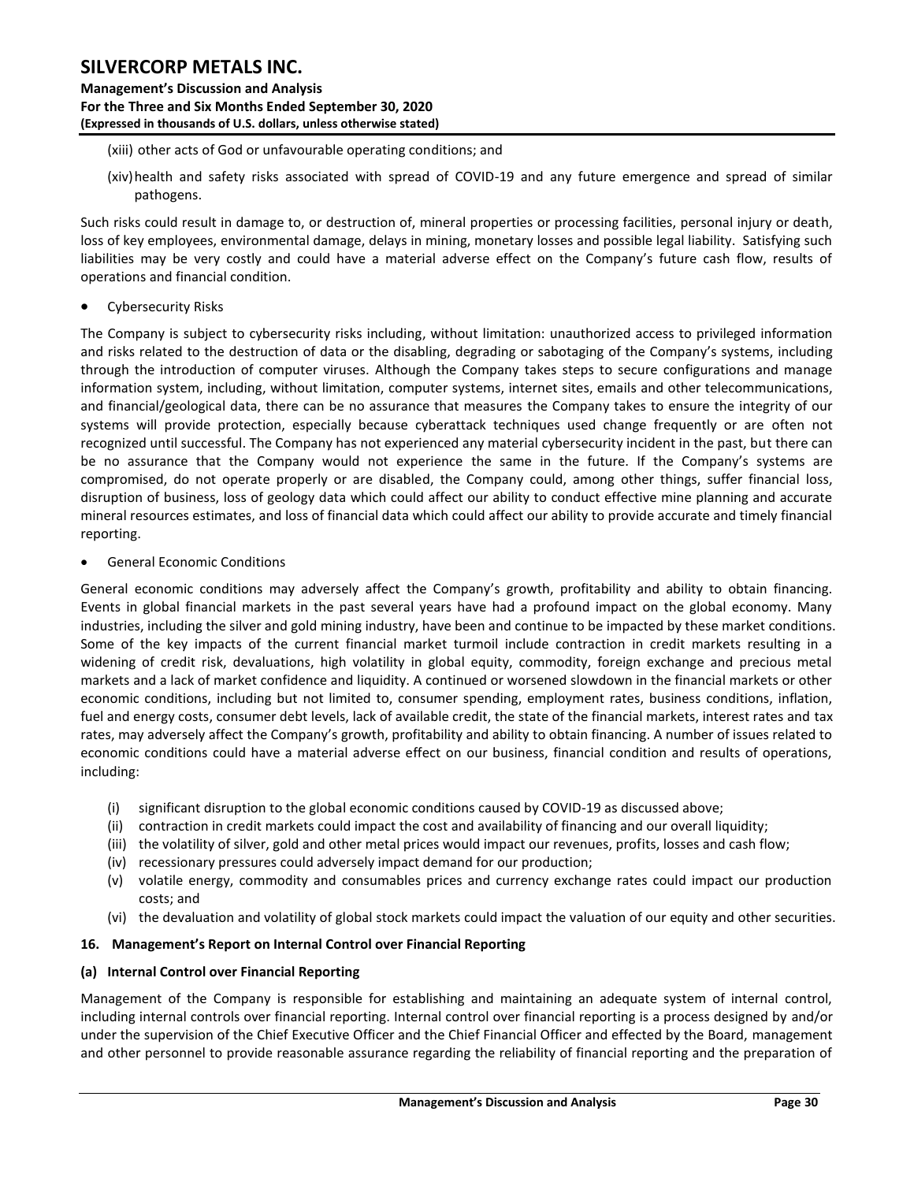(xiii) other acts of God or unfavourable operating conditions; and

(xiv) health and safety risks associated with spread of COVID-19 and any future emergence and spread of similar pathogens.

Such risks could result in damage to, or destruction of, mineral properties or processing facilities, personal injury or death, loss of key employees, environmental damage, delays in mining, monetary losses and possible legal liability. Satisfying such liabilities may be very costly and could have a material adverse effect on the Company's future cash flow, results of operations and financial condition.

- Cybersecurity Risks

The Company is subject to cybersecurity risks including, without limitation: unauthorized access to privileged information and risks related to the destruction of data or the disabling, degrading or sabotaging of the Company's systems, including through the introduction of computer viruses. Although the Company takes steps to secure configurations and manage information system, including, without limitation, computer systems, internet sites, emails and other telecommunications, and financial/geological data, there can be no assurance that measures the Company takes to ensure the integrity of our systems will provide protection, especially because cyberattack techniques used change frequently or are often not recognized until successful. The Company has not experienced any material cybersecurity incident in the past, but there can be no assurance that the Company would not experience the same in the future. If the Company's systems are compromised, do not operate properly or are disabled, the Company could, among other things, suffer financial loss, disruption of business, loss of geology data which could affect our ability to conduct effective mine planning and accurate mineral resources estimates, and loss of financial data which could affect our ability to provide accurate and timely financial reporting.

- General Economic Conditions

General economic conditions may adversely affect the Company's growth, profitability and ability to obtain financing. Events in global financial markets in the past several years have had a profound impact on the global economy. Many industries, including the silver and gold mining industry, have been and continue to be impacted by these market conditions. Some of the key impacts of the current financial market turmoil include contraction in credit markets resulting in a widening of credit risk, devaluations, high volatility in global equity, commodity, foreign exchange and precious metal markets and a lack of market confidence and liquidity. A continued or worsened slowdown in the financial markets or other economic conditions, including but not limited to, consumer spending, employment rates, business conditions, inflation, fuel and energy costs, consumer debt levels, lack of available credit, the state of the financial markets, interest rates and tax rates, may adversely affect the Company's growth, profitability and ability to obtain financing. A number of issues related to economic conditions could have a material adverse effect on our business, financial condition and results of operations, including:

(i) significant disruption to the global economic conditions caused by COVID-19 as discussed above;
(ii) contraction in credit markets could impact the cost and availability of financing and our overall liquidity;
(iii) the volatility of silver, gold and other metal prices would impact our revenues, profits, losses and cash flow;
(iv) recessionary pressures could adversely impact demand for our production;
(v) volatile energy, commodity and consumables prices and currency exchange rates could impact our production costs; and
(vi) the devaluation and volatility of global stock markets could impact the valuation of our equity and other securities.

## 16. Management's Report on Internal Control over Financial Reporting

### (a) Internal Control over Financial Reporting

Management of the Company is responsible for establishing and maintaining an adequate system of internal control, including internal controls over financial reporting. Internal control over financial reporting is a process designed by and/or under the supervision of the Chief Executive Officer and the Chief Financial Officer and effected by the Board, management and other personnel to provide reasonable assurance regarding the reliability of financial reporting and the preparation of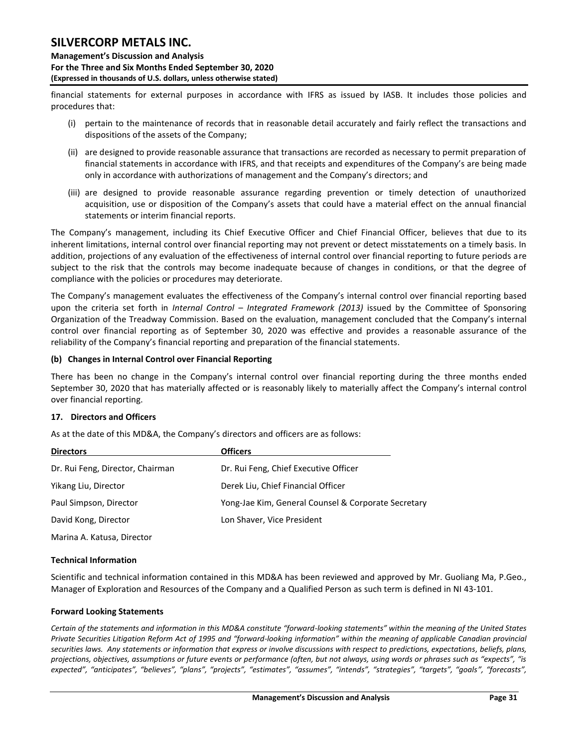financial statements for external purposes in accordance with IFRS as issued by IASB. It includes those policies and procedures that:

(i) pertain to the maintenance of records that in reasonable detail accurately and fairly reflect the transactions and dispositions of the assets of the Company;

(ii) are designed to provide reasonable assurance that transactions are recorded as necessary to permit preparation of financial statements in accordance with IFRS, and that receipts and expenditures of the Company's are being made only in accordance with authorizations of management and the Company's directors; and

(iii) are designed to provide reasonable assurance regarding prevention or timely detection of unauthorized acquisition, use or disposition of the Company's assets that could have a material effect on the annual financial statements or interim financial reports.

The Company's management, including its Chief Executive Officer and Chief Financial Officer, believes that due to its inherent limitations, internal control over financial reporting may not prevent or detect misstatements on a timely basis. In addition, projections of any evaluation of the effectiveness of internal control over financial reporting to future periods are subject to the risk that the controls may become inadequate because of changes in conditions, or that the degree of compliance with the policies or procedures may deteriorate.

The Company's management evaluates the effectiveness of the Company's internal control over financial reporting based upon the criteria set forth in *Internal Control – Integrated Framework (2013)* issued by the Committee of Sponsoring Organization of the Treadway Commission. Based on the evaluation, management concluded that the Company's internal control over financial reporting as of September 30, 2020 was effective and provides a reasonable assurance of the reliability of the Company's financial reporting and preparation of the financial statements.

**(b) Changes in Internal Control over Financial Reporting**

There has been no change in the Company's internal control over financial reporting during the three months ended September 30, 2020 that has materially affected or is reasonably likely to materially affect the Company's internal control over financial reporting.

## 17. Directors and Officers

As at the date of this MD&A, the Company's directors and officers are as follows:

| Directors | Officers |
|---|---|
| Dr. Rui Feng, Director, Chairman | Dr. Rui Feng, Chief Executive Officer |
| Yikang Liu, Director | Derek Liu, Chief Financial Officer |
| Paul Simpson, Director | Yong-Jae Kim, General Counsel & Corporate Secretary |
| David Kong, Director | Lon Shaver, Vice President |
| Marina A. Katusa, Director | |

## Technical Information

Scientific and technical information contained in this MD&A has been reviewed and approved by Mr. Guoliang Ma, P.Geo., Manager of Exploration and Resources of the Company and a Qualified Person as such term is defined in NI 43-101.

## Forward Looking Statements

*Certain of the statements and information in this MD&A constitute "forward-looking statements" within the meaning of the United States Private Securities Litigation Reform Act of 1995 and "forward-looking information" within the meaning of applicable Canadian provincial securities laws. Any statements or information that express or involve discussions with respect to predictions, expectations, beliefs, plans, projections, objectives, assumptions or future events or performance (often, but not always, using words or phrases such as "expects", "is expected", "anticipates", "believes", "plans", "projects", "estimates", "assumes", "intends", "strategies", "targets", "goals", "forecasts",*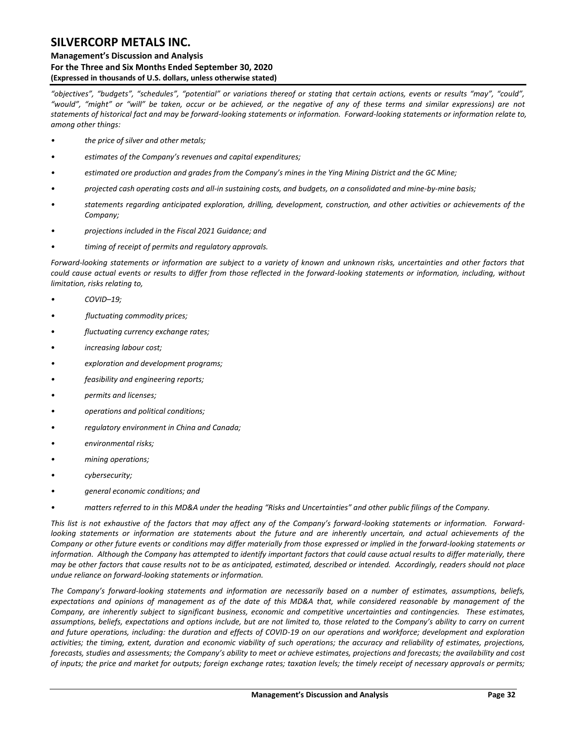*"objectives", "budgets", "schedules", "potential" or variations thereof or stating that certain actions, events or results "may", "could", "would", "might" or "will" be taken, occur or be achieved, or the negative of any of these terms and similar expressions) are not statements of historical fact and may be forward-looking statements or information. Forward-looking statements or information relate to, among other things:*

- *the price of silver and other metals;*
- *estimates of the Company's revenues and capital expenditures;*
- *estimated ore production and grades from the Company's mines in the Ying Mining District and the GC Mine;*
- *projected cash operating costs and all-in sustaining costs, and budgets, on a consolidated and mine-by-mine basis;*
- *statements regarding anticipated exploration, drilling, development, construction, and other activities or achievements of the Company;*
- *projections included in the Fiscal 2021 Guidance; and*
- *timing of receipt of permits and regulatory approvals.*

*Forward-looking statements or information are subject to a variety of known and unknown risks, uncertainties and other factors that could cause actual events or results to differ from those reflected in the forward-looking statements or information, including, without limitation, risks relating to,*

- *COVID–19;*
- *fluctuating commodity prices;*
- *fluctuating currency exchange rates;*
- *increasing labour cost;*
- *exploration and development programs;*
- *feasibility and engineering reports;*
- *permits and licenses;*
- *operations and political conditions;*
- *regulatory environment in China and Canada;*
- *environmental risks;*
- *mining operations;*
- *cybersecurity;*
- *general economic conditions; and*
- *matters referred to in this MD&A under the heading "Risks and Uncertainties" and other public filings of the Company.*

*This list is not exhaustive of the factors that may affect any of the Company's forward-looking statements or information. Forward-looking statements or information are statements about the future and are inherently uncertain, and actual achievements of the Company or other future events or conditions may differ materially from those expressed or implied in the forward-looking statements or information. Although the Company has attempted to identify important factors that could cause actual results to differ materially, there may be other factors that cause results not to be as anticipated, estimated, described or intended. Accordingly, readers should not place undue reliance on forward-looking statements or information.*

*The Company's forward-looking statements and information are necessarily based on a number of estimates, assumptions, beliefs, expectations and opinions of management as of the date of this MD&A that, while considered reasonable by management of the Company, are inherently subject to significant business, economic and competitive uncertainties and contingencies. These estimates, assumptions, beliefs, expectations and options include, but are not limited to, those related to the Company's ability to carry on current and future operations, including: the duration and effects of COVID-19 on our operations and workforce; development and exploration activities; the timing, extent, duration and economic viability of such operations; the accuracy and reliability of estimates, projections, forecasts, studies and assessments; the Company's ability to meet or achieve estimates, projections and forecasts; the availability and cost of inputs; the price and market for outputs; foreign exchange rates; taxation levels; the timely receipt of necessary approvals or permits;*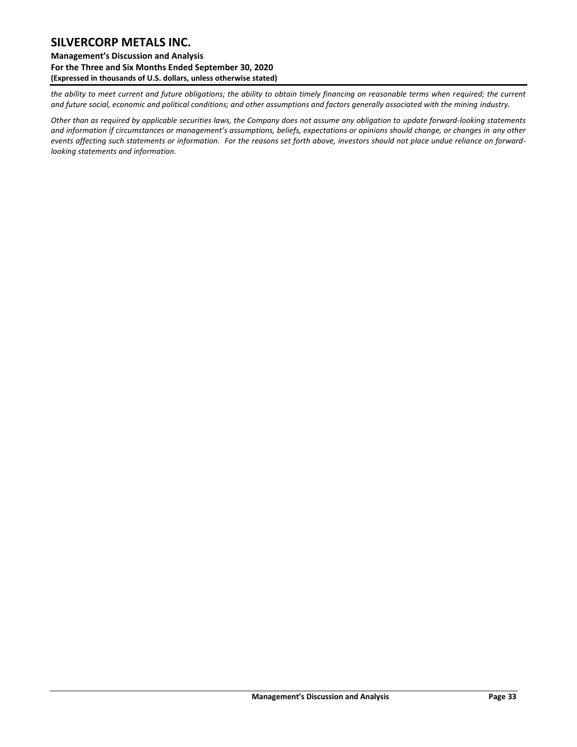*the ability to meet current and future obligations; the ability to obtain timely financing on reasonable terms when required; the current and future social, economic and political conditions; and other assumptions and factors generally associated with the mining industry.*

*Other than as required by applicable securities laws, the Company does not assume any obligation to update forward-looking statements and information if circumstances or management's assumptions, beliefs, expectations or opinions should change, or changes in any other events affecting such statements or information. For the reasons set forth above, investors should not place undue reliance on forward-looking statements and information.*